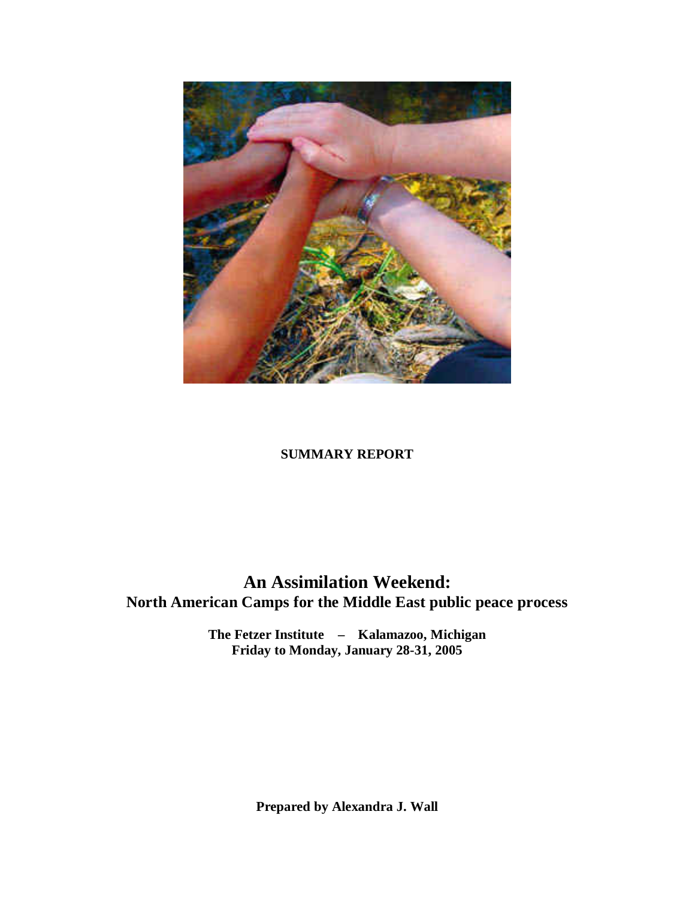**SUMMARY REPORT**

# An Assimilation Weekend:
## North American Camps for the Middle East public peace process

**The Fetzer Institute – Kalamazoo, Michigan**
**Friday to Monday, January 28-31, 2005**

**Prepared by Alexandra J. Wall**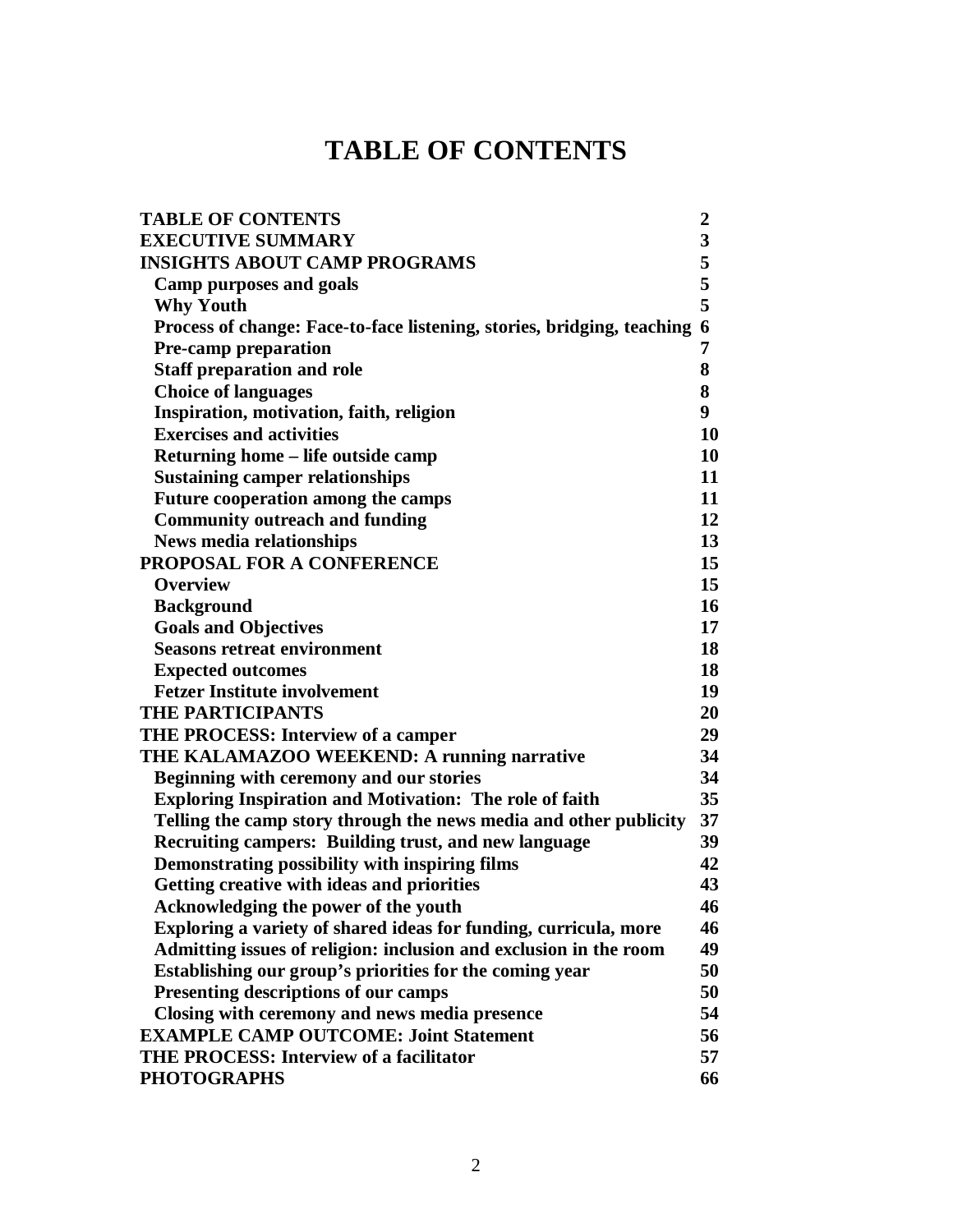# TABLE OF CONTENTS

| | |
|---|---|
| **TABLE OF CONTENTS** | **2** |
| **EXECUTIVE SUMMARY** | **3** |
| **INSIGHTS ABOUT CAMP PROGRAMS** | **5** |
| **Camp purposes and goals** | **5** |
| **Why Youth** | **5** |
| **Process of change: Face-to-face listening, stories, bridging, teaching** | **6** |
| **Pre-camp preparation** | **7** |
| **Staff preparation and role** | **8** |
| **Choice of languages** | **8** |
| **Inspiration, motivation, faith, religion** | **9** |
| **Exercises and activities** | **10** |
| **Returning home – life outside camp** | **10** |
| **Sustaining camper relationships** | **11** |
| **Future cooperation among the camps** | **11** |
| **Community outreach and funding** | **12** |
| **News media relationships** | **13** |
| **PROPOSAL FOR A CONFERENCE** | **15** |
| **Overview** | **15** |
| **Background** | **16** |
| **Goals and Objectives** | **17** |
| **Seasons retreat environment** | **18** |
| **Expected outcomes** | **18** |
| **Fetzer Institute involvement** | **19** |
| **THE PARTICIPANTS** | **20** |
| **THE PROCESS: Interview of a camper** | **29** |
| **THE KALAMAZOO WEEKEND: A running narrative** | **34** |
| **Beginning with ceremony and our stories** | **34** |
| **Exploring Inspiration and Motivation: The role of faith** | **35** |
| **Telling the camp story through the news media and other publicity** | **37** |
| **Recruiting campers: Building trust, and new language** | **39** |
| **Demonstrating possibility with inspiring films** | **42** |
| **Getting creative with ideas and priorities** | **43** |
| **Acknowledging the power of the youth** | **46** |
| **Exploring a variety of shared ideas for funding, curricula, more** | **46** |
| **Admitting issues of religion: inclusion and exclusion in the room** | **49** |
| **Establishing our group's priorities for the coming year** | **50** |
| **Presenting descriptions of our camps** | **50** |
| **Closing with ceremony and news media presence** | **54** |
| **EXAMPLE CAMP OUTCOME: Joint Statement** | **56** |
| **THE PROCESS: Interview of a facilitator** | **57** |
| **PHOTOGRAPHS** | **66** |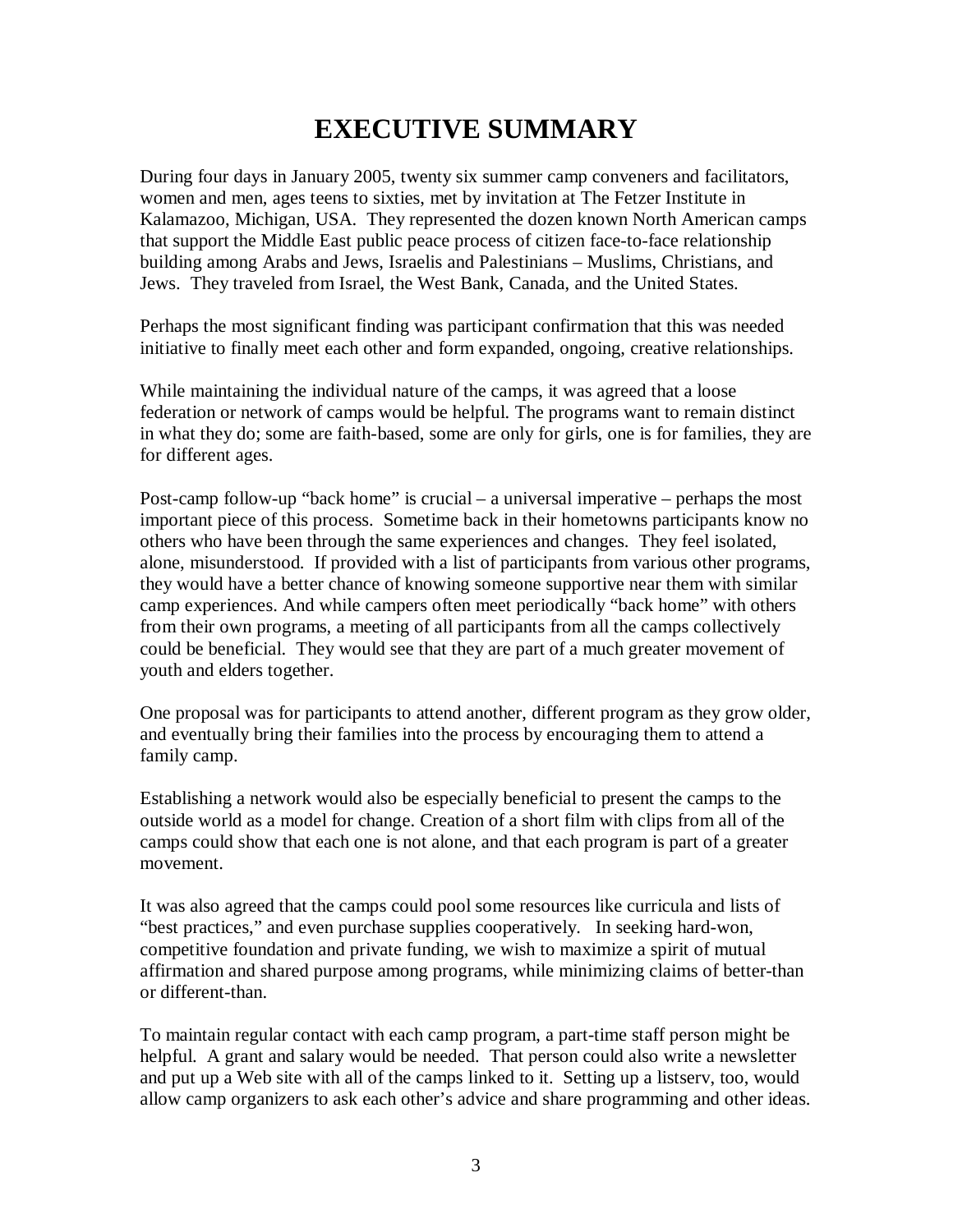# EXECUTIVE SUMMARY

During four days in January 2005, twenty six summer camp conveners and facilitators, women and men, ages teens to sixties, met by invitation at The Fetzer Institute in Kalamazoo, Michigan, USA. They represented the dozen known North American camps that support the Middle East public peace process of citizen face-to-face relationship building among Arabs and Jews, Israelis and Palestinians – Muslims, Christians, and Jews. They traveled from Israel, the West Bank, Canada, and the United States.

Perhaps the most significant finding was participant confirmation that this was needed initiative to finally meet each other and form expanded, ongoing, creative relationships.

While maintaining the individual nature of the camps, it was agreed that a loose federation or network of camps would be helpful. The programs want to remain distinct in what they do; some are faith-based, some are only for girls, one is for families, they are for different ages.

Post-camp follow-up "back home" is crucial – a universal imperative – perhaps the most important piece of this process. Sometime back in their hometowns participants know no others who have been through the same experiences and changes. They feel isolated, alone, misunderstood. If provided with a list of participants from various other programs, they would have a better chance of knowing someone supportive near them with similar camp experiences. And while campers often meet periodically "back home" with others from their own programs, a meeting of all participants from all the camps collectively could be beneficial. They would see that they are part of a much greater movement of youth and elders together.

One proposal was for participants to attend another, different program as they grow older, and eventually bring their families into the process by encouraging them to attend a family camp.

Establishing a network would also be especially beneficial to present the camps to the outside world as a model for change. Creation of a short film with clips from all of the camps could show that each one is not alone, and that each program is part of a greater movement.

It was also agreed that the camps could pool some resources like curricula and lists of "best practices," and even purchase supplies cooperatively. In seeking hard-won, competitive foundation and private funding, we wish to maximize a spirit of mutual affirmation and shared purpose among programs, while minimizing claims of better-than or different-than.

To maintain regular contact with each camp program, a part-time staff person might be helpful. A grant and salary would be needed. That person could also write a newsletter and put up a Web site with all of the camps linked to it. Setting up a listserv, too, would allow camp organizers to ask each other's advice and share programming and other ideas.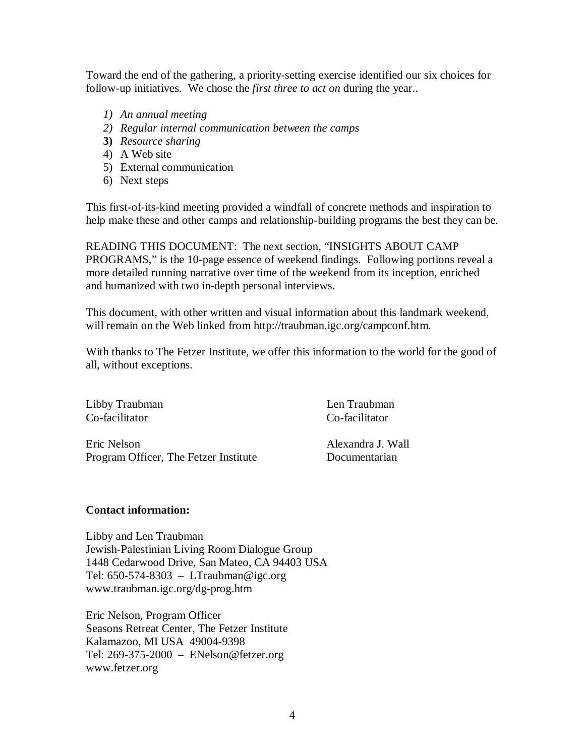Toward the end of the gathering, a priority-setting exercise identified our six choices for follow-up initiatives. We chose the *first three to act on* during the year..

1) *An annual meeting*
2) *Regular internal communication between the camps*
3) *Resource sharing*
4) A Web site
5) External communication
6) Next steps

This first-of-its-kind meeting provided a windfall of concrete methods and inspiration to help make these and other camps and relationship-building programs the best they can be.

READING THIS DOCUMENT: The next section, "INSIGHTS ABOUT CAMP PROGRAMS," is the 10-page essence of weekend findings. Following portions reveal a more detailed running narrative over time of the weekend from its inception, enriched and humanized with two in-depth personal interviews.

This document, with other written and visual information about this landmark weekend, will remain on the Web linked from http://traubman.igc.org/campconf.htm.

With thanks to The Fetzer Institute, we offer this information to the world for the good of all, without exceptions.

Libby Traubman
Co-facilitator

Len Traubman
Co-facilitator

Eric Nelson
Program Officer, The Fetzer Institute

Alexandra J. Wall
Documentarian

**Contact information:**

Libby and Len Traubman
Jewish-Palestinian Living Room Dialogue Group
1448 Cedarwood Drive, San Mateo, CA 94403 USA
Tel: 650-574-8303 – LTraubman@igc.org
www.traubman.igc.org/dg-prog.htm

Eric Nelson, Program Officer
Seasons Retreat Center, The Fetzer Institute
Kalamazoo, MI USA 49004-9398
Tel: 269-375-2000 – ENelson@fetzer.org
www.fetzer.org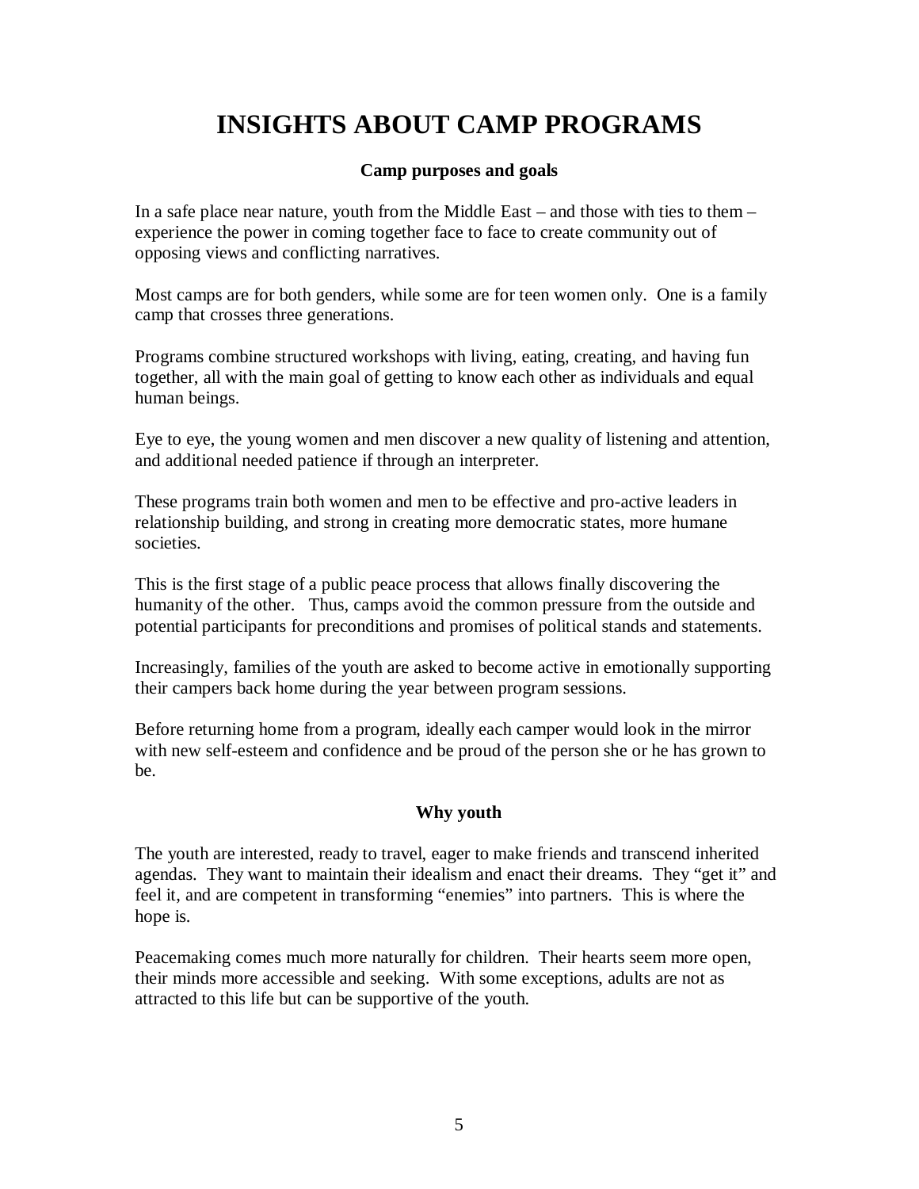# INSIGHTS ABOUT CAMP PROGRAMS

### Camp purposes and goals

In a safe place near nature, youth from the Middle East – and those with ties to them – experience the power in coming together face to face to create community out of opposing views and conflicting narratives.

Most camps are for both genders, while some are for teen women only. One is a family camp that crosses three generations.

Programs combine structured workshops with living, eating, creating, and having fun together, all with the main goal of getting to know each other as individuals and equal human beings.

Eye to eye, the young women and men discover a new quality of listening and attention, and additional needed patience if through an interpreter.

These programs train both women and men to be effective and pro-active leaders in relationship building, and strong in creating more democratic states, more humane societies.

This is the first stage of a public peace process that allows finally discovering the humanity of the other. Thus, camps avoid the common pressure from the outside and potential participants for preconditions and promises of political stands and statements.

Increasingly, families of the youth are asked to become active in emotionally supporting their campers back home during the year between program sessions.

Before returning home from a program, ideally each camper would look in the mirror with new self-esteem and confidence and be proud of the person she or he has grown to be.

### Why youth

The youth are interested, ready to travel, eager to make friends and transcend inherited agendas. They want to maintain their idealism and enact their dreams. They "get it" and feel it, and are competent in transforming "enemies" into partners. This is where the hope is.

Peacemaking comes much more naturally for children. Their hearts seem more open, their minds more accessible and seeking. With some exceptions, adults are not as attracted to this life but can be supportive of the youth.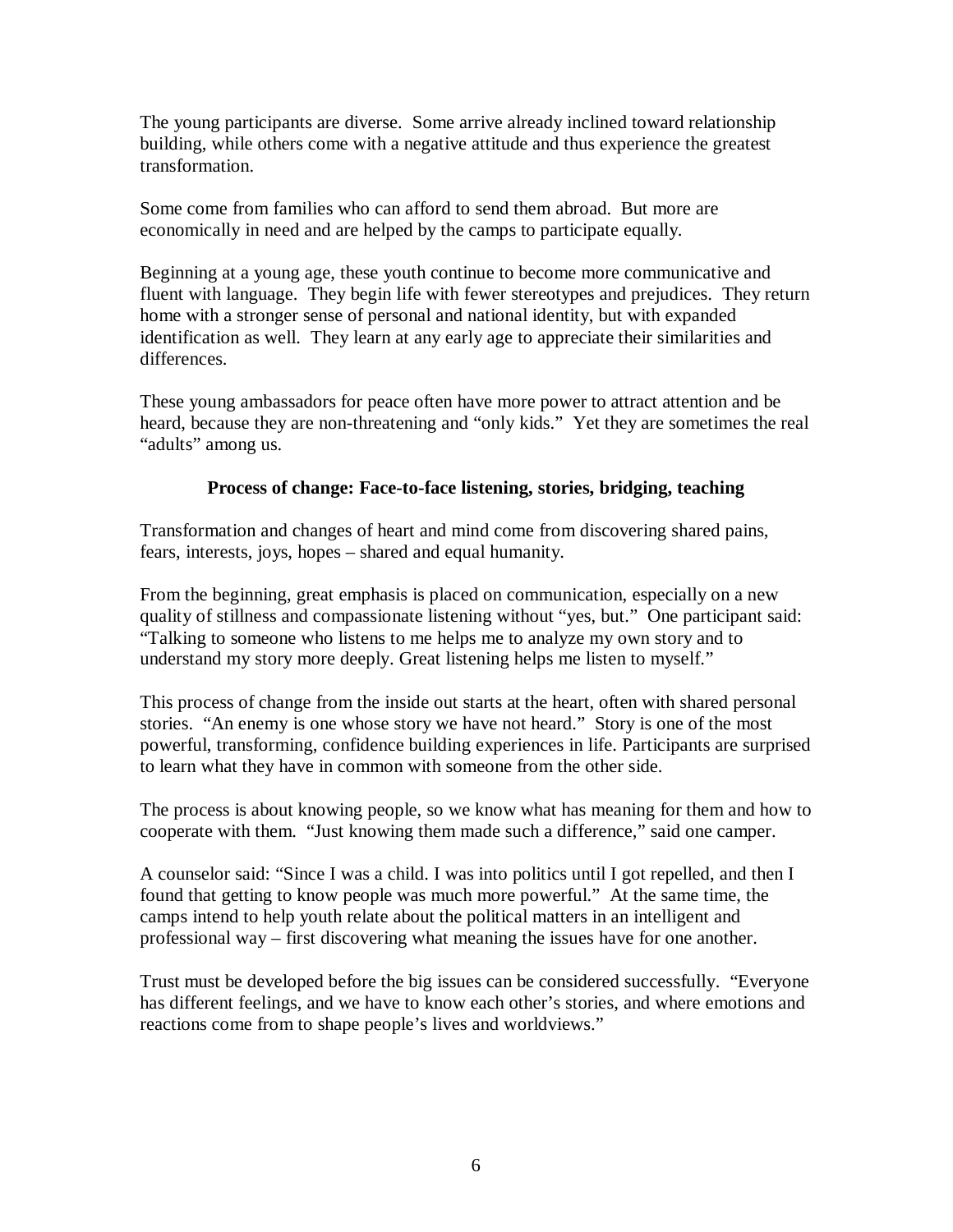The young participants are diverse. Some arrive already inclined toward relationship building, while others come with a negative attitude and thus experience the greatest transformation.

Some come from families who can afford to send them abroad. But more are economically in need and are helped by the camps to participate equally.

Beginning at a young age, these youth continue to become more communicative and fluent with language. They begin life with fewer stereotypes and prejudices. They return home with a stronger sense of personal and national identity, but with expanded identification as well. They learn at any early age to appreciate their similarities and differences.

These young ambassadors for peace often have more power to attract attention and be heard, because they are non-threatening and "only kids." Yet they are sometimes the real "adults" among us.

**Process of change: Face-to-face listening, stories, bridging, teaching**

Transformation and changes of heart and mind come from discovering shared pains, fears, interests, joys, hopes – shared and equal humanity.

From the beginning, great emphasis is placed on communication, especially on a new quality of stillness and compassionate listening without "yes, but." One participant said: "Talking to someone who listens to me helps me to analyze my own story and to understand my story more deeply. Great listening helps me listen to myself."

This process of change from the inside out starts at the heart, often with shared personal stories. "An enemy is one whose story we have not heard." Story is one of the most powerful, transforming, confidence building experiences in life. Participants are surprised to learn what they have in common with someone from the other side.

The process is about knowing people, so we know what has meaning for them and how to cooperate with them. "Just knowing them made such a difference," said one camper.

A counselor said: "Since I was a child. I was into politics until I got repelled, and then I found that getting to know people was much more powerful." At the same time, the camps intend to help youth relate about the political matters in an intelligent and professional way – first discovering what meaning the issues have for one another.

Trust must be developed before the big issues can be considered successfully. "Everyone has different feelings, and we have to know each other's stories, and where emotions and reactions come from to shape people's lives and worldviews."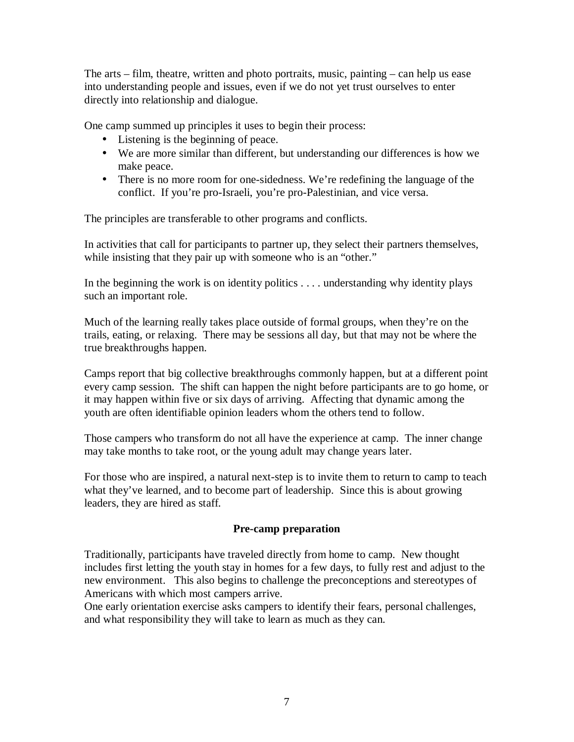The arts – film, theatre, written and photo portraits, music, painting – can help us ease into understanding people and issues, even if we do not yet trust ourselves to enter directly into relationship and dialogue.

One camp summed up principles it uses to begin their process:

- Listening is the beginning of peace.
- We are more similar than different, but understanding our differences is how we make peace.
- There is no more room for one-sidedness. We're redefining the language of the conflict. If you're pro-Israeli, you're pro-Palestinian, and vice versa.

The principles are transferable to other programs and conflicts.

In activities that call for participants to partner up, they select their partners themselves, while insisting that they pair up with someone who is an "other."

In the beginning the work is on identity politics . . . . understanding why identity plays such an important role.

Much of the learning really takes place outside of formal groups, when they're on the trails, eating, or relaxing. There may be sessions all day, but that may not be where the true breakthroughs happen.

Camps report that big collective breakthroughs commonly happen, but at a different point every camp session. The shift can happen the night before participants are to go home, or it may happen within five or six days of arriving. Affecting that dynamic among the youth are often identifiable opinion leaders whom the others tend to follow.

Those campers who transform do not all have the experience at camp. The inner change may take months to take root, or the young adult may change years later.

For those who are inspired, a natural next-step is to invite them to return to camp to teach what they've learned, and to become part of leadership. Since this is about growing leaders, they are hired as staff.

**Pre-camp preparation**

Traditionally, participants have traveled directly from home to camp. New thought includes first letting the youth stay in homes for a few days, to fully rest and adjust to the new environment. This also begins to challenge the preconceptions and stereotypes of Americans with which most campers arrive.

One early orientation exercise asks campers to identify their fears, personal challenges, and what responsibility they will take to learn as much as they can.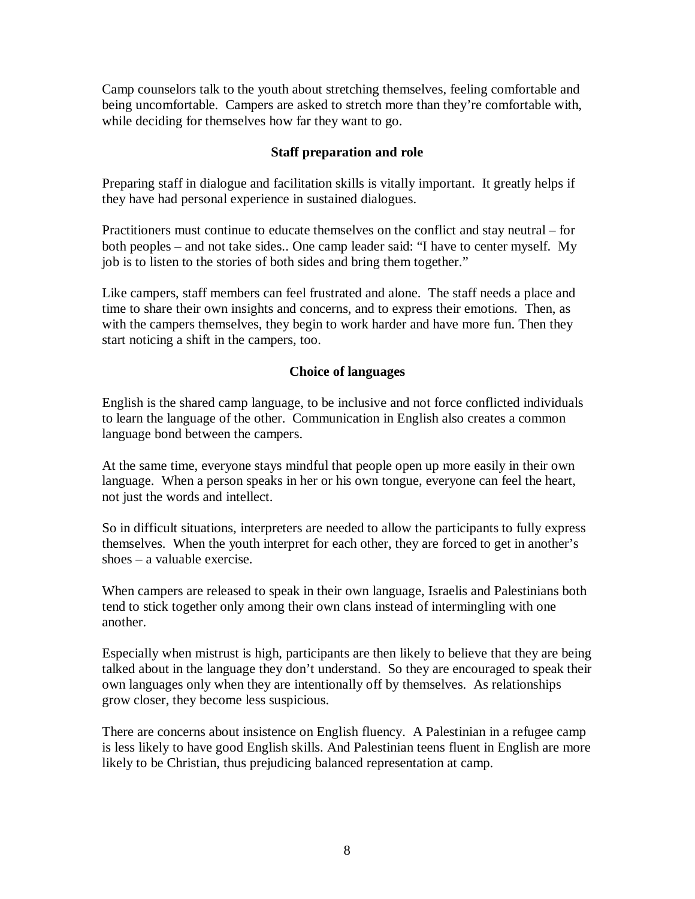Camp counselors talk to the youth about stretching themselves, feeling comfortable and being uncomfortable. Campers are asked to stretch more than they're comfortable with, while deciding for themselves how far they want to go.

### Staff preparation and role

Preparing staff in dialogue and facilitation skills is vitally important. It greatly helps if they have had personal experience in sustained dialogues.

Practitioners must continue to educate themselves on the conflict and stay neutral – for both peoples – and not take sides.. One camp leader said: "I have to center myself. My job is to listen to the stories of both sides and bring them together."

Like campers, staff members can feel frustrated and alone. The staff needs a place and time to share their own insights and concerns, and to express their emotions. Then, as with the campers themselves, they begin to work harder and have more fun. Then they start noticing a shift in the campers, too.

### Choice of languages

English is the shared camp language, to be inclusive and not force conflicted individuals to learn the language of the other. Communication in English also creates a common language bond between the campers.

At the same time, everyone stays mindful that people open up more easily in their own language. When a person speaks in her or his own tongue, everyone can feel the heart, not just the words and intellect.

So in difficult situations, interpreters are needed to allow the participants to fully express themselves. When the youth interpret for each other, they are forced to get in another's shoes – a valuable exercise.

When campers are released to speak in their own language, Israelis and Palestinians both tend to stick together only among their own clans instead of intermingling with one another.

Especially when mistrust is high, participants are then likely to believe that they are being talked about in the language they don't understand. So they are encouraged to speak their own languages only when they are intentionally off by themselves. As relationships grow closer, they become less suspicious.

There are concerns about insistence on English fluency. A Palestinian in a refugee camp is less likely to have good English skills. And Palestinian teens fluent in English are more likely to be Christian, thus prejudicing balanced representation at camp.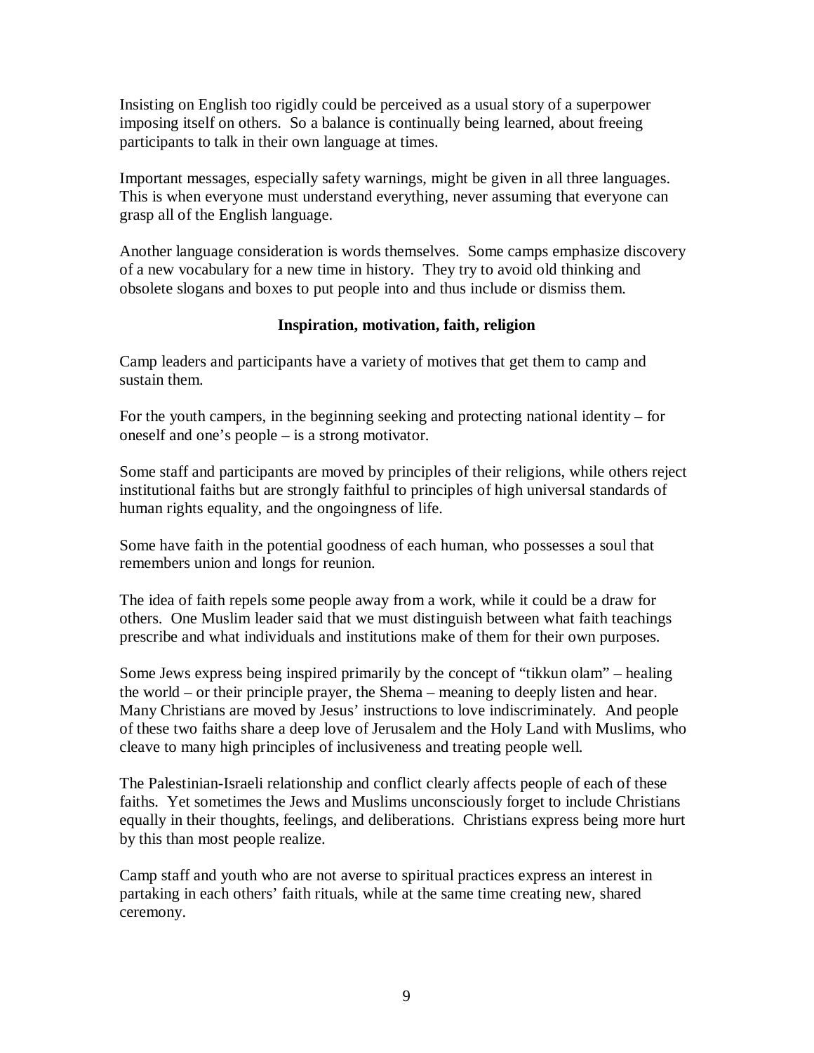Insisting on English too rigidly could be perceived as a usual story of a superpower imposing itself on others. So a balance is continually being learned, about freeing participants to talk in their own language at times.

Important messages, especially safety warnings, might be given in all three languages. This is when everyone must understand everything, never assuming that everyone can grasp all of the English language.

Another language consideration is words themselves. Some camps emphasize discovery of a new vocabulary for a new time in history. They try to avoid old thinking and obsolete slogans and boxes to put people into and thus include or dismiss them.

### Inspiration, motivation, faith, religion

Camp leaders and participants have a variety of motives that get them to camp and sustain them.

For the youth campers, in the beginning seeking and protecting national identity – for oneself and one's people – is a strong motivator.

Some staff and participants are moved by principles of their religions, while others reject institutional faiths but are strongly faithful to principles of high universal standards of human rights equality, and the ongoingness of life.

Some have faith in the potential goodness of each human, who possesses a soul that remembers union and longs for reunion.

The idea of faith repels some people away from a work, while it could be a draw for others. One Muslim leader said that we must distinguish between what faith teachings prescribe and what individuals and institutions make of them for their own purposes.

Some Jews express being inspired primarily by the concept of "tikkun olam" – healing the world – or their principle prayer, the Shema – meaning to deeply listen and hear. Many Christians are moved by Jesus' instructions to love indiscriminately. And people of these two faiths share a deep love of Jerusalem and the Holy Land with Muslims, who cleave to many high principles of inclusiveness and treating people well.

The Palestinian-Israeli relationship and conflict clearly affects people of each of these faiths. Yet sometimes the Jews and Muslims unconsciously forget to include Christians equally in their thoughts, feelings, and deliberations. Christians express being more hurt by this than most people realize.

Camp staff and youth who are not averse to spiritual practices express an interest in partaking in each others' faith rituals, while at the same time creating new, shared ceremony.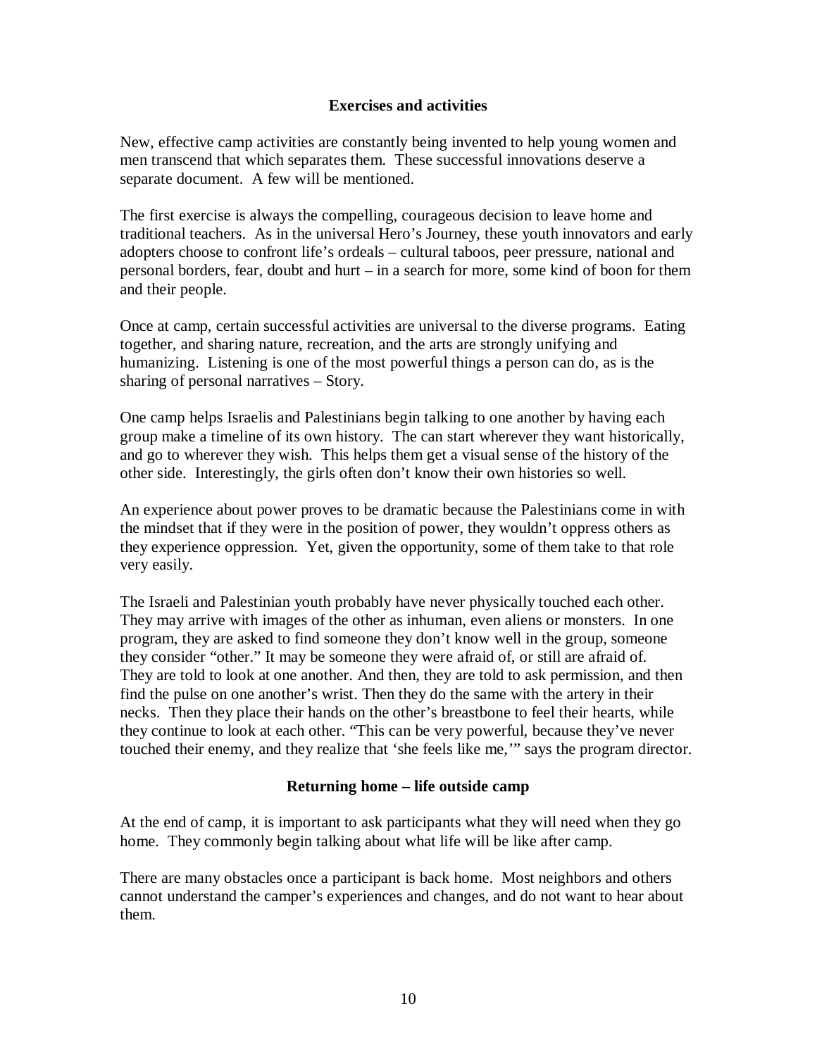## Exercises and activities

New, effective camp activities are constantly being invented to help young women and men transcend that which separates them. These successful innovations deserve a separate document. A few will be mentioned.

The first exercise is always the compelling, courageous decision to leave home and traditional teachers. As in the universal Hero's Journey, these youth innovators and early adopters choose to confront life's ordeals – cultural taboos, peer pressure, national and personal borders, fear, doubt and hurt – in a search for more, some kind of boon for them and their people.

Once at camp, certain successful activities are universal to the diverse programs. Eating together, and sharing nature, recreation, and the arts are strongly unifying and humanizing. Listening is one of the most powerful things a person can do, as is the sharing of personal narratives – Story.

One camp helps Israelis and Palestinians begin talking to one another by having each group make a timeline of its own history. The can start wherever they want historically, and go to wherever they wish. This helps them get a visual sense of the history of the other side. Interestingly, the girls often don't know their own histories so well.

An experience about power proves to be dramatic because the Palestinians come in with the mindset that if they were in the position of power, they wouldn't oppress others as they experience oppression. Yet, given the opportunity, some of them take to that role very easily.

The Israeli and Palestinian youth probably have never physically touched each other. They may arrive with images of the other as inhuman, even aliens or monsters. In one program, they are asked to find someone they don't know well in the group, someone they consider "other." It may be someone they were afraid of, or still are afraid of. They are told to look at one another. And then, they are told to ask permission, and then find the pulse on one another's wrist. Then they do the same with the artery in their necks. Then they place their hands on the other's breastbone to feel their hearts, while they continue to look at each other. "This can be very powerful, because they've never touched their enemy, and they realize that 'she feels like me,'" says the program director.

## Returning home – life outside camp

At the end of camp, it is important to ask participants what they will need when they go home. They commonly begin talking about what life will be like after camp.

There are many obstacles once a participant is back home. Most neighbors and others cannot understand the camper's experiences and changes, and do not want to hear about them.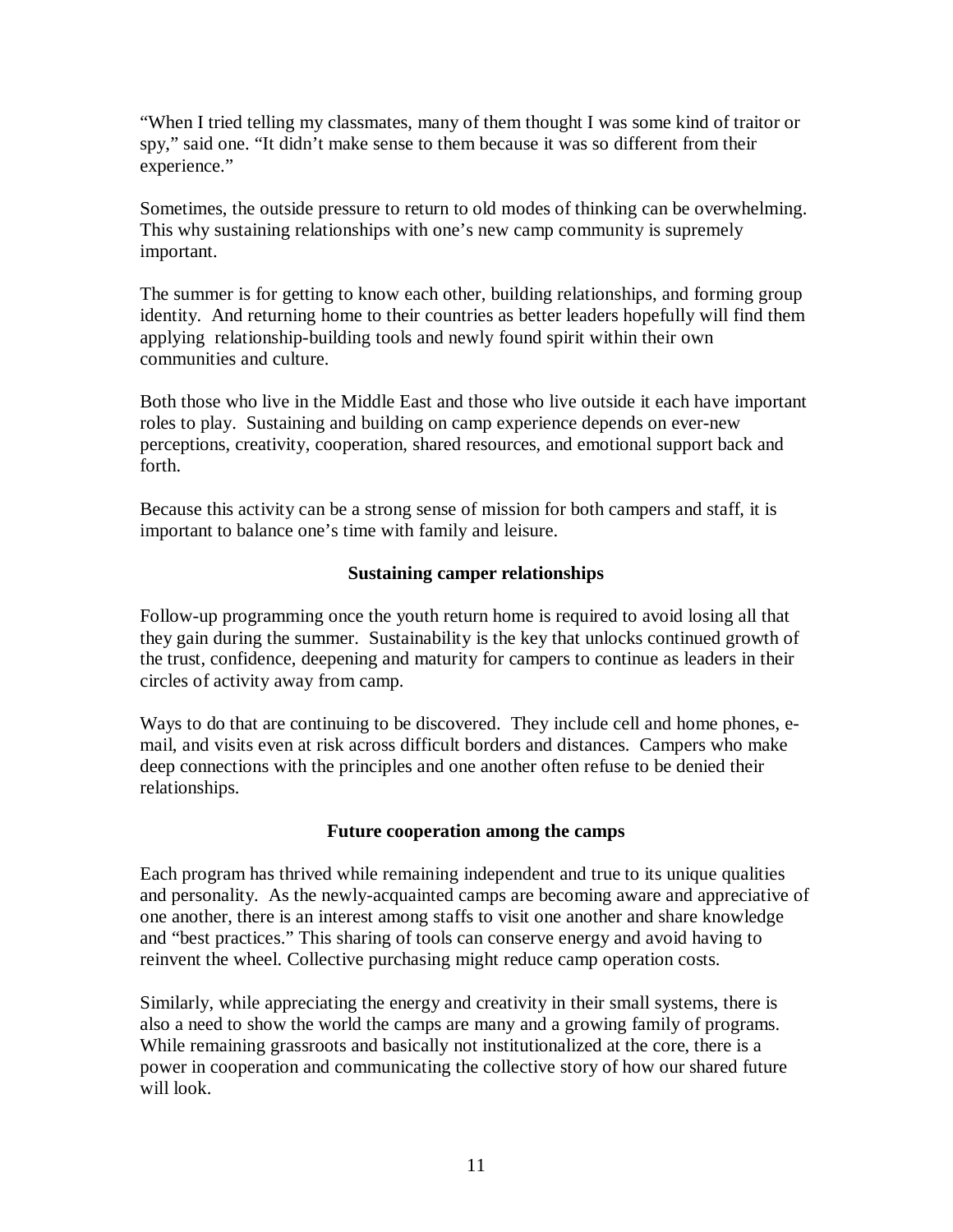"When I tried telling my classmates, many of them thought I was some kind of traitor or spy," said one. "It didn't make sense to them because it was so different from their experience."

Sometimes, the outside pressure to return to old modes of thinking can be overwhelming. This why sustaining relationships with one's new camp community is supremely important.

The summer is for getting to know each other, building relationships, and forming group identity. And returning home to their countries as better leaders hopefully will find them applying relationship-building tools and newly found spirit within their own communities and culture.

Both those who live in the Middle East and those who live outside it each have important roles to play. Sustaining and building on camp experience depends on ever-new perceptions, creativity, cooperation, shared resources, and emotional support back and forth.

Because this activity can be a strong sense of mission for both campers and staff, it is important to balance one's time with family and leisure.

### Sustaining camper relationships

Follow-up programming once the youth return home is required to avoid losing all that they gain during the summer. Sustainability is the key that unlocks continued growth of the trust, confidence, deepening and maturity for campers to continue as leaders in their circles of activity away from camp.

Ways to do that are continuing to be discovered. They include cell and home phones, e-mail, and visits even at risk across difficult borders and distances. Campers who make deep connections with the principles and one another often refuse to be denied their relationships.

### Future cooperation among the camps

Each program has thrived while remaining independent and true to its unique qualities and personality. As the newly-acquainted camps are becoming aware and appreciative of one another, there is an interest among staffs to visit one another and share knowledge and "best practices." This sharing of tools can conserve energy and avoid having to reinvent the wheel. Collective purchasing might reduce camp operation costs.

Similarly, while appreciating the energy and creativity in their small systems, there is also a need to show the world the camps are many and a growing family of programs. While remaining grassroots and basically not institutionalized at the core, there is a power in cooperation and communicating the collective story of how our shared future will look.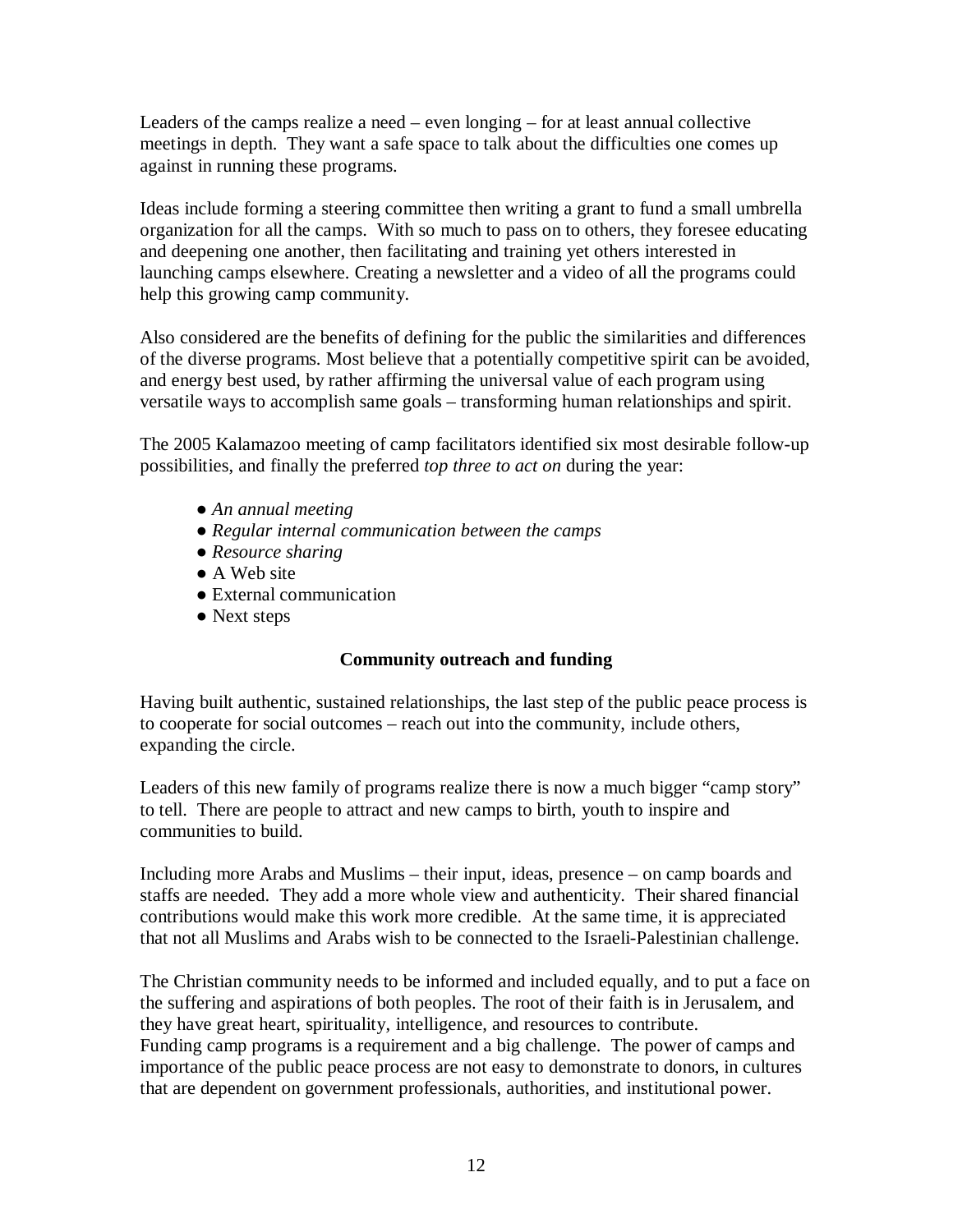Leaders of the camps realize a need – even longing – for at least annual collective meetings in depth. They want a safe space to talk about the difficulties one comes up against in running these programs.

Ideas include forming a steering committee then writing a grant to fund a small umbrella organization for all the camps. With so much to pass on to others, they foresee educating and deepening one another, then facilitating and training yet others interested in launching camps elsewhere. Creating a newsletter and a video of all the programs could help this growing camp community.

Also considered are the benefits of defining for the public the similarities and differences of the diverse programs. Most believe that a potentially competitive spirit can be avoided, and energy best used, by rather affirming the universal value of each program using versatile ways to accomplish same goals – transforming human relationships and spirit.

The 2005 Kalamazoo meeting of camp facilitators identified six most desirable follow-up possibilities, and finally the preferred *top three to act on* during the year:

- *An annual meeting*
- *Regular internal communication between the camps*
- *Resource sharing*
- A Web site
- External communication
- Next steps

### Community outreach and funding

Having built authentic, sustained relationships, the last step of the public peace process is to cooperate for social outcomes – reach out into the community, include others, expanding the circle.

Leaders of this new family of programs realize there is now a much bigger "camp story" to tell. There are people to attract and new camps to birth, youth to inspire and communities to build.

Including more Arabs and Muslims – their input, ideas, presence – on camp boards and staffs are needed. They add a more whole view and authenticity. Their shared financial contributions would make this work more credible. At the same time, it is appreciated that not all Muslims and Arabs wish to be connected to the Israeli-Palestinian challenge.

The Christian community needs to be informed and included equally, and to put a face on the suffering and aspirations of both peoples. The root of their faith is in Jerusalem, and they have great heart, spirituality, intelligence, and resources to contribute.
Funding camp programs is a requirement and a big challenge. The power of camps and importance of the public peace process are not easy to demonstrate to donors, in cultures that are dependent on government professionals, authorities, and institutional power.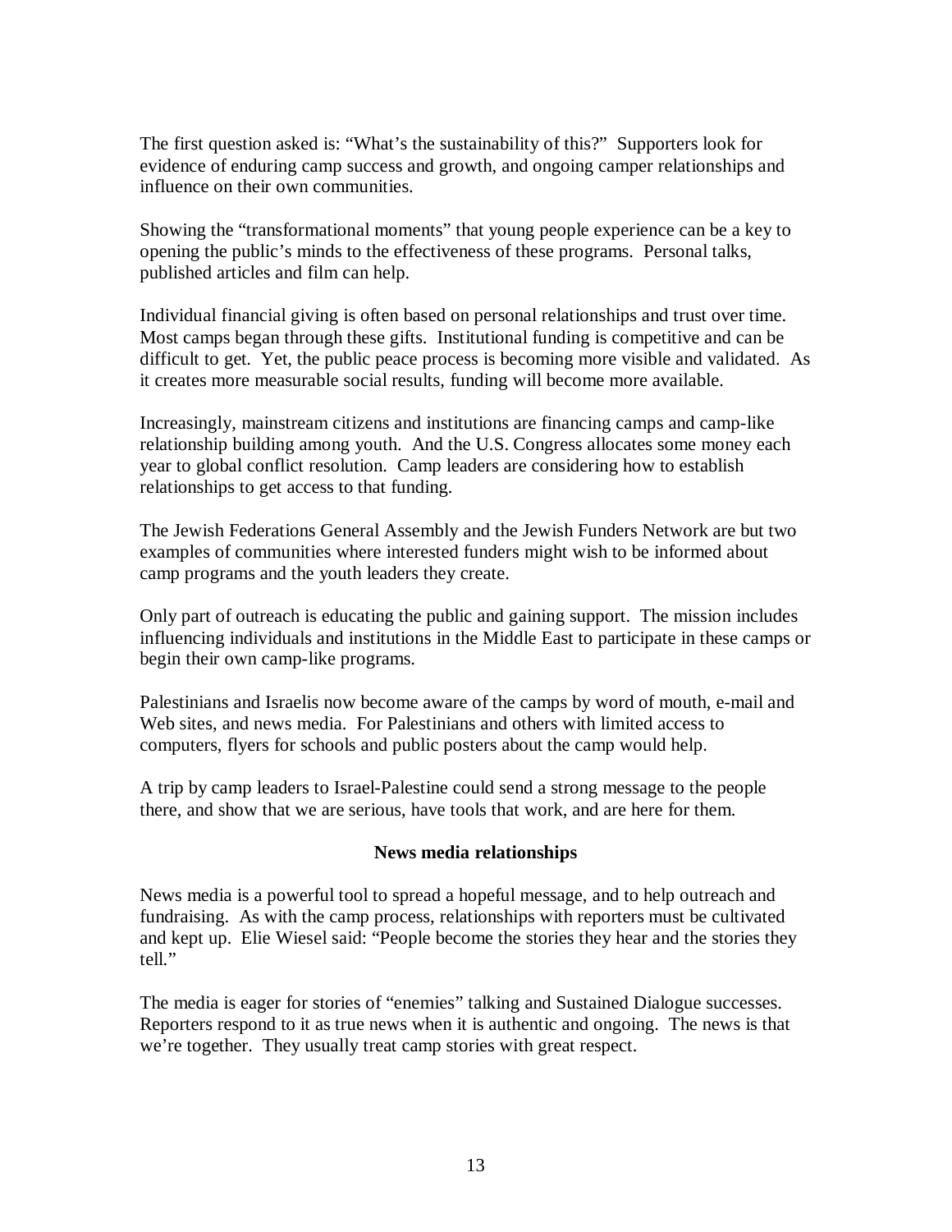The first question asked is: "What's the sustainability of this?" Supporters look for evidence of enduring camp success and growth, and ongoing camper relationships and influence on their own communities.

Showing the "transformational moments" that young people experience can be a key to opening the public's minds to the effectiveness of these programs. Personal talks, published articles and film can help.

Individual financial giving is often based on personal relationships and trust over time. Most camps began through these gifts. Institutional funding is competitive and can be difficult to get. Yet, the public peace process is becoming more visible and validated. As it creates more measurable social results, funding will become more available.

Increasingly, mainstream citizens and institutions are financing camps and camp-like relationship building among youth. And the U.S. Congress allocates some money each year to global conflict resolution. Camp leaders are considering how to establish relationships to get access to that funding.

The Jewish Federations General Assembly and the Jewish Funders Network are but two examples of communities where interested funders might wish to be informed about camp programs and the youth leaders they create.

Only part of outreach is educating the public and gaining support. The mission includes influencing individuals and institutions in the Middle East to participate in these camps or begin their own camp-like programs.

Palestinians and Israelis now become aware of the camps by word of mouth, e-mail and Web sites, and news media. For Palestinians and others with limited access to computers, flyers for schools and public posters about the camp would help.

A trip by camp leaders to Israel-Palestine could send a strong message to the people there, and show that we are serious, have tools that work, and are here for them.

**News media relationships**

News media is a powerful tool to spread a hopeful message, and to help outreach and fundraising. As with the camp process, relationships with reporters must be cultivated and kept up. Elie Wiesel said: "People become the stories they hear and the stories they tell."

The media is eager for stories of "enemies" talking and Sustained Dialogue successes. Reporters respond to it as true news when it is authentic and ongoing. The news is that we're together. They usually treat camp stories with great respect.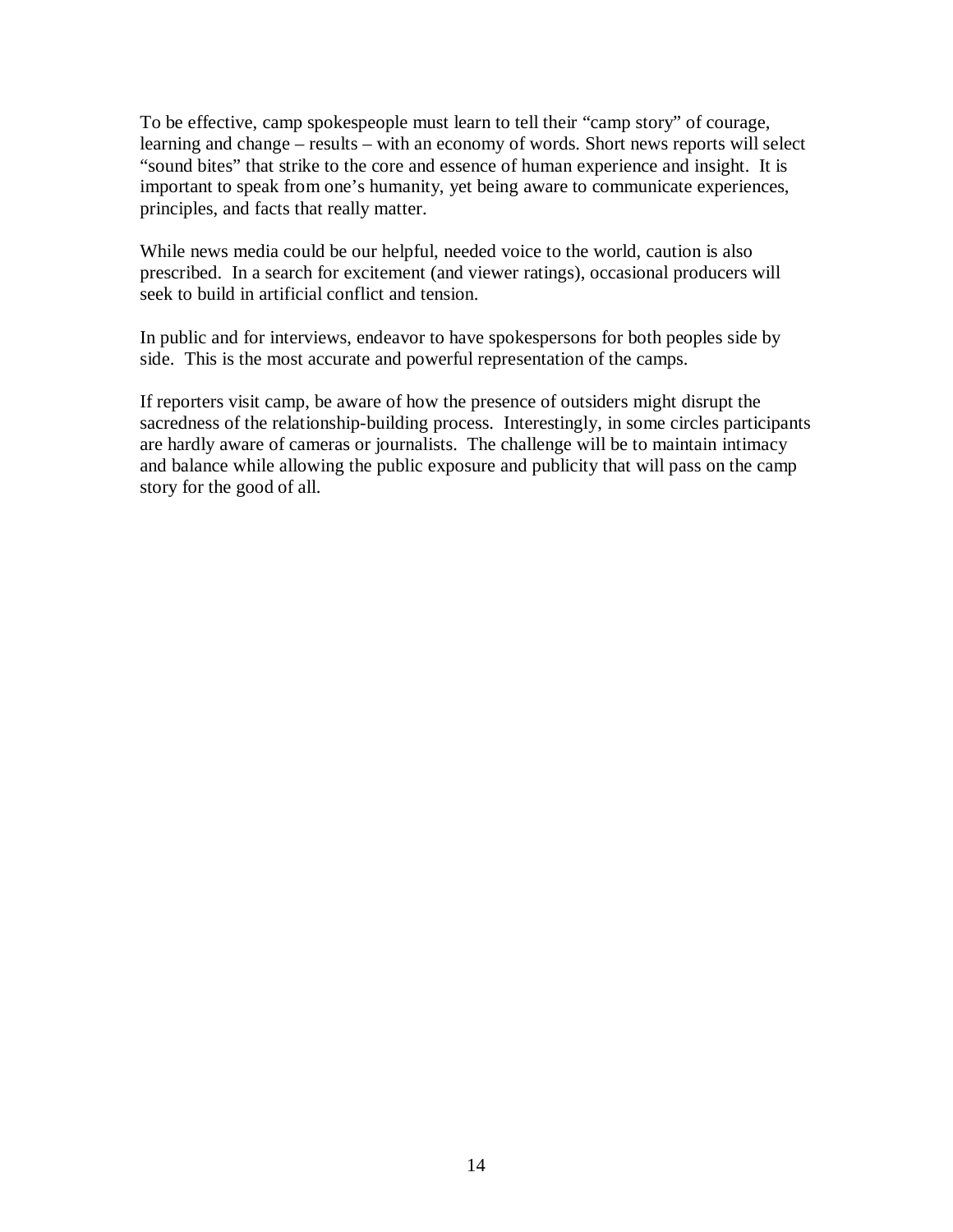To be effective, camp spokespeople must learn to tell their "camp story" of courage, learning and change – results – with an economy of words. Short news reports will select "sound bites" that strike to the core and essence of human experience and insight. It is important to speak from one's humanity, yet being aware to communicate experiences, principles, and facts that really matter.

While news media could be our helpful, needed voice to the world, caution is also prescribed. In a search for excitement (and viewer ratings), occasional producers will seek to build in artificial conflict and tension.

In public and for interviews, endeavor to have spokespersons for both peoples side by side. This is the most accurate and powerful representation of the camps.

If reporters visit camp, be aware of how the presence of outsiders might disrupt the sacredness of the relationship-building process. Interestingly, in some circles participants are hardly aware of cameras or journalists. The challenge will be to maintain intimacy and balance while allowing the public exposure and publicity that will pass on the camp story for the good of all.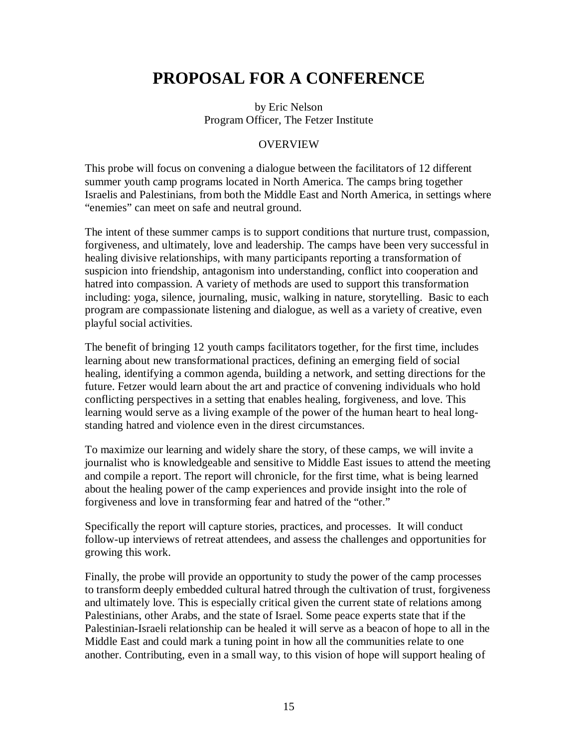# PROPOSAL FOR A CONFERENCE

by Eric Nelson
Program Officer, The Fetzer Institute

OVERVIEW

This probe will focus on convening a dialogue between the facilitators of 12 different summer youth camp programs located in North America. The camps bring together Israelis and Palestinians, from both the Middle East and North America, in settings where "enemies" can meet on safe and neutral ground.

The intent of these summer camps is to support conditions that nurture trust, compassion, forgiveness, and ultimately, love and leadership. The camps have been very successful in healing divisive relationships, with many participants reporting a transformation of suspicion into friendship, antagonism into understanding, conflict into cooperation and hatred into compassion. A variety of methods are used to support this transformation including: yoga, silence, journaling, music, walking in nature, storytelling. Basic to each program are compassionate listening and dialogue, as well as a variety of creative, even playful social activities.

The benefit of bringing 12 youth camps facilitators together, for the first time, includes learning about new transformational practices, defining an emerging field of social healing, identifying a common agenda, building a network, and setting directions for the future. Fetzer would learn about the art and practice of convening individuals who hold conflicting perspectives in a setting that enables healing, forgiveness, and love. This learning would serve as a living example of the power of the human heart to heal long-standing hatred and violence even in the direst circumstances.

To maximize our learning and widely share the story, of these camps, we will invite a journalist who is knowledgeable and sensitive to Middle East issues to attend the meeting and compile a report. The report will chronicle, for the first time, what is being learned about the healing power of the camp experiences and provide insight into the role of forgiveness and love in transforming fear and hatred of the "other."

Specifically the report will capture stories, practices, and processes. It will conduct follow-up interviews of retreat attendees, and assess the challenges and opportunities for growing this work.

Finally, the probe will provide an opportunity to study the power of the camp processes to transform deeply embedded cultural hatred through the cultivation of trust, forgiveness and ultimately love. This is especially critical given the current state of relations among Palestinians, other Arabs, and the state of Israel. Some peace experts state that if the Palestinian-Israeli relationship can be healed it will serve as a beacon of hope to all in the Middle East and could mark a tuning point in how all the communities relate to one another. Contributing, even in a small way, to this vision of hope will support healing of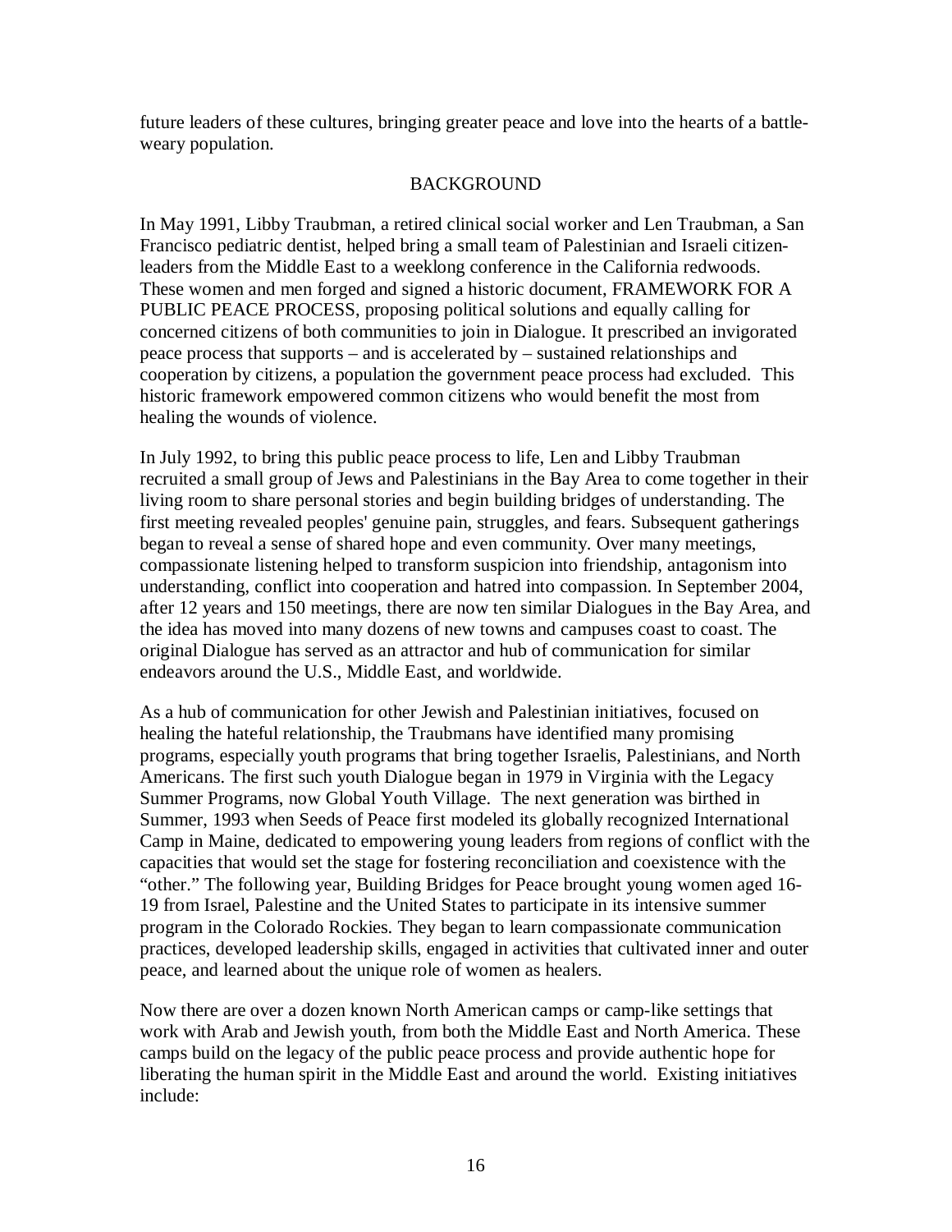future leaders of these cultures, bringing greater peace and love into the hearts of a battle-weary population.

## BACKGROUND

In May 1991, Libby Traubman, a retired clinical social worker and Len Traubman, a San Francisco pediatric dentist, helped bring a small team of Palestinian and Israeli citizen-leaders from the Middle East to a weeklong conference in the California redwoods. These women and men forged and signed a historic document, FRAMEWORK FOR A PUBLIC PEACE PROCESS, proposing political solutions and equally calling for concerned citizens of both communities to join in Dialogue. It prescribed an invigorated peace process that supports – and is accelerated by – sustained relationships and cooperation by citizens, a population the government peace process had excluded. This historic framework empowered common citizens who would benefit the most from healing the wounds of violence.

In July 1992, to bring this public peace process to life, Len and Libby Traubman recruited a small group of Jews and Palestinians in the Bay Area to come together in their living room to share personal stories and begin building bridges of understanding. The first meeting revealed peoples' genuine pain, struggles, and fears. Subsequent gatherings began to reveal a sense of shared hope and even community. Over many meetings, compassionate listening helped to transform suspicion into friendship, antagonism into understanding, conflict into cooperation and hatred into compassion. In September 2004, after 12 years and 150 meetings, there are now ten similar Dialogues in the Bay Area, and the idea has moved into many dozens of new towns and campuses coast to coast. The original Dialogue has served as an attractor and hub of communication for similar endeavors around the U.S., Middle East, and worldwide.

As a hub of communication for other Jewish and Palestinian initiatives, focused on healing the hateful relationship, the Traubmans have identified many promising programs, especially youth programs that bring together Israelis, Palestinians, and North Americans. The first such youth Dialogue began in 1979 in Virginia with the Legacy Summer Programs, now Global Youth Village. The next generation was birthed in Summer, 1993 when Seeds of Peace first modeled its globally recognized International Camp in Maine, dedicated to empowering young leaders from regions of conflict with the capacities that would set the stage for fostering reconciliation and coexistence with the "other." The following year, Building Bridges for Peace brought young women aged 16-19 from Israel, Palestine and the United States to participate in its intensive summer program in the Colorado Rockies. They began to learn compassionate communication practices, developed leadership skills, engaged in activities that cultivated inner and outer peace, and learned about the unique role of women as healers.

Now there are over a dozen known North American camps or camp-like settings that work with Arab and Jewish youth, from both the Middle East and North America. These camps build on the legacy of the public peace process and provide authentic hope for liberating the human spirit in the Middle East and around the world. Existing initiatives include: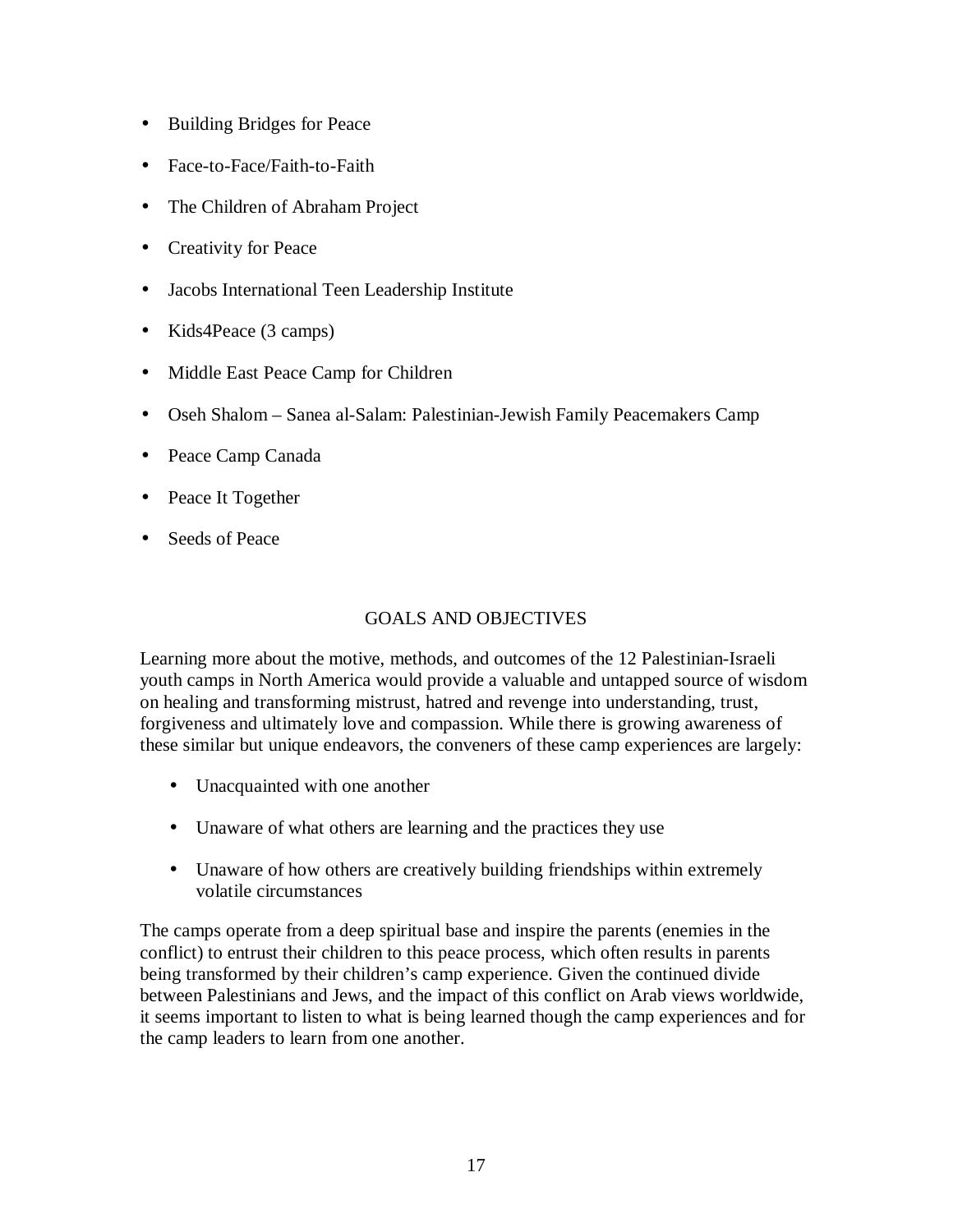- Building Bridges for Peace
- Face-to-Face/Faith-to-Faith
- The Children of Abraham Project
- Creativity for Peace
- Jacobs International Teen Leadership Institute
- Kids4Peace (3 camps)
- Middle East Peace Camp for Children
- Oseh Shalom – Sanea al-Salam: Palestinian-Jewish Family Peacemakers Camp
- Peace Camp Canada
- Peace It Together
- Seeds of Peace

## GOALS AND OBJECTIVES

Learning more about the motive, methods, and outcomes of the 12 Palestinian-Israeli youth camps in North America would provide a valuable and untapped source of wisdom on healing and transforming mistrust, hatred and revenge into understanding, trust, forgiveness and ultimately love and compassion. While there is growing awareness of these similar but unique endeavors, the conveners of these camp experiences are largely:

- Unacquainted with one another
- Unaware of what others are learning and the practices they use
- Unaware of how others are creatively building friendships within extremely volatile circumstances

The camps operate from a deep spiritual base and inspire the parents (enemies in the conflict) to entrust their children to this peace process, which often results in parents being transformed by their children's camp experience. Given the continued divide between Palestinians and Jews, and the impact of this conflict on Arab views worldwide, it seems important to listen to what is being learned though the camp experiences and for the camp leaders to learn from one another.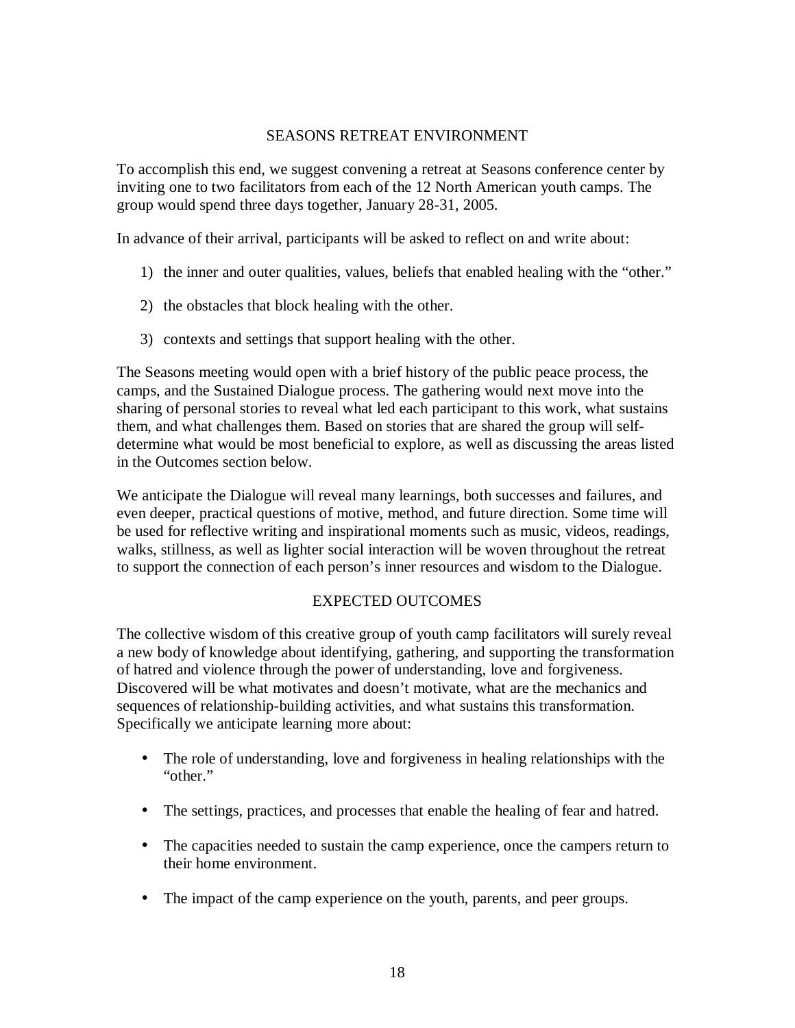## SEASONS RETREAT ENVIRONMENT

To accomplish this end, we suggest convening a retreat at Seasons conference center by inviting one to two facilitators from each of the 12 North American youth camps. The group would spend three days together, January 28-31, 2005.

In advance of their arrival, participants will be asked to reflect on and write about:

1) the inner and outer qualities, values, beliefs that enabled healing with the "other."

2) the obstacles that block healing with the other.

3) contexts and settings that support healing with the other.

The Seasons meeting would open with a brief history of the public peace process, the camps, and the Sustained Dialogue process. The gathering would next move into the sharing of personal stories to reveal what led each participant to this work, what sustains them, and what challenges them. Based on stories that are shared the group will self-determine what would be most beneficial to explore, as well as discussing the areas listed in the Outcomes section below.

We anticipate the Dialogue will reveal many learnings, both successes and failures, and even deeper, practical questions of motive, method, and future direction. Some time will be used for reflective writing and inspirational moments such as music, videos, readings, walks, stillness, as well as lighter social interaction will be woven throughout the retreat to support the connection of each person's inner resources and wisdom to the Dialogue.

## EXPECTED OUTCOMES

The collective wisdom of this creative group of youth camp facilitators will surely reveal a new body of knowledge about identifying, gathering, and supporting the transformation of hatred and violence through the power of understanding, love and forgiveness. Discovered will be what motivates and doesn't motivate, what are the mechanics and sequences of relationship-building activities, and what sustains this transformation. Specifically we anticipate learning more about:

- The role of understanding, love and forgiveness in healing relationships with the "other."
- The settings, practices, and processes that enable the healing of fear and hatred.
- The capacities needed to sustain the camp experience, once the campers return to their home environment.
- The impact of the camp experience on the youth, parents, and peer groups.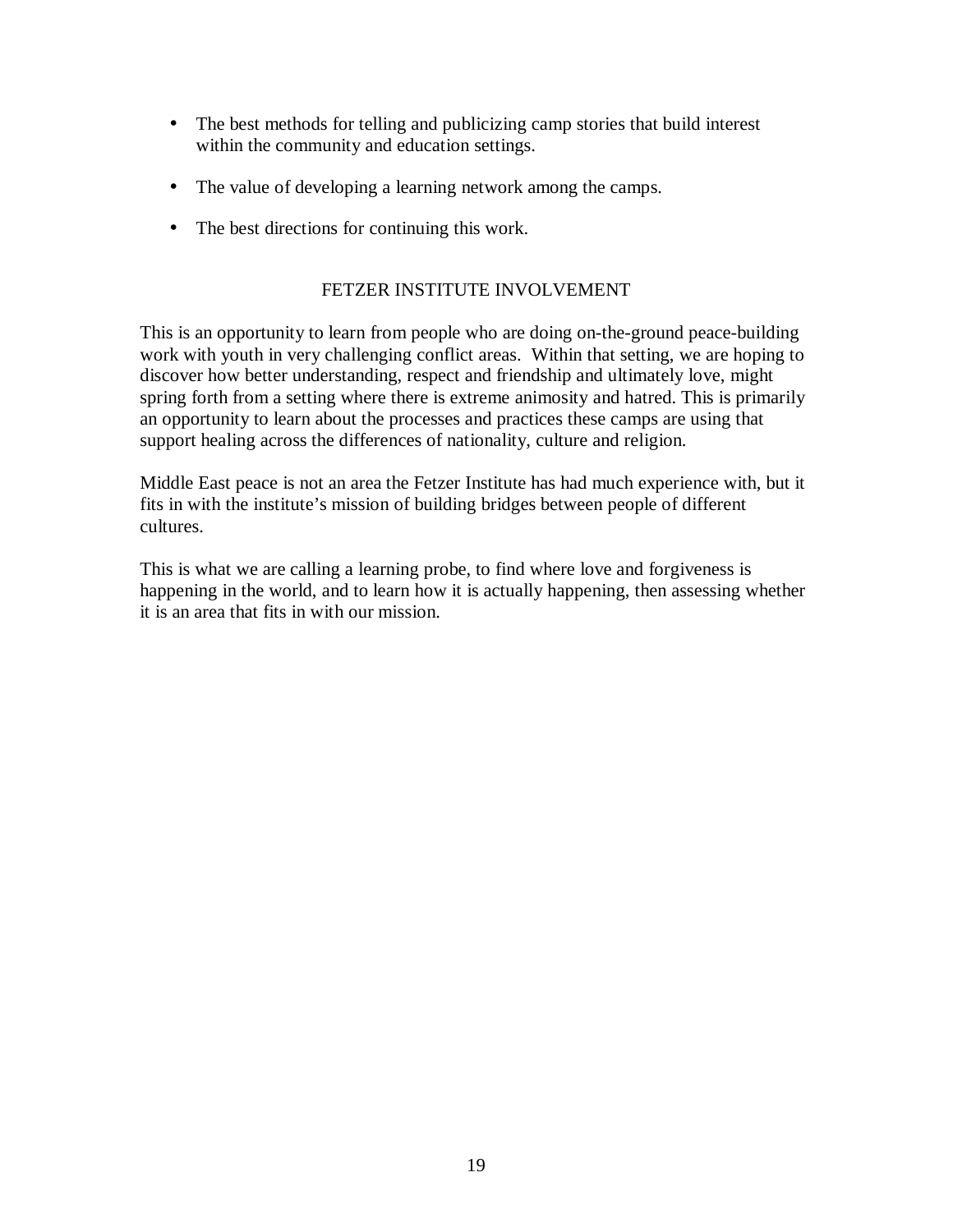- The best methods for telling and publicizing camp stories that build interest within the community and education settings.
- The value of developing a learning network among the camps.
- The best directions for continuing this work.

## FETZER INSTITUTE INVOLVEMENT

This is an opportunity to learn from people who are doing on-the-ground peace-building work with youth in very challenging conflict areas. Within that setting, we are hoping to discover how better understanding, respect and friendship and ultimately love, might spring forth from a setting where there is extreme animosity and hatred. This is primarily an opportunity to learn about the processes and practices these camps are using that support healing across the differences of nationality, culture and religion.

Middle East peace is not an area the Fetzer Institute has had much experience with, but it fits in with the institute's mission of building bridges between people of different cultures.

This is what we are calling a learning probe, to find where love and forgiveness is happening in the world, and to learn how it is actually happening, then assessing whether it is an area that fits in with our mission.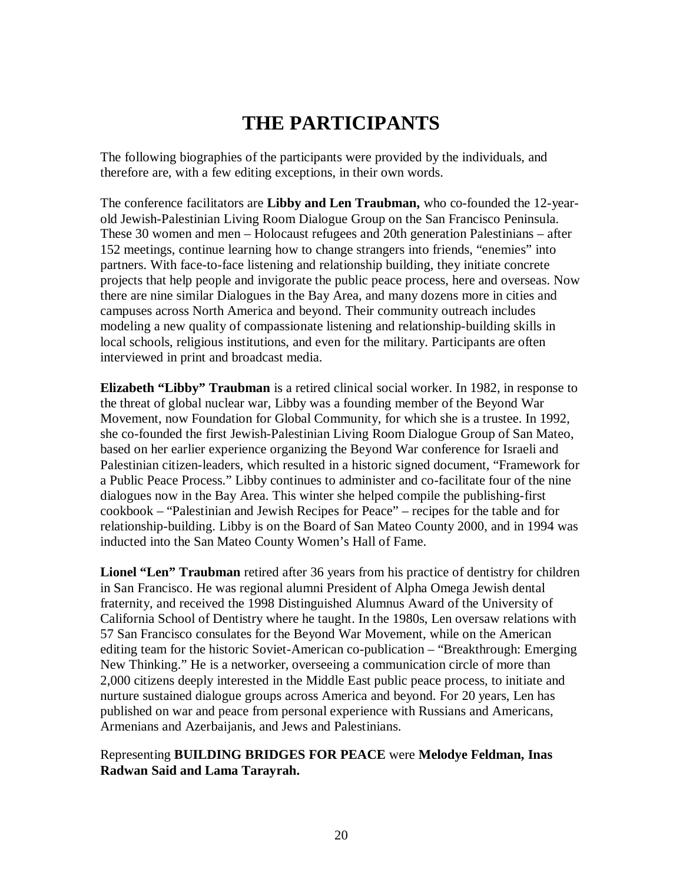# THE PARTICIPANTS

The following biographies of the participants were provided by the individuals, and therefore are, with a few editing exceptions, in their own words.

The conference facilitators are **Libby and Len Traubman,** who co-founded the 12-year-old Jewish-Palestinian Living Room Dialogue Group on the San Francisco Peninsula. These 30 women and men – Holocaust refugees and 20th generation Palestinians – after 152 meetings, continue learning how to change strangers into friends, "enemies" into partners. With face-to-face listening and relationship building, they initiate concrete projects that help people and invigorate the public peace process, here and overseas. Now there are nine similar Dialogues in the Bay Area, and many dozens more in cities and campuses across North America and beyond. Their community outreach includes modeling a new quality of compassionate listening and relationship-building skills in local schools, religious institutions, and even for the military. Participants are often interviewed in print and broadcast media.

**Elizabeth "Libby" Traubman** is a retired clinical social worker. In 1982, in response to the threat of global nuclear war, Libby was a founding member of the Beyond War Movement, now Foundation for Global Community, for which she is a trustee. In 1992, she co-founded the first Jewish-Palestinian Living Room Dialogue Group of San Mateo, based on her earlier experience organizing the Beyond War conference for Israeli and Palestinian citizen-leaders, which resulted in a historic signed document, "Framework for a Public Peace Process." Libby continues to administer and co-facilitate four of the nine dialogues now in the Bay Area. This winter she helped compile the publishing-first cookbook – "Palestinian and Jewish Recipes for Peace" – recipes for the table and for relationship-building. Libby is on the Board of San Mateo County 2000, and in 1994 was inducted into the San Mateo County Women's Hall of Fame.

**Lionel "Len" Traubman** retired after 36 years from his practice of dentistry for children in San Francisco. He was regional alumni President of Alpha Omega Jewish dental fraternity, and received the 1998 Distinguished Alumnus Award of the University of California School of Dentistry where he taught. In the 1980s, Len oversaw relations with 57 San Francisco consulates for the Beyond War Movement, while on the American editing team for the historic Soviet-American co-publication – "Breakthrough: Emerging New Thinking." He is a networker, overseeing a communication circle of more than 2,000 citizens deeply interested in the Middle East public peace process, to initiate and nurture sustained dialogue groups across America and beyond. For 20 years, Len has published on war and peace from personal experience with Russians and Americans, Armenians and Azerbaijanis, and Jews and Palestinians.

Representing **BUILDING BRIDGES FOR PEACE** were **Melodye Feldman, Inas Radwan Said and Lama Tarayrah.**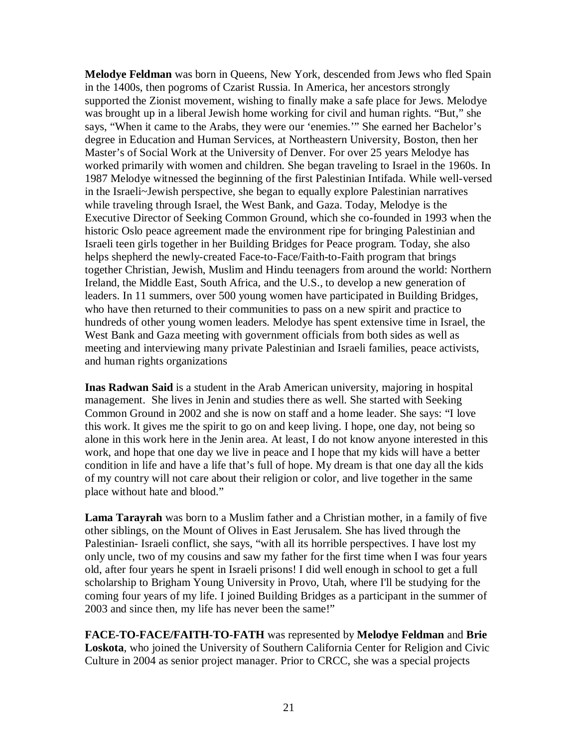**Melodye Feldman** was born in Queens, New York, descended from Jews who fled Spain in the 1400s, then pogroms of Czarist Russia. In America, her ancestors strongly supported the Zionist movement, wishing to finally make a safe place for Jews. Melodye was brought up in a liberal Jewish home working for civil and human rights. "But," she says, "When it came to the Arabs, they were our 'enemies.'" She earned her Bachelor's degree in Education and Human Services, at Northeastern University, Boston, then her Master's of Social Work at the University of Denver. For over 25 years Melodye has worked primarily with women and children. She began traveling to Israel in the 1960s. In 1987 Melodye witnessed the beginning of the first Palestinian Intifada. While well-versed in the Israeli~Jewish perspective, she began to equally explore Palestinian narratives while traveling through Israel, the West Bank, and Gaza. Today, Melodye is the Executive Director of Seeking Common Ground, which she co-founded in 1993 when the historic Oslo peace agreement made the environment ripe for bringing Palestinian and Israeli teen girls together in her Building Bridges for Peace program. Today, she also helps shepherd the newly-created Face-to-Face/Faith-to-Faith program that brings together Christian, Jewish, Muslim and Hindu teenagers from around the world: Northern Ireland, the Middle East, South Africa, and the U.S., to develop a new generation of leaders. In 11 summers, over 500 young women have participated in Building Bridges, who have then returned to their communities to pass on a new spirit and practice to hundreds of other young women leaders. Melodye has spent extensive time in Israel, the West Bank and Gaza meeting with government officials from both sides as well as meeting and interviewing many private Palestinian and Israeli families, peace activists, and human rights organizations

**Inas Radwan Said** is a student in the Arab American university, majoring in hospital management. She lives in Jenin and studies there as well. She started with Seeking Common Ground in 2002 and she is now on staff and a home leader. She says: "I love this work. It gives me the spirit to go on and keep living. I hope, one day, not being so alone in this work here in the Jenin area. At least, I do not know anyone interested in this work, and hope that one day we live in peace and I hope that my kids will have a better condition in life and have a life that's full of hope. My dream is that one day all the kids of my country will not care about their religion or color, and live together in the same place without hate and blood."

**Lama Tarayrah** was born to a Muslim father and a Christian mother, in a family of five other siblings, on the Mount of Olives in East Jerusalem. She has lived through the Palestinian- Israeli conflict, she says, "with all its horrible perspectives. I have lost my only uncle, two of my cousins and saw my father for the first time when I was four years old, after four years he spent in Israeli prisons! I did well enough in school to get a full scholarship to Brigham Young University in Provo, Utah, where I'll be studying for the coming four years of my life. I joined Building Bridges as a participant in the summer of 2003 and since then, my life has never been the same!"

**FACE-TO-FACE/FAITH-TO-FATH** was represented by **Melodye Feldman** and **Brie Loskota**, who joined the University of Southern California Center for Religion and Civic Culture in 2004 as senior project manager. Prior to CRCC, she was a special projects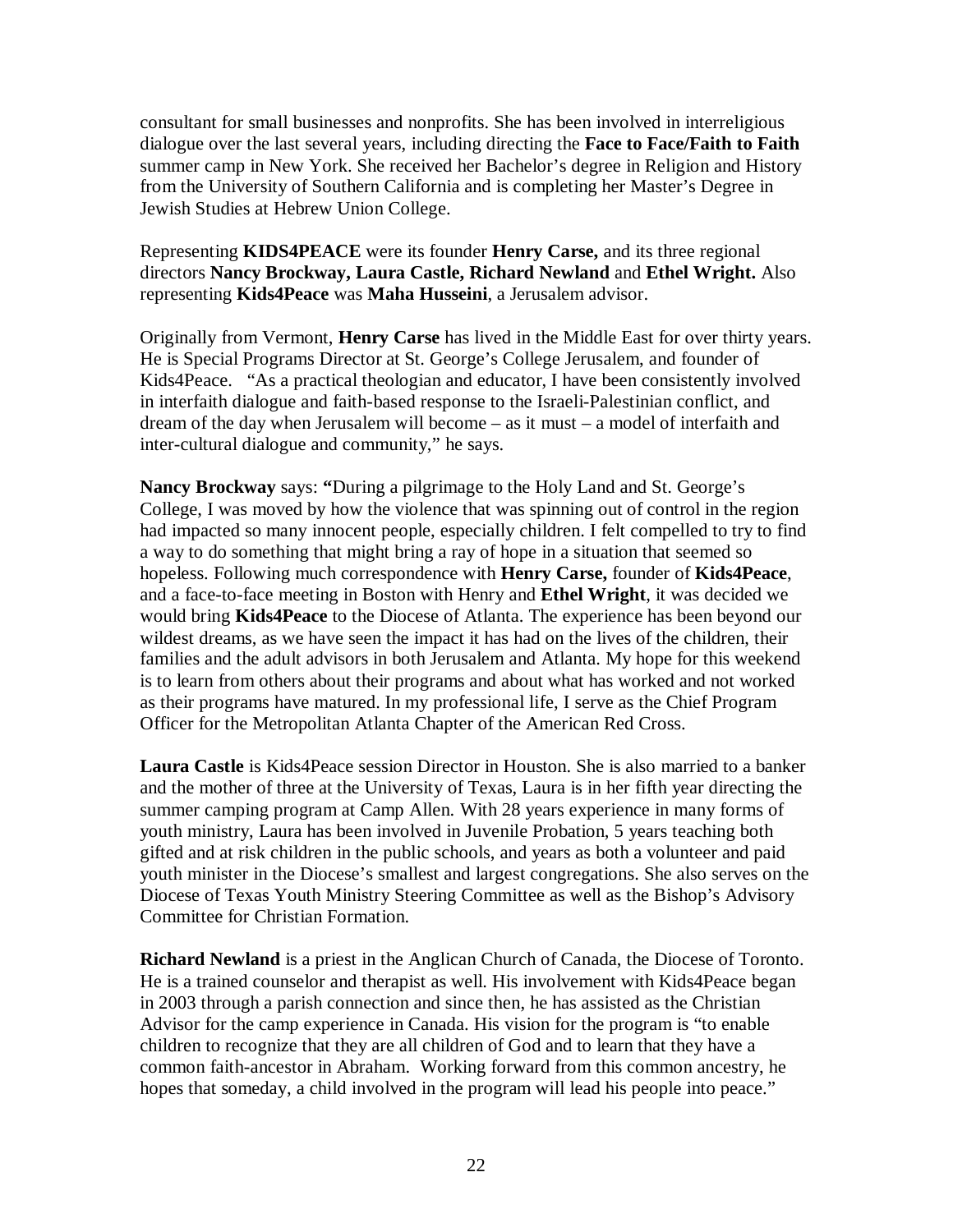consultant for small businesses and nonprofits. She has been involved in interreligious dialogue over the last several years, including directing the **Face to Face/Faith to Faith** summer camp in New York. She received her Bachelor's degree in Religion and History from the University of Southern California and is completing her Master's Degree in Jewish Studies at Hebrew Union College.

Representing **KIDS4PEACE** were its founder **Henry Carse,** and its three regional directors **Nancy Brockway, Laura Castle, Richard Newland** and **Ethel Wright.** Also representing **Kids4Peace** was **Maha Husseini**, a Jerusalem advisor.

Originally from Vermont, **Henry Carse** has lived in the Middle East for over thirty years. He is Special Programs Director at St. George's College Jerusalem, and founder of Kids4Peace. "As a practical theologian and educator, I have been consistently involved in interfaith dialogue and faith-based response to the Israeli-Palestinian conflict, and dream of the day when Jerusalem will become – as it must – a model of interfaith and inter-cultural dialogue and community," he says.

**Nancy Brockway** says: **"**During a pilgrimage to the Holy Land and St. George's College, I was moved by how the violence that was spinning out of control in the region had impacted so many innocent people, especially children. I felt compelled to try to find a way to do something that might bring a ray of hope in a situation that seemed so hopeless. Following much correspondence with **Henry Carse,** founder of **Kids4Peace**, and a face-to-face meeting in Boston with Henry and **Ethel Wright**, it was decided we would bring **Kids4Peace** to the Diocese of Atlanta. The experience has been beyond our wildest dreams, as we have seen the impact it has had on the lives of the children, their families and the adult advisors in both Jerusalem and Atlanta. My hope for this weekend is to learn from others about their programs and about what has worked and not worked as their programs have matured. In my professional life, I serve as the Chief Program Officer for the Metropolitan Atlanta Chapter of the American Red Cross.

**Laura Castle** is Kids4Peace session Director in Houston. She is also married to a banker and the mother of three at the University of Texas, Laura is in her fifth year directing the summer camping program at Camp Allen. With 28 years experience in many forms of youth ministry, Laura has been involved in Juvenile Probation, 5 years teaching both gifted and at risk children in the public schools, and years as both a volunteer and paid youth minister in the Diocese's smallest and largest congregations. She also serves on the Diocese of Texas Youth Ministry Steering Committee as well as the Bishop's Advisory Committee for Christian Formation.

**Richard Newland** is a priest in the Anglican Church of Canada, the Diocese of Toronto. He is a trained counselor and therapist as well. His involvement with Kids4Peace began in 2003 through a parish connection and since then, he has assisted as the Christian Advisor for the camp experience in Canada. His vision for the program is "to enable children to recognize that they are all children of God and to learn that they have a common faith-ancestor in Abraham. Working forward from this common ancestry, he hopes that someday, a child involved in the program will lead his people into peace."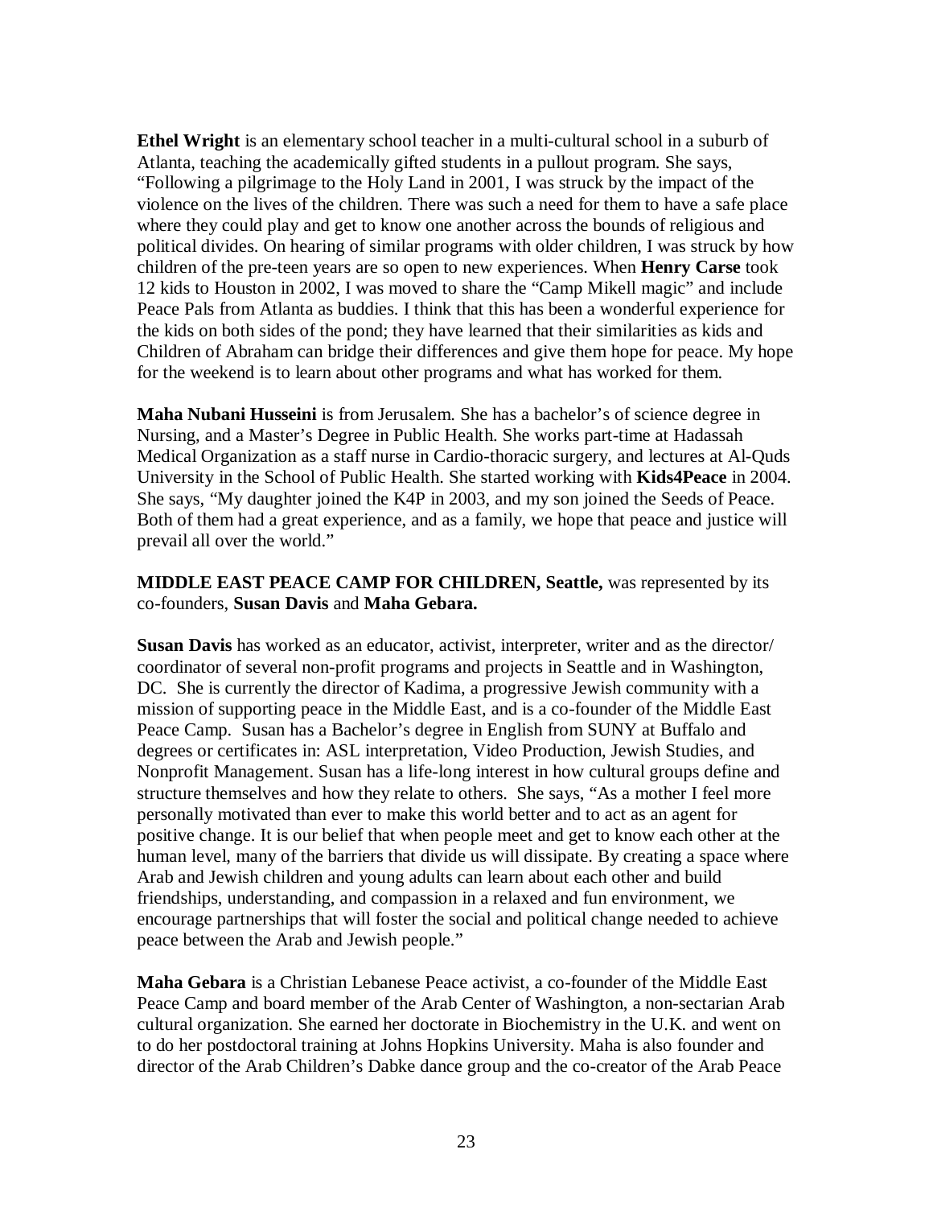**Ethel Wright** is an elementary school teacher in a multi-cultural school in a suburb of Atlanta, teaching the academically gifted students in a pullout program. She says, "Following a pilgrimage to the Holy Land in 2001, I was struck by the impact of the violence on the lives of the children. There was such a need for them to have a safe place where they could play and get to know one another across the bounds of religious and political divides. On hearing of similar programs with older children, I was struck by how children of the pre-teen years are so open to new experiences. When **Henry Carse** took 12 kids to Houston in 2002, I was moved to share the "Camp Mikell magic" and include Peace Pals from Atlanta as buddies. I think that this has been a wonderful experience for the kids on both sides of the pond; they have learned that their similarities as kids and Children of Abraham can bridge their differences and give them hope for peace. My hope for the weekend is to learn about other programs and what has worked for them.

**Maha Nubani Husseini** is from Jerusalem. She has a bachelor's of science degree in Nursing, and a Master's Degree in Public Health. She works part-time at Hadassah Medical Organization as a staff nurse in Cardio-thoracic surgery, and lectures at Al-Quds University in the School of Public Health. She started working with **Kids4Peace** in 2004. She says, "My daughter joined the K4P in 2003, and my son joined the Seeds of Peace. Both of them had a great experience, and as a family, we hope that peace and justice will prevail all over the world."

**MIDDLE EAST PEACE CAMP FOR CHILDREN, Seattle,** was represented by its co-founders, **Susan Davis** and **Maha Gebara.**

**Susan Davis** has worked as an educator, activist, interpreter, writer and as the director/coordinator of several non-profit programs and projects in Seattle and in Washington, DC. She is currently the director of Kadima, a progressive Jewish community with a mission of supporting peace in the Middle East, and is a co-founder of the Middle East Peace Camp. Susan has a Bachelor's degree in English from SUNY at Buffalo and degrees or certificates in: ASL interpretation, Video Production, Jewish Studies, and Nonprofit Management. Susan has a life-long interest in how cultural groups define and structure themselves and how they relate to others. She says, "As a mother I feel more personally motivated than ever to make this world better and to act as an agent for positive change. It is our belief that when people meet and get to know each other at the human level, many of the barriers that divide us will dissipate. By creating a space where Arab and Jewish children and young adults can learn about each other and build friendships, understanding, and compassion in a relaxed and fun environment, we encourage partnerships that will foster the social and political change needed to achieve peace between the Arab and Jewish people."

**Maha Gebara** is a Christian Lebanese Peace activist, a co-founder of the Middle East Peace Camp and board member of the Arab Center of Washington, a non-sectarian Arab cultural organization. She earned her doctorate in Biochemistry in the U.K. and went on to do her postdoctoral training at Johns Hopkins University. Maha is also founder and director of the Arab Children's Dabke dance group and the co-creator of the Arab Peace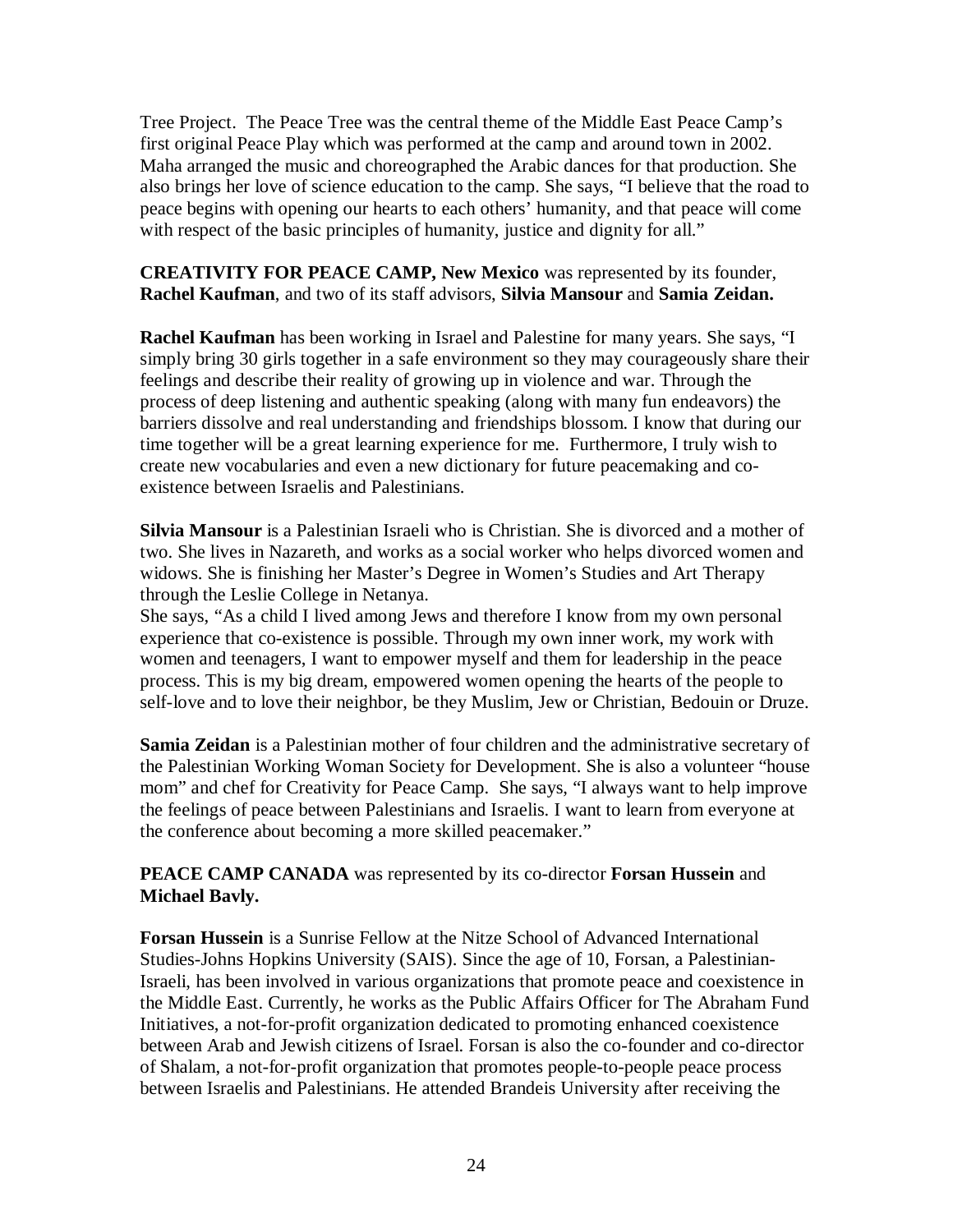Tree Project. The Peace Tree was the central theme of the Middle East Peace Camp's first original Peace Play which was performed at the camp and around town in 2002. Maha arranged the music and choreographed the Arabic dances for that production. She also brings her love of science education to the camp. She says, "I believe that the road to peace begins with opening our hearts to each others' humanity, and that peace will come with respect of the basic principles of humanity, justice and dignity for all."

**CREATIVITY FOR PEACE CAMP, New Mexico** was represented by its founder, **Rachel Kaufman**, and two of its staff advisors, **Silvia Mansour** and **Samia Zeidan.**

**Rachel Kaufman** has been working in Israel and Palestine for many years. She says, "I simply bring 30 girls together in a safe environment so they may courageously share their feelings and describe their reality of growing up in violence and war. Through the process of deep listening and authentic speaking (along with many fun endeavors) the barriers dissolve and real understanding and friendships blossom. I know that during our time together will be a great learning experience for me. Furthermore, I truly wish to create new vocabularies and even a new dictionary for future peacemaking and co-existence between Israelis and Palestinians.

**Silvia Mansour** is a Palestinian Israeli who is Christian. She is divorced and a mother of two. She lives in Nazareth, and works as a social worker who helps divorced women and widows. She is finishing her Master's Degree in Women's Studies and Art Therapy through the Leslie College in Netanya.
She says, "As a child I lived among Jews and therefore I know from my own personal experience that co-existence is possible. Through my own inner work, my work with women and teenagers, I want to empower myself and them for leadership in the peace process. This is my big dream, empowered women opening the hearts of the people to self-love and to love their neighbor, be they Muslim, Jew or Christian, Bedouin or Druze.

**Samia Zeidan** is a Palestinian mother of four children and the administrative secretary of the Palestinian Working Woman Society for Development. She is also a volunteer "house mom" and chef for Creativity for Peace Camp. She says, "I always want to help improve the feelings of peace between Palestinians and Israelis. I want to learn from everyone at the conference about becoming a more skilled peacemaker."

**PEACE CAMP CANADA** was represented by its co-director **Forsan Hussein** and **Michael Bavly.**

**Forsan Hussein** is a Sunrise Fellow at the Nitze School of Advanced International Studies-Johns Hopkins University (SAIS). Since the age of 10, Forsan, a Palestinian-Israeli, has been involved in various organizations that promote peace and coexistence in the Middle East. Currently, he works as the Public Affairs Officer for The Abraham Fund Initiatives, a not-for-profit organization dedicated to promoting enhanced coexistence between Arab and Jewish citizens of Israel. Forsan is also the co-founder and co-director of Shalam, a not-for-profit organization that promotes people-to-people peace process between Israelis and Palestinians. He attended Brandeis University after receiving the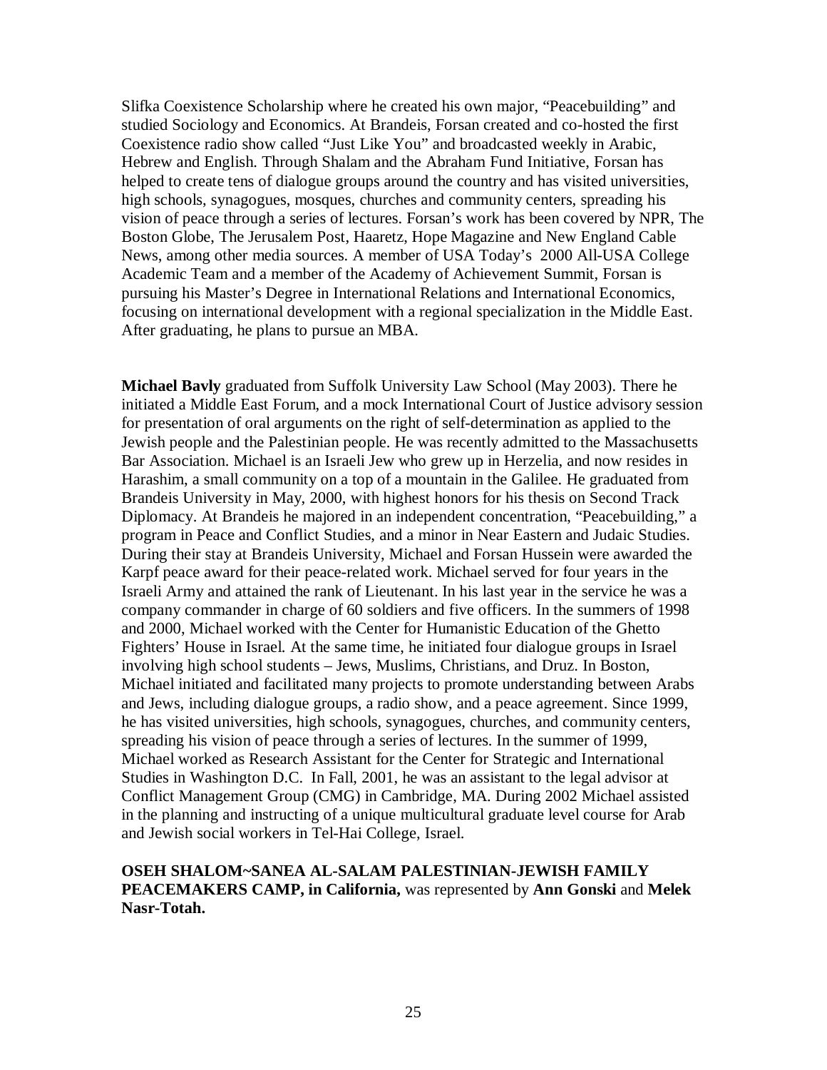Slifka Coexistence Scholarship where he created his own major, "Peacebuilding" and studied Sociology and Economics. At Brandeis, Forsan created and co-hosted the first Coexistence radio show called "Just Like You" and broadcasted weekly in Arabic, Hebrew and English. Through Shalam and the Abraham Fund Initiative, Forsan has helped to create tens of dialogue groups around the country and has visited universities, high schools, synagogues, mosques, churches and community centers, spreading his vision of peace through a series of lectures. Forsan's work has been covered by NPR, The Boston Globe, The Jerusalem Post, Haaretz, Hope Magazine and New England Cable News, among other media sources. A member of USA Today's 2000 All-USA College Academic Team and a member of the Academy of Achievement Summit, Forsan is pursuing his Master's Degree in International Relations and International Economics, focusing on international development with a regional specialization in the Middle East. After graduating, he plans to pursue an MBA.

**Michael Bavly** graduated from Suffolk University Law School (May 2003). There he initiated a Middle East Forum, and a mock International Court of Justice advisory session for presentation of oral arguments on the right of self-determination as applied to the Jewish people and the Palestinian people. He was recently admitted to the Massachusetts Bar Association. Michael is an Israeli Jew who grew up in Herzelia, and now resides in Harashim, a small community on a top of a mountain in the Galilee. He graduated from Brandeis University in May, 2000, with highest honors for his thesis on Second Track Diplomacy. At Brandeis he majored in an independent concentration, "Peacebuilding," a program in Peace and Conflict Studies, and a minor in Near Eastern and Judaic Studies. During their stay at Brandeis University, Michael and Forsan Hussein were awarded the Karpf peace award for their peace-related work. Michael served for four years in the Israeli Army and attained the rank of Lieutenant. In his last year in the service he was a company commander in charge of 60 soldiers and five officers. In the summers of 1998 and 2000, Michael worked with the Center for Humanistic Education of the Ghetto Fighters' House in Israel. At the same time, he initiated four dialogue groups in Israel involving high school students – Jews, Muslims, Christians, and Druz. In Boston, Michael initiated and facilitated many projects to promote understanding between Arabs and Jews, including dialogue groups, a radio show, and a peace agreement. Since 1999, he has visited universities, high schools, synagogues, churches, and community centers, spreading his vision of peace through a series of lectures. In the summer of 1999, Michael worked as Research Assistant for the Center for Strategic and International Studies in Washington D.C. In Fall, 2001, he was an assistant to the legal advisor at Conflict Management Group (CMG) in Cambridge, MA. During 2002 Michael assisted in the planning and instructing of a unique multicultural graduate level course for Arab and Jewish social workers in Tel-Hai College, Israel.

**OSEH SHALOM~SANEA AL-SALAM PALESTINIAN-JEWISH FAMILY PEACEMAKERS CAMP, in California,** was represented by **Ann Gonski** and **Melek Nasr-Totah.**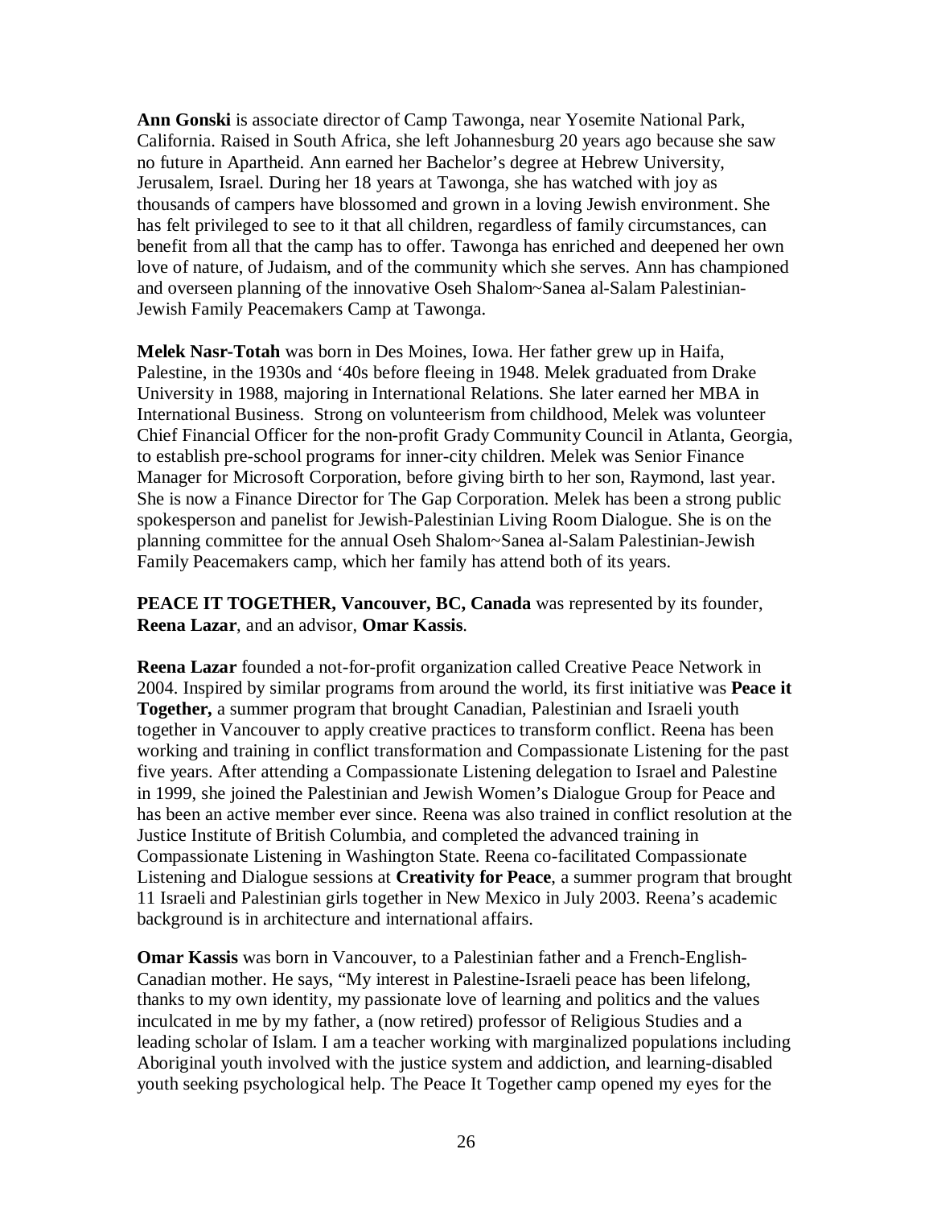**Ann Gonski** is associate director of Camp Tawonga, near Yosemite National Park, California. Raised in South Africa, she left Johannesburg 20 years ago because she saw no future in Apartheid. Ann earned her Bachelor's degree at Hebrew University, Jerusalem, Israel. During her 18 years at Tawonga, she has watched with joy as thousands of campers have blossomed and grown in a loving Jewish environment. She has felt privileged to see to it that all children, regardless of family circumstances, can benefit from all that the camp has to offer. Tawonga has enriched and deepened her own love of nature, of Judaism, and of the community which she serves. Ann has championed and overseen planning of the innovative Oseh Shalom~Sanea al-Salam Palestinian-Jewish Family Peacemakers Camp at Tawonga.

**Melek Nasr-Totah** was born in Des Moines, Iowa. Her father grew up in Haifa, Palestine, in the 1930s and '40s before fleeing in 1948. Melek graduated from Drake University in 1988, majoring in International Relations. She later earned her MBA in International Business. Strong on volunteerism from childhood, Melek was volunteer Chief Financial Officer for the non-profit Grady Community Council in Atlanta, Georgia, to establish pre-school programs for inner-city children. Melek was Senior Finance Manager for Microsoft Corporation, before giving birth to her son, Raymond, last year. She is now a Finance Director for The Gap Corporation. Melek has been a strong public spokesperson and panelist for Jewish-Palestinian Living Room Dialogue. She is on the planning committee for the annual Oseh Shalom~Sanea al-Salam Palestinian-Jewish Family Peacemakers camp, which her family has attend both of its years.

**PEACE IT TOGETHER, Vancouver, BC, Canada** was represented by its founder, **Reena Lazar**, and an advisor, **Omar Kassis**.

**Reena Lazar** founded a not-for-profit organization called Creative Peace Network in 2004. Inspired by similar programs from around the world, its first initiative was **Peace it Together,** a summer program that brought Canadian, Palestinian and Israeli youth together in Vancouver to apply creative practices to transform conflict. Reena has been working and training in conflict transformation and Compassionate Listening for the past five years. After attending a Compassionate Listening delegation to Israel and Palestine in 1999, she joined the Palestinian and Jewish Women's Dialogue Group for Peace and has been an active member ever since. Reena was also trained in conflict resolution at the Justice Institute of British Columbia, and completed the advanced training in Compassionate Listening in Washington State. Reena co-facilitated Compassionate Listening and Dialogue sessions at **Creativity for Peace**, a summer program that brought 11 Israeli and Palestinian girls together in New Mexico in July 2003. Reena's academic background is in architecture and international affairs.

**Omar Kassis** was born in Vancouver, to a Palestinian father and a French-English-Canadian mother. He says, "My interest in Palestine-Israeli peace has been lifelong, thanks to my own identity, my passionate love of learning and politics and the values inculcated in me by my father, a (now retired) professor of Religious Studies and a leading scholar of Islam. I am a teacher working with marginalized populations including Aboriginal youth involved with the justice system and addiction, and learning-disabled youth seeking psychological help. The Peace It Together camp opened my eyes for the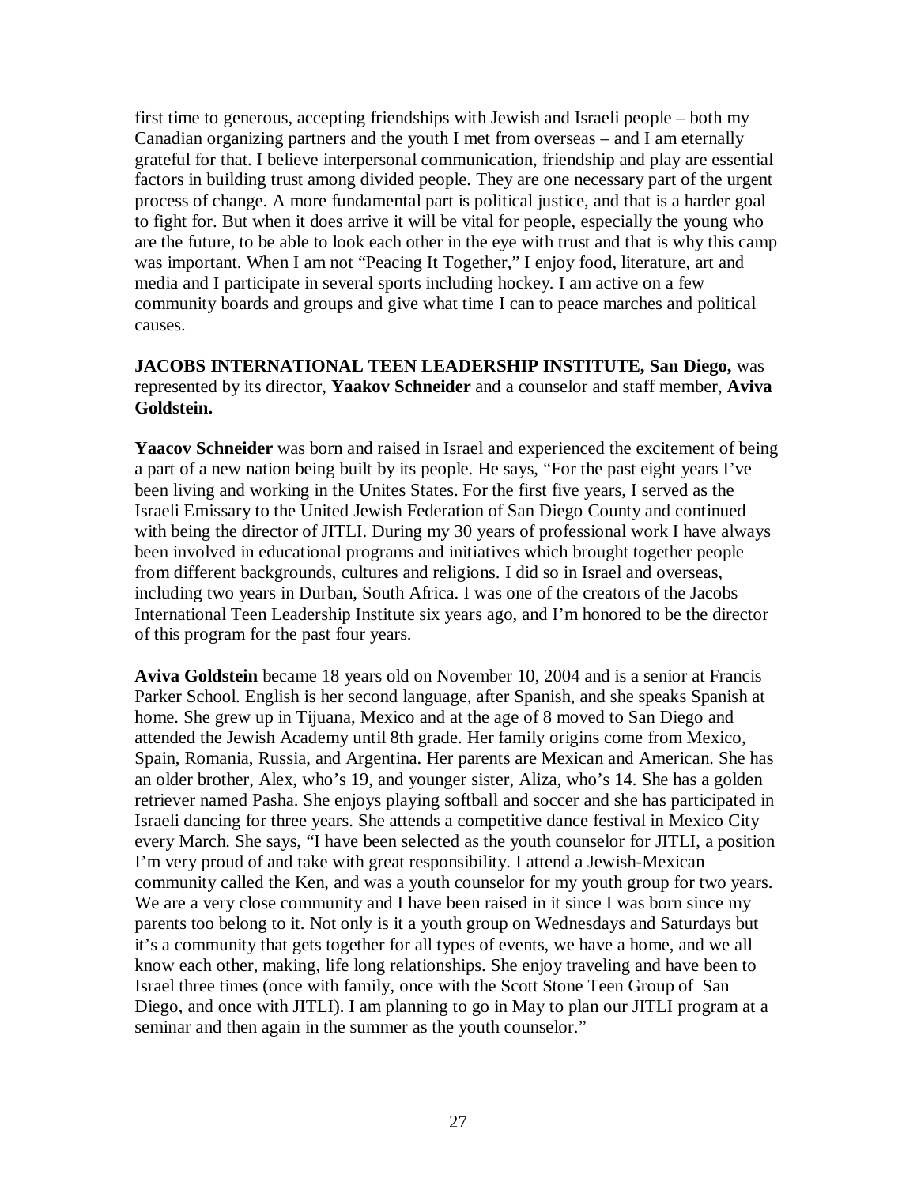first time to generous, accepting friendships with Jewish and Israeli people – both my Canadian organizing partners and the youth I met from overseas – and I am eternally grateful for that. I believe interpersonal communication, friendship and play are essential factors in building trust among divided people. They are one necessary part of the urgent process of change. A more fundamental part is political justice, and that is a harder goal to fight for. But when it does arrive it will be vital for people, especially the young who are the future, to be able to look each other in the eye with trust and that is why this camp was important. When I am not "Peacing It Together," I enjoy food, literature, art and media and I participate in several sports including hockey. I am active on a few community boards and groups and give what time I can to peace marches and political causes.

**JACOBS INTERNATIONAL TEEN LEADERSHIP INSTITUTE, San Diego,** was represented by its director, **Yaakov Schneider** and a counselor and staff member, **Aviva Goldstein.**

**Yaacov Schneider** was born and raised in Israel and experienced the excitement of being a part of a new nation being built by its people. He says, "For the past eight years I've been living and working in the Unites States. For the first five years, I served as the Israeli Emissary to the United Jewish Federation of San Diego County and continued with being the director of JITLI. During my 30 years of professional work I have always been involved in educational programs and initiatives which brought together people from different backgrounds, cultures and religions. I did so in Israel and overseas, including two years in Durban, South Africa. I was one of the creators of the Jacobs International Teen Leadership Institute six years ago, and I'm honored to be the director of this program for the past four years.

**Aviva Goldstein** became 18 years old on November 10, 2004 and is a senior at Francis Parker School. English is her second language, after Spanish, and she speaks Spanish at home. She grew up in Tijuana, Mexico and at the age of 8 moved to San Diego and attended the Jewish Academy until 8th grade. Her family origins come from Mexico, Spain, Romania, Russia, and Argentina. Her parents are Mexican and American. She has an older brother, Alex, who's 19, and younger sister, Aliza, who's 14. She has a golden retriever named Pasha. She enjoys playing softball and soccer and she has participated in Israeli dancing for three years. She attends a competitive dance festival in Mexico City every March. She says, "I have been selected as the youth counselor for JITLI, a position I'm very proud of and take with great responsibility. I attend a Jewish-Mexican community called the Ken, and was a youth counselor for my youth group for two years. We are a very close community and I have been raised in it since I was born since my parents too belong to it. Not only is it a youth group on Wednesdays and Saturdays but it's a community that gets together for all types of events, we have a home, and we all know each other, making, life long relationships. She enjoy traveling and have been to Israel three times (once with family, once with the Scott Stone Teen Group of San Diego, and once with JITLI). I am planning to go in May to plan our JITLI program at a seminar and then again in the summer as the youth counselor."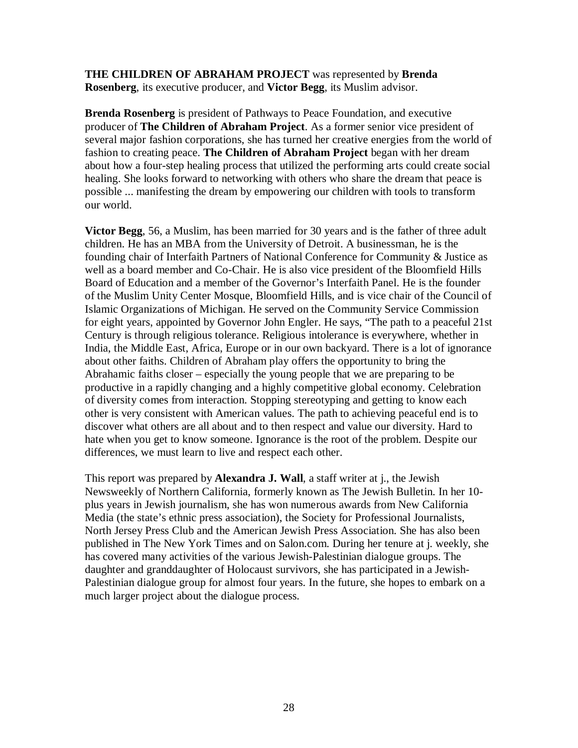**THE CHILDREN OF ABRAHAM PROJECT** was represented by **Brenda Rosenberg**, its executive producer, and **Victor Begg**, its Muslim advisor.

**Brenda Rosenberg** is president of Pathways to Peace Foundation, and executive producer of **The Children of Abraham Project**. As a former senior vice president of several major fashion corporations, she has turned her creative energies from the world of fashion to creating peace. **The Children of Abraham Project** began with her dream about how a four-step healing process that utilized the performing arts could create social healing. She looks forward to networking with others who share the dream that peace is possible ... manifesting the dream by empowering our children with tools to transform our world.

**Victor Begg**, 56, a Muslim, has been married for 30 years and is the father of three adult children. He has an MBA from the University of Detroit. A businessman, he is the founding chair of Interfaith Partners of National Conference for Community & Justice as well as a board member and Co-Chair. He is also vice president of the Bloomfield Hills Board of Education and a member of the Governor's Interfaith Panel. He is the founder of the Muslim Unity Center Mosque, Bloomfield Hills, and is vice chair of the Council of Islamic Organizations of Michigan. He served on the Community Service Commission for eight years, appointed by Governor John Engler. He says, "The path to a peaceful 21st Century is through religious tolerance. Religious intolerance is everywhere, whether in India, the Middle East, Africa, Europe or in our own backyard. There is a lot of ignorance about other faiths. Children of Abraham play offers the opportunity to bring the Abrahamic faiths closer – especially the young people that we are preparing to be productive in a rapidly changing and a highly competitive global economy. Celebration of diversity comes from interaction. Stopping stereotyping and getting to know each other is very consistent with American values. The path to achieving peaceful end is to discover what others are all about and to then respect and value our diversity. Hard to hate when you get to know someone. Ignorance is the root of the problem. Despite our differences, we must learn to live and respect each other.

This report was prepared by **Alexandra J. Wall**, a staff writer at j., the Jewish Newsweekly of Northern California, formerly known as The Jewish Bulletin. In her 10-plus years in Jewish journalism, she has won numerous awards from New California Media (the state's ethnic press association), the Society for Professional Journalists, North Jersey Press Club and the American Jewish Press Association. She has also been published in The New York Times and on Salon.com. During her tenure at j. weekly, she has covered many activities of the various Jewish-Palestinian dialogue groups. The daughter and granddaughter of Holocaust survivors, she has participated in a Jewish-Palestinian dialogue group for almost four years. In the future, she hopes to embark on a much larger project about the dialogue process.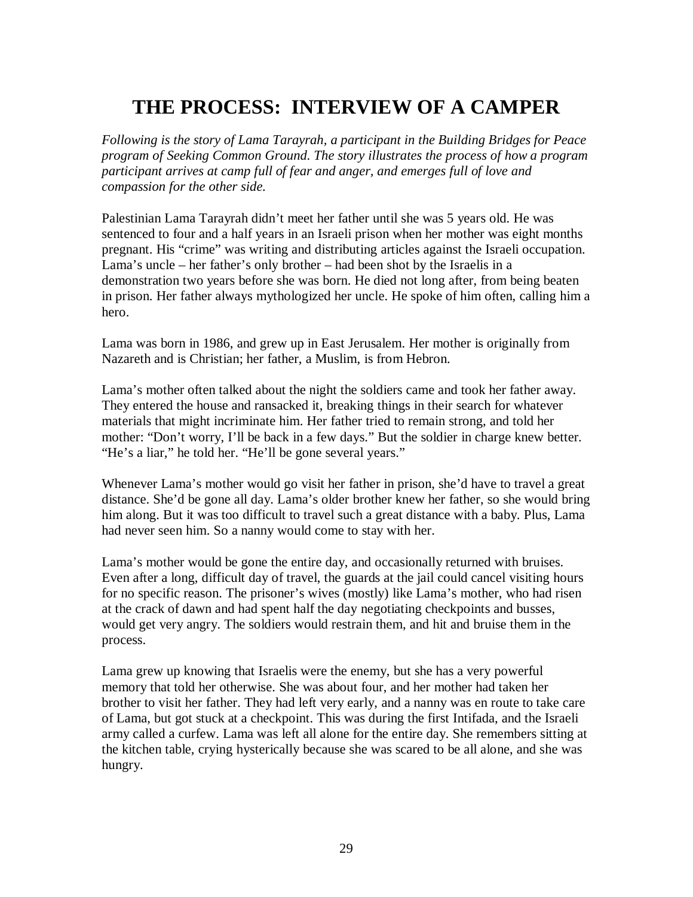# THE PROCESS: INTERVIEW OF A CAMPER

*Following is the story of Lama Tarayrah, a participant in the Building Bridges for Peace program of Seeking Common Ground. The story illustrates the process of how a program participant arrives at camp full of fear and anger, and emerges full of love and compassion for the other side.*

Palestinian Lama Tarayrah didn't meet her father until she was 5 years old. He was sentenced to four and a half years in an Israeli prison when her mother was eight months pregnant. His "crime" was writing and distributing articles against the Israeli occupation. Lama's uncle – her father's only brother – had been shot by the Israelis in a demonstration two years before she was born. He died not long after, from being beaten in prison. Her father always mythologized her uncle. He spoke of him often, calling him a hero.

Lama was born in 1986, and grew up in East Jerusalem. Her mother is originally from Nazareth and is Christian; her father, a Muslim, is from Hebron.

Lama's mother often talked about the night the soldiers came and took her father away. They entered the house and ransacked it, breaking things in their search for whatever materials that might incriminate him. Her father tried to remain strong, and told her mother: "Don't worry, I'll be back in a few days." But the soldier in charge knew better. "He's a liar," he told her. "He'll be gone several years."

Whenever Lama's mother would go visit her father in prison, she'd have to travel a great distance. She'd be gone all day. Lama's older brother knew her father, so she would bring him along. But it was too difficult to travel such a great distance with a baby. Plus, Lama had never seen him. So a nanny would come to stay with her.

Lama's mother would be gone the entire day, and occasionally returned with bruises. Even after a long, difficult day of travel, the guards at the jail could cancel visiting hours for no specific reason. The prisoner's wives (mostly) like Lama's mother, who had risen at the crack of dawn and had spent half the day negotiating checkpoints and busses, would get very angry. The soldiers would restrain them, and hit and bruise them in the process.

Lama grew up knowing that Israelis were the enemy, but she has a very powerful memory that told her otherwise. She was about four, and her mother had taken her brother to visit her father. They had left very early, and a nanny was en route to take care of Lama, but got stuck at a checkpoint. This was during the first Intifada, and the Israeli army called a curfew. Lama was left all alone for the entire day. She remembers sitting at the kitchen table, crying hysterically because she was scared to be all alone, and she was hungry.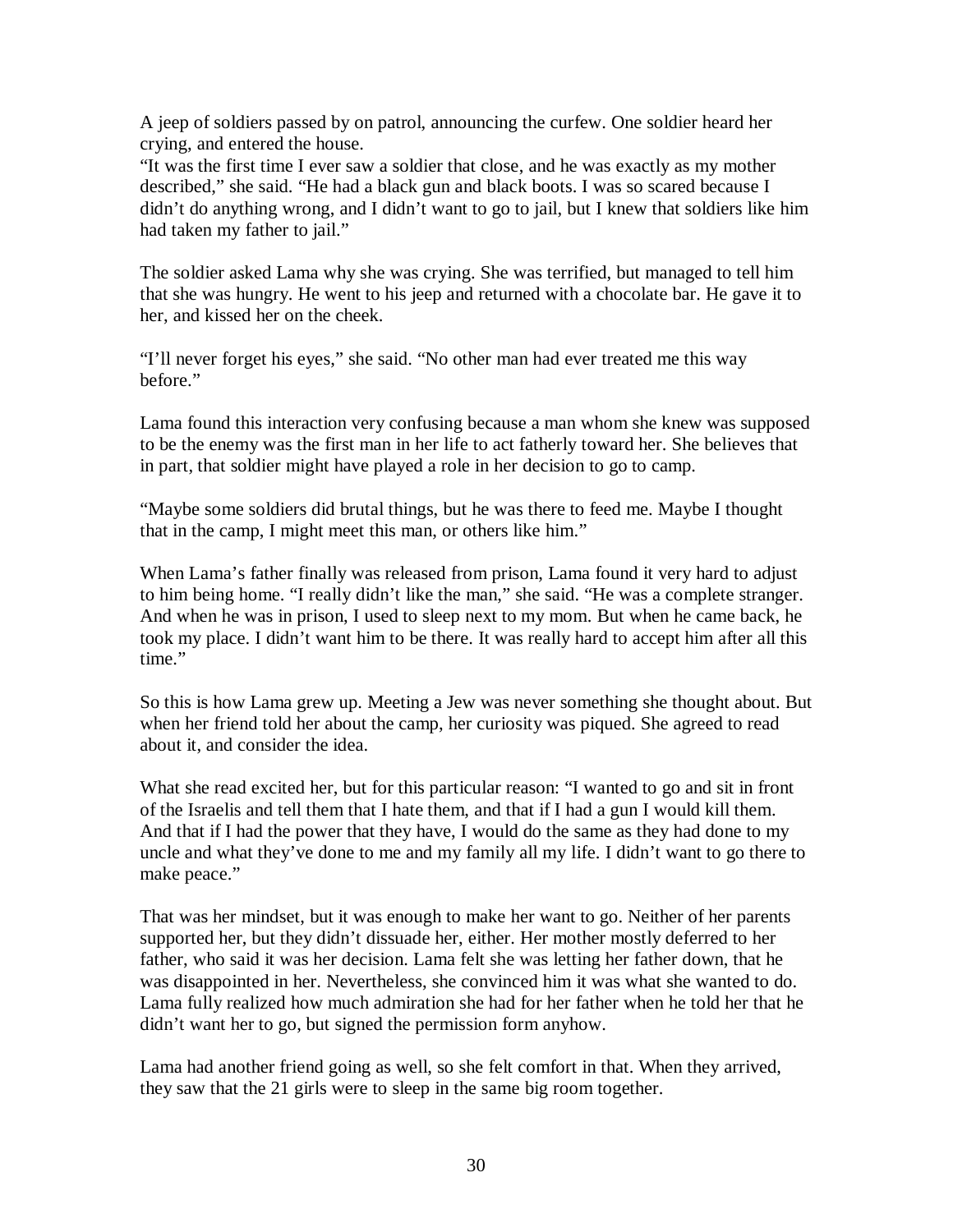A jeep of soldiers passed by on patrol, announcing the curfew. One soldier heard her crying, and entered the house.
"It was the first time I ever saw a soldier that close, and he was exactly as my mother described," she said. "He had a black gun and black boots. I was so scared because I didn't do anything wrong, and I didn't want to go to jail, but I knew that soldiers like him had taken my father to jail."

The soldier asked Lama why she was crying. She was terrified, but managed to tell him that she was hungry. He went to his jeep and returned with a chocolate bar. He gave it to her, and kissed her on the cheek.

"I'll never forget his eyes," she said. "No other man had ever treated me this way before."

Lama found this interaction very confusing because a man whom she knew was supposed to be the enemy was the first man in her life to act fatherly toward her. She believes that in part, that soldier might have played a role in her decision to go to camp.

"Maybe some soldiers did brutal things, but he was there to feed me. Maybe I thought that in the camp, I might meet this man, or others like him."

When Lama's father finally was released from prison, Lama found it very hard to adjust to him being home. "I really didn't like the man," she said. "He was a complete stranger. And when he was in prison, I used to sleep next to my mom. But when he came back, he took my place. I didn't want him to be there. It was really hard to accept him after all this time."

So this is how Lama grew up. Meeting a Jew was never something she thought about. But when her friend told her about the camp, her curiosity was piqued. She agreed to read about it, and consider the idea.

What she read excited her, but for this particular reason: "I wanted to go and sit in front of the Israelis and tell them that I hate them, and that if I had a gun I would kill them. And that if I had the power that they have, I would do the same as they had done to my uncle and what they've done to me and my family all my life. I didn't want to go there to make peace."

That was her mindset, but it was enough to make her want to go. Neither of her parents supported her, but they didn't dissuade her, either. Her mother mostly deferred to her father, who said it was her decision. Lama felt she was letting her father down, that he was disappointed in her. Nevertheless, she convinced him it was what she wanted to do. Lama fully realized how much admiration she had for her father when he told her that he didn't want her to go, but signed the permission form anyhow.

Lama had another friend going as well, so she felt comfort in that. When they arrived, they saw that the 21 girls were to sleep in the same big room together.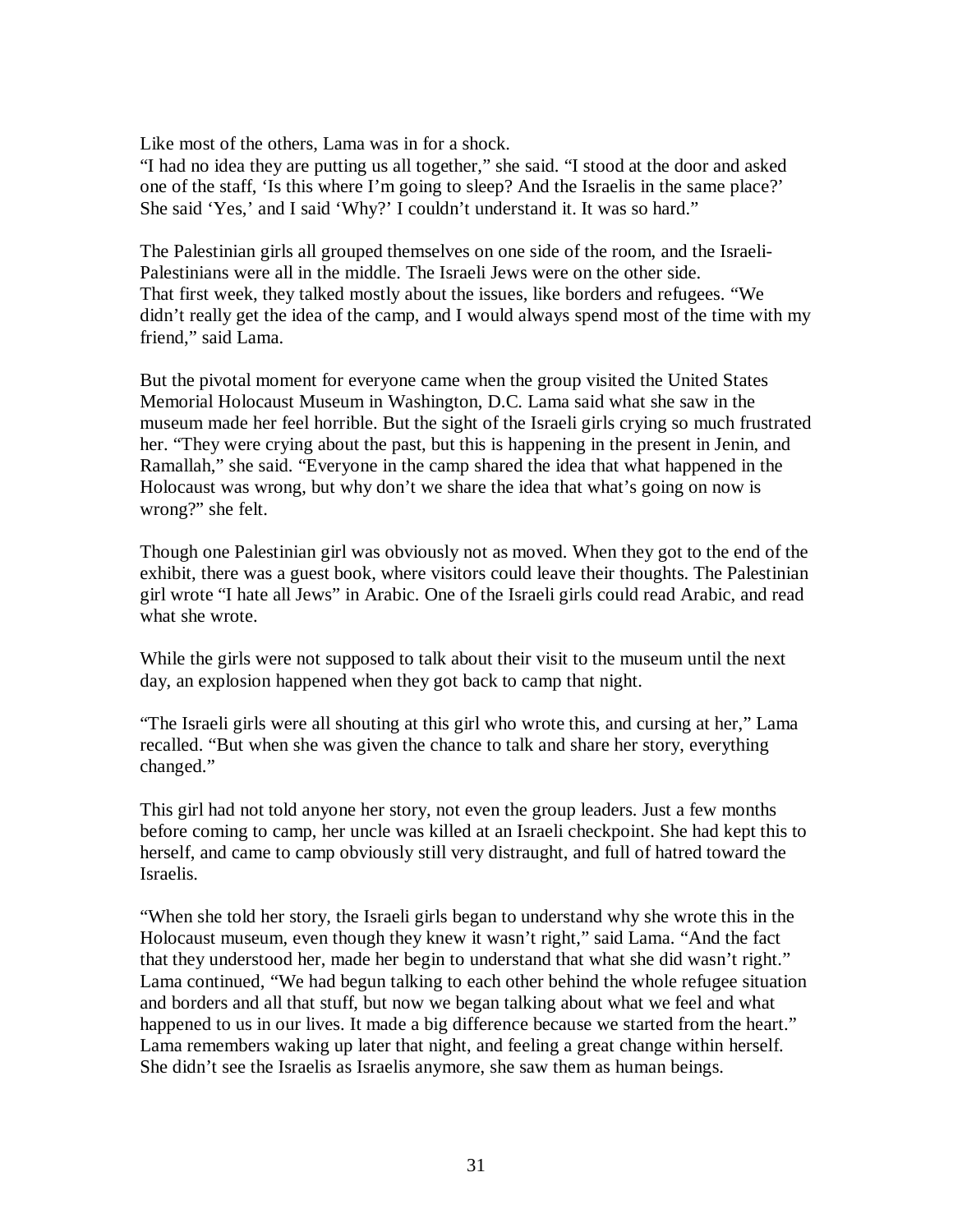Like most of the others, Lama was in for a shock.
"I had no idea they are putting us all together," she said. "I stood at the door and asked one of the staff, 'Is this where I'm going to sleep? And the Israelis in the same place?' She said 'Yes,' and I said 'Why?' I couldn't understand it. It was so hard."

The Palestinian girls all grouped themselves on one side of the room, and the Israeli-Palestinians were all in the middle. The Israeli Jews were on the other side.
That first week, they talked mostly about the issues, like borders and refugees. "We didn't really get the idea of the camp, and I would always spend most of the time with my friend," said Lama.

But the pivotal moment for everyone came when the group visited the United States Memorial Holocaust Museum in Washington, D.C. Lama said what she saw in the museum made her feel horrible. But the sight of the Israeli girls crying so much frustrated her. "They were crying about the past, but this is happening in the present in Jenin, and Ramallah," she said. "Everyone in the camp shared the idea that what happened in the Holocaust was wrong, but why don't we share the idea that what's going on now is wrong?" she felt.

Though one Palestinian girl was obviously not as moved. When they got to the end of the exhibit, there was a guest book, where visitors could leave their thoughts. The Palestinian girl wrote "I hate all Jews" in Arabic. One of the Israeli girls could read Arabic, and read what she wrote.

While the girls were not supposed to talk about their visit to the museum until the next day, an explosion happened when they got back to camp that night.

"The Israeli girls were all shouting at this girl who wrote this, and cursing at her," Lama recalled. "But when she was given the chance to talk and share her story, everything changed."

This girl had not told anyone her story, not even the group leaders. Just a few months before coming to camp, her uncle was killed at an Israeli checkpoint. She had kept this to herself, and came to camp obviously still very distraught, and full of hatred toward the Israelis.

"When she told her story, the Israeli girls began to understand why she wrote this in the Holocaust museum, even though they knew it wasn't right," said Lama. "And the fact that they understood her, made her begin to understand that what she did wasn't right."
Lama continued, "We had begun talking to each other behind the whole refugee situation and borders and all that stuff, but now we began talking about what we feel and what happened to us in our lives. It made a big difference because we started from the heart."
Lama remembers waking up later that night, and feeling a great change within herself. She didn't see the Israelis as Israelis anymore, she saw them as human beings.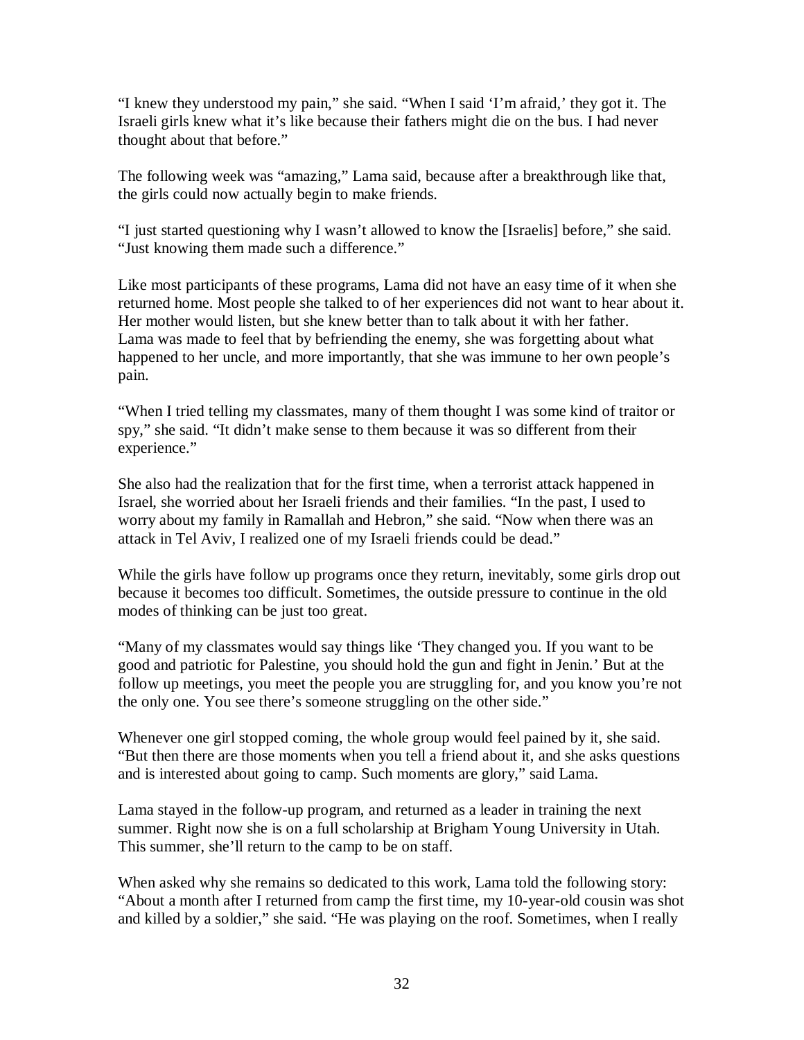"I knew they understood my pain," she said. "When I said 'I'm afraid,' they got it. The Israeli girls knew what it's like because their fathers might die on the bus. I had never thought about that before."

The following week was "amazing," Lama said, because after a breakthrough like that, the girls could now actually begin to make friends.

"I just started questioning why I wasn't allowed to know the [Israelis] before," she said. "Just knowing them made such a difference."

Like most participants of these programs, Lama did not have an easy time of it when she returned home. Most people she talked to of her experiences did not want to hear about it. Her mother would listen, but she knew better than to talk about it with her father. Lama was made to feel that by befriending the enemy, she was forgetting about what happened to her uncle, and more importantly, that she was immune to her own people's pain.

"When I tried telling my classmates, many of them thought I was some kind of traitor or spy," she said. "It didn't make sense to them because it was so different from their experience."

She also had the realization that for the first time, when a terrorist attack happened in Israel, she worried about her Israeli friends and their families. "In the past, I used to worry about my family in Ramallah and Hebron," she said. "Now when there was an attack in Tel Aviv, I realized one of my Israeli friends could be dead."

While the girls have follow up programs once they return, inevitably, some girls drop out because it becomes too difficult. Sometimes, the outside pressure to continue in the old modes of thinking can be just too great.

"Many of my classmates would say things like 'They changed you. If you want to be good and patriotic for Palestine, you should hold the gun and fight in Jenin.' But at the follow up meetings, you meet the people you are struggling for, and you know you're not the only one. You see there's someone struggling on the other side."

Whenever one girl stopped coming, the whole group would feel pained by it, she said. "But then there are those moments when you tell a friend about it, and she asks questions and is interested about going to camp. Such moments are glory," said Lama.

Lama stayed in the follow-up program, and returned as a leader in training the next summer. Right now she is on a full scholarship at Brigham Young University in Utah. This summer, she'll return to the camp to be on staff.

When asked why she remains so dedicated to this work, Lama told the following story: "About a month after I returned from camp the first time, my 10-year-old cousin was shot and killed by a soldier," she said. "He was playing on the roof. Sometimes, when I really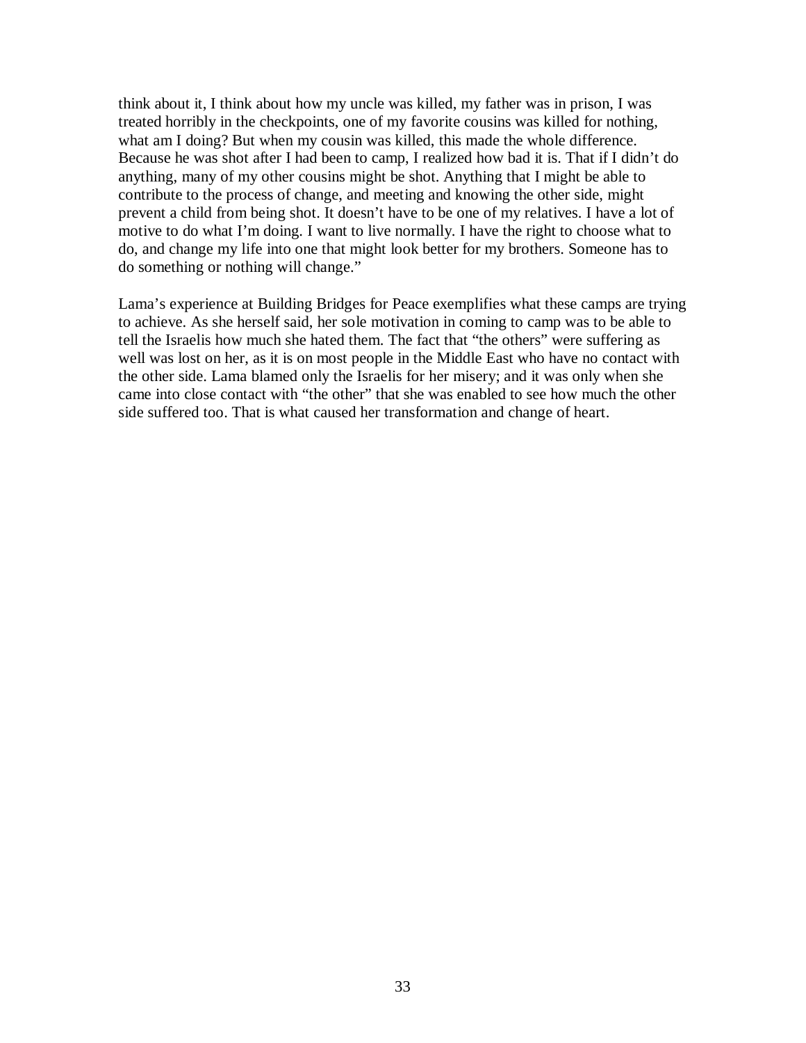think about it, I think about how my uncle was killed, my father was in prison, I was treated horribly in the checkpoints, one of my favorite cousins was killed for nothing, what am I doing? But when my cousin was killed, this made the whole difference. Because he was shot after I had been to camp, I realized how bad it is. That if I didn't do anything, many of my other cousins might be shot. Anything that I might be able to contribute to the process of change, and meeting and knowing the other side, might prevent a child from being shot. It doesn't have to be one of my relatives. I have a lot of motive to do what I'm doing. I want to live normally. I have the right to choose what to do, and change my life into one that might look better for my brothers. Someone has to do something or nothing will change."

Lama's experience at Building Bridges for Peace exemplifies what these camps are trying to achieve. As she herself said, her sole motivation in coming to camp was to be able to tell the Israelis how much she hated them. The fact that "the others" were suffering as well was lost on her, as it is on most people in the Middle East who have no contact with the other side. Lama blamed only the Israelis for her misery; and it was only when she came into close contact with "the other" that she was enabled to see how much the other side suffered too. That is what caused her transformation and change of heart.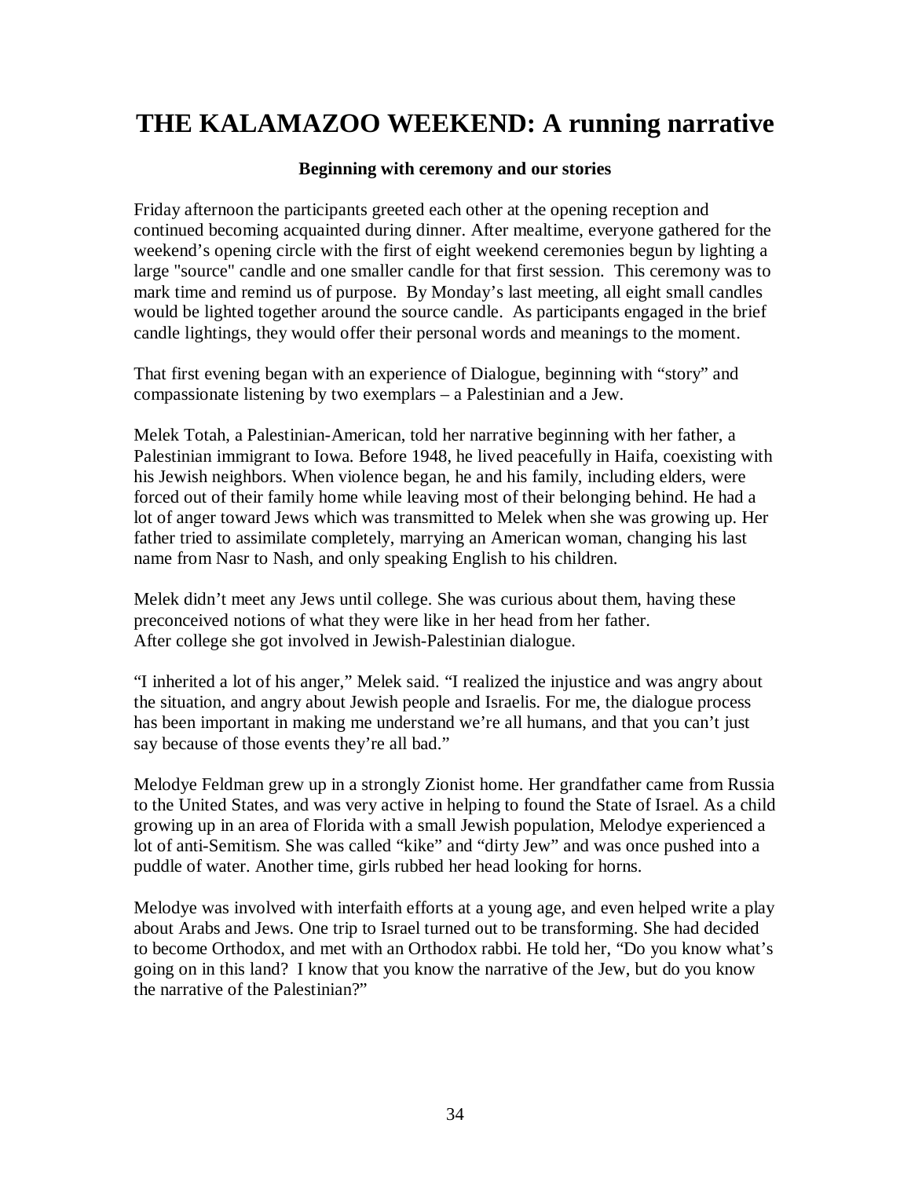# THE KALAMAZOO WEEKEND: A running narrative

**Beginning with ceremony and our stories**

Friday afternoon the participants greeted each other at the opening reception and continued becoming acquainted during dinner. After mealtime, everyone gathered for the weekend's opening circle with the first of eight weekend ceremonies begun by lighting a large "source" candle and one smaller candle for that first session. This ceremony was to mark time and remind us of purpose. By Monday's last meeting, all eight small candles would be lighted together around the source candle. As participants engaged in the brief candle lightings, they would offer their personal words and meanings to the moment.

That first evening began with an experience of Dialogue, beginning with "story" and compassionate listening by two exemplars – a Palestinian and a Jew.

Melek Totah, a Palestinian-American, told her narrative beginning with her father, a Palestinian immigrant to Iowa. Before 1948, he lived peacefully in Haifa, coexisting with his Jewish neighbors. When violence began, he and his family, including elders, were forced out of their family home while leaving most of their belonging behind. He had a lot of anger toward Jews which was transmitted to Melek when she was growing up. Her father tried to assimilate completely, marrying an American woman, changing his last name from Nasr to Nash, and only speaking English to his children.

Melek didn't meet any Jews until college. She was curious about them, having these preconceived notions of what they were like in her head from her father.
After college she got involved in Jewish-Palestinian dialogue.

"I inherited a lot of his anger," Melek said. "I realized the injustice and was angry about the situation, and angry about Jewish people and Israelis. For me, the dialogue process has been important in making me understand we're all humans, and that you can't just say because of those events they're all bad."

Melodye Feldman grew up in a strongly Zionist home. Her grandfather came from Russia to the United States, and was very active in helping to found the State of Israel. As a child growing up in an area of Florida with a small Jewish population, Melodye experienced a lot of anti-Semitism. She was called "kike" and "dirty Jew" and was once pushed into a puddle of water. Another time, girls rubbed her head looking for horns.

Melodye was involved with interfaith efforts at a young age, and even helped write a play about Arabs and Jews. One trip to Israel turned out to be transforming. She had decided to become Orthodox, and met with an Orthodox rabbi. He told her, "Do you know what's going on in this land? I know that you know the narrative of the Jew, but do you know the narrative of the Palestinian?"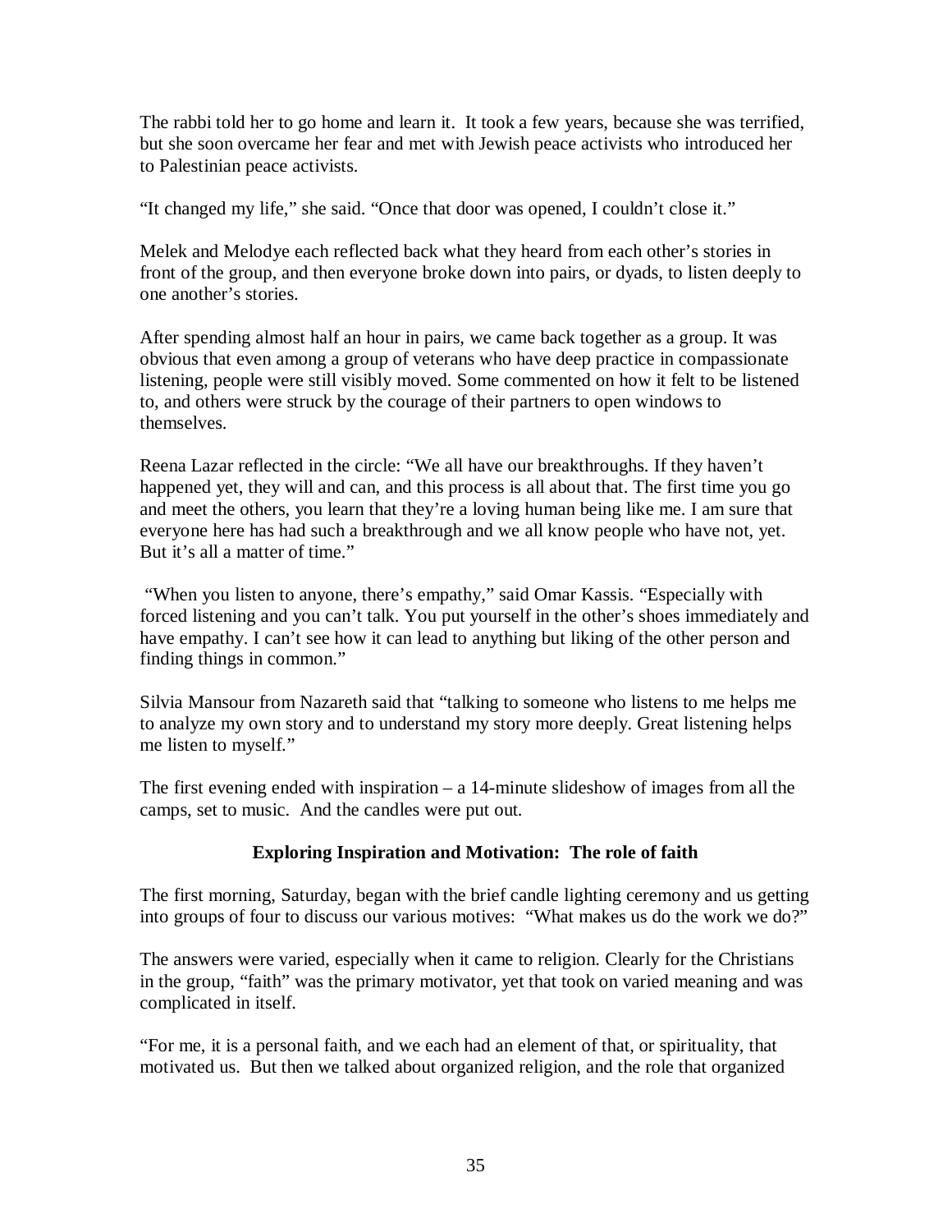The rabbi told her to go home and learn it. It took a few years, because she was terrified, but she soon overcame her fear and met with Jewish peace activists who introduced her to Palestinian peace activists.

"It changed my life," she said. "Once that door was opened, I couldn't close it."

Melek and Melodye each reflected back what they heard from each other's stories in front of the group, and then everyone broke down into pairs, or dyads, to listen deeply to one another's stories.

After spending almost half an hour in pairs, we came back together as a group. It was obvious that even among a group of veterans who have deep practice in compassionate listening, people were still visibly moved. Some commented on how it felt to be listened to, and others were struck by the courage of their partners to open windows to themselves.

Reena Lazar reflected in the circle: "We all have our breakthroughs. If they haven't happened yet, they will and can, and this process is all about that. The first time you go and meet the others, you learn that they're a loving human being like me. I am sure that everyone here has had such a breakthrough and we all know people who have not, yet. But it's all a matter of time."

"When you listen to anyone, there's empathy," said Omar Kassis. "Especially with forced listening and you can't talk. You put yourself in the other's shoes immediately and have empathy. I can't see how it can lead to anything but liking of the other person and finding things in common."

Silvia Mansour from Nazareth said that "talking to someone who listens to me helps me to analyze my own story and to understand my story more deeply. Great listening helps me listen to myself."

The first evening ended with inspiration – a 14-minute slideshow of images from all the camps, set to music. And the candles were put out.

## Exploring Inspiration and Motivation: The role of faith

The first morning, Saturday, began with the brief candle lighting ceremony and us getting into groups of four to discuss our various motives: "What makes us do the work we do?"

The answers were varied, especially when it came to religion. Clearly for the Christians in the group, "faith" was the primary motivator, yet that took on varied meaning and was complicated in itself.

"For me, it is a personal faith, and we each had an element of that, or spirituality, that motivated us. But then we talked about organized religion, and the role that organized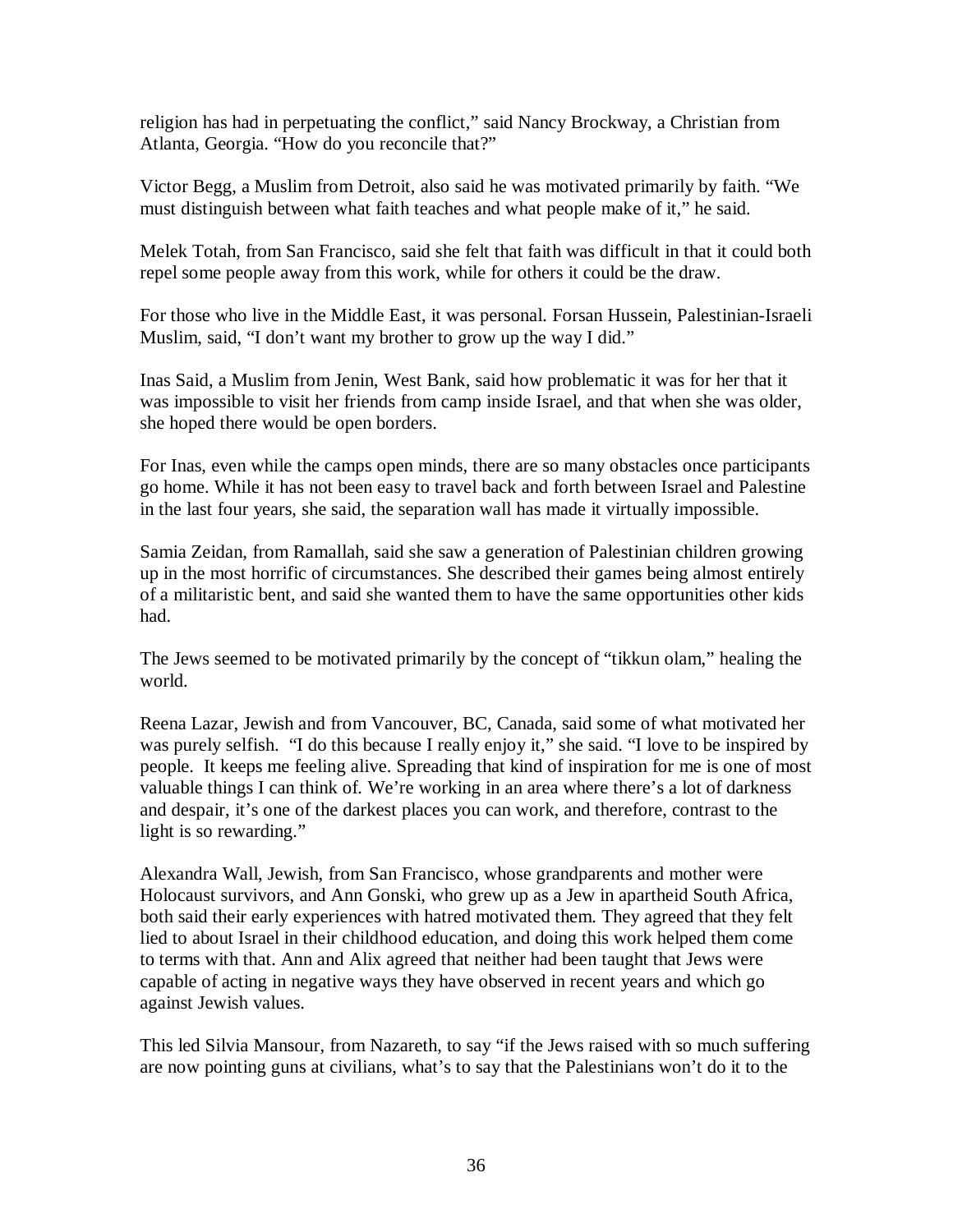religion has had in perpetuating the conflict," said Nancy Brockway, a Christian from Atlanta, Georgia. "How do you reconcile that?"

Victor Begg, a Muslim from Detroit, also said he was motivated primarily by faith. "We must distinguish between what faith teaches and what people make of it," he said.

Melek Totah, from San Francisco, said she felt that faith was difficult in that it could both repel some people away from this work, while for others it could be the draw.

For those who live in the Middle East, it was personal. Forsan Hussein, Palestinian-Israeli Muslim, said, "I don't want my brother to grow up the way I did."

Inas Said, a Muslim from Jenin, West Bank, said how problematic it was for her that it was impossible to visit her friends from camp inside Israel, and that when she was older, she hoped there would be open borders.

For Inas, even while the camps open minds, there are so many obstacles once participants go home. While it has not been easy to travel back and forth between Israel and Palestine in the last four years, she said, the separation wall has made it virtually impossible.

Samia Zeidan, from Ramallah, said she saw a generation of Palestinian children growing up in the most horrific of circumstances. She described their games being almost entirely of a militaristic bent, and said she wanted them to have the same opportunities other kids had.

The Jews seemed to be motivated primarily by the concept of "tikkun olam," healing the world.

Reena Lazar, Jewish and from Vancouver, BC, Canada, said some of what motivated her was purely selfish. "I do this because I really enjoy it," she said. "I love to be inspired by people. It keeps me feeling alive. Spreading that kind of inspiration for me is one of most valuable things I can think of. We're working in an area where there's a lot of darkness and despair, it's one of the darkest places you can work, and therefore, contrast to the light is so rewarding."

Alexandra Wall, Jewish, from San Francisco, whose grandparents and mother were Holocaust survivors, and Ann Gonski, who grew up as a Jew in apartheid South Africa, both said their early experiences with hatred motivated them. They agreed that they felt lied to about Israel in their childhood education, and doing this work helped them come to terms with that. Ann and Alix agreed that neither had been taught that Jews were capable of acting in negative ways they have observed in recent years and which go against Jewish values.

This led Silvia Mansour, from Nazareth, to say "if the Jews raised with so much suffering are now pointing guns at civilians, what's to say that the Palestinians won't do it to the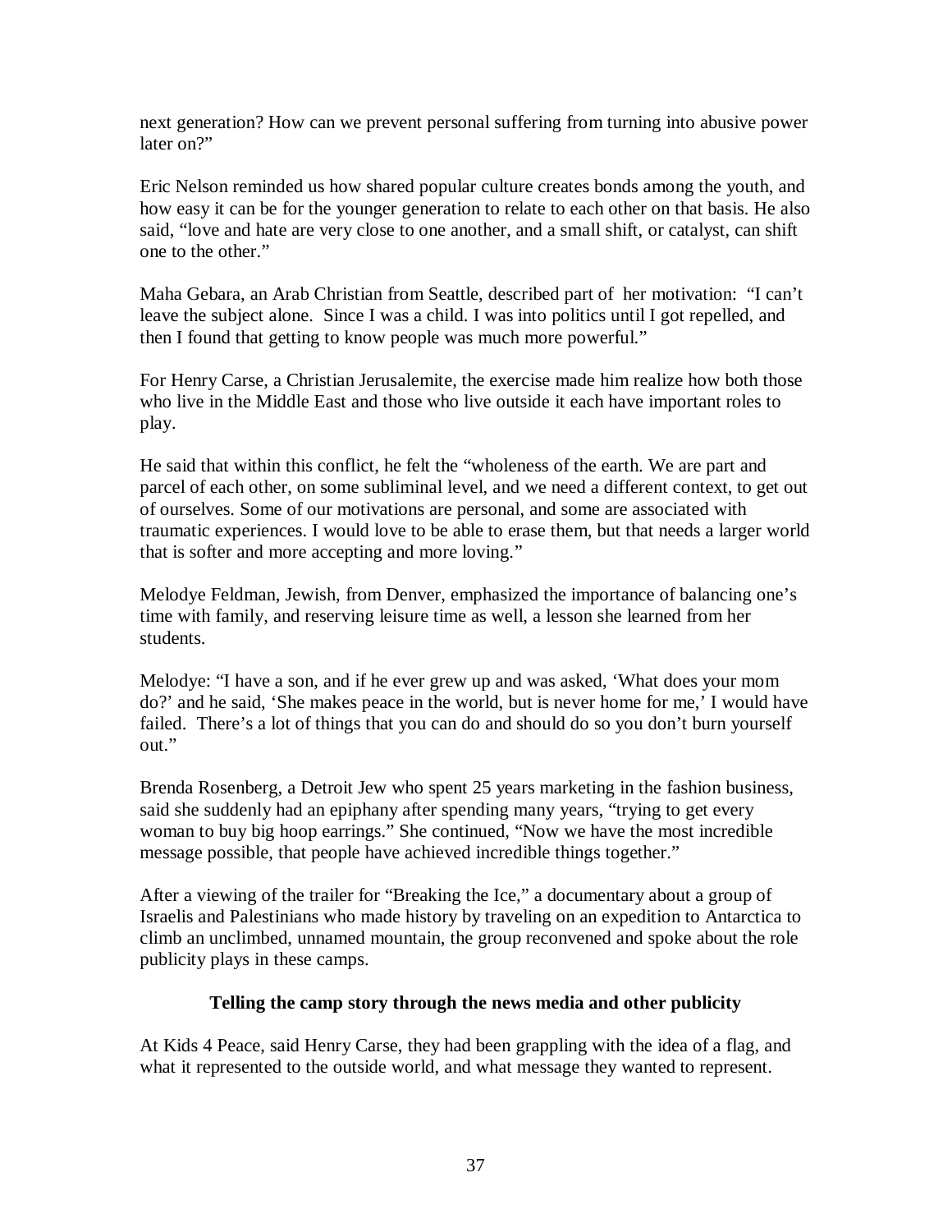next generation? How can we prevent personal suffering from turning into abusive power later on?"

Eric Nelson reminded us how shared popular culture creates bonds among the youth, and how easy it can be for the younger generation to relate to each other on that basis. He also said, "love and hate are very close to one another, and a small shift, or catalyst, can shift one to the other."

Maha Gebara, an Arab Christian from Seattle, described part of her motivation: "I can't leave the subject alone. Since I was a child. I was into politics until I got repelled, and then I found that getting to know people was much more powerful."

For Henry Carse, a Christian Jerusalemite, the exercise made him realize how both those who live in the Middle East and those who live outside it each have important roles to play.

He said that within this conflict, he felt the "wholeness of the earth. We are part and parcel of each other, on some subliminal level, and we need a different context, to get out of ourselves. Some of our motivations are personal, and some are associated with traumatic experiences. I would love to be able to erase them, but that needs a larger world that is softer and more accepting and more loving."

Melodye Feldman, Jewish, from Denver, emphasized the importance of balancing one's time with family, and reserving leisure time as well, a lesson she learned from her students.

Melodye: "I have a son, and if he ever grew up and was asked, 'What does your mom do?' and he said, 'She makes peace in the world, but is never home for me,' I would have failed. There's a lot of things that you can do and should do so you don't burn yourself out."

Brenda Rosenberg, a Detroit Jew who spent 25 years marketing in the fashion business, said she suddenly had an epiphany after spending many years, "trying to get every woman to buy big hoop earrings." She continued, "Now we have the most incredible message possible, that people have achieved incredible things together."

After a viewing of the trailer for "Breaking the Ice," a documentary about a group of Israelis and Palestinians who made history by traveling on an expedition to Antarctica to climb an unclimbed, unnamed mountain, the group reconvened and spoke about the role publicity plays in these camps.

**Telling the camp story through the news media and other publicity**

At Kids 4 Peace, said Henry Carse, they had been grappling with the idea of a flag, and what it represented to the outside world, and what message they wanted to represent.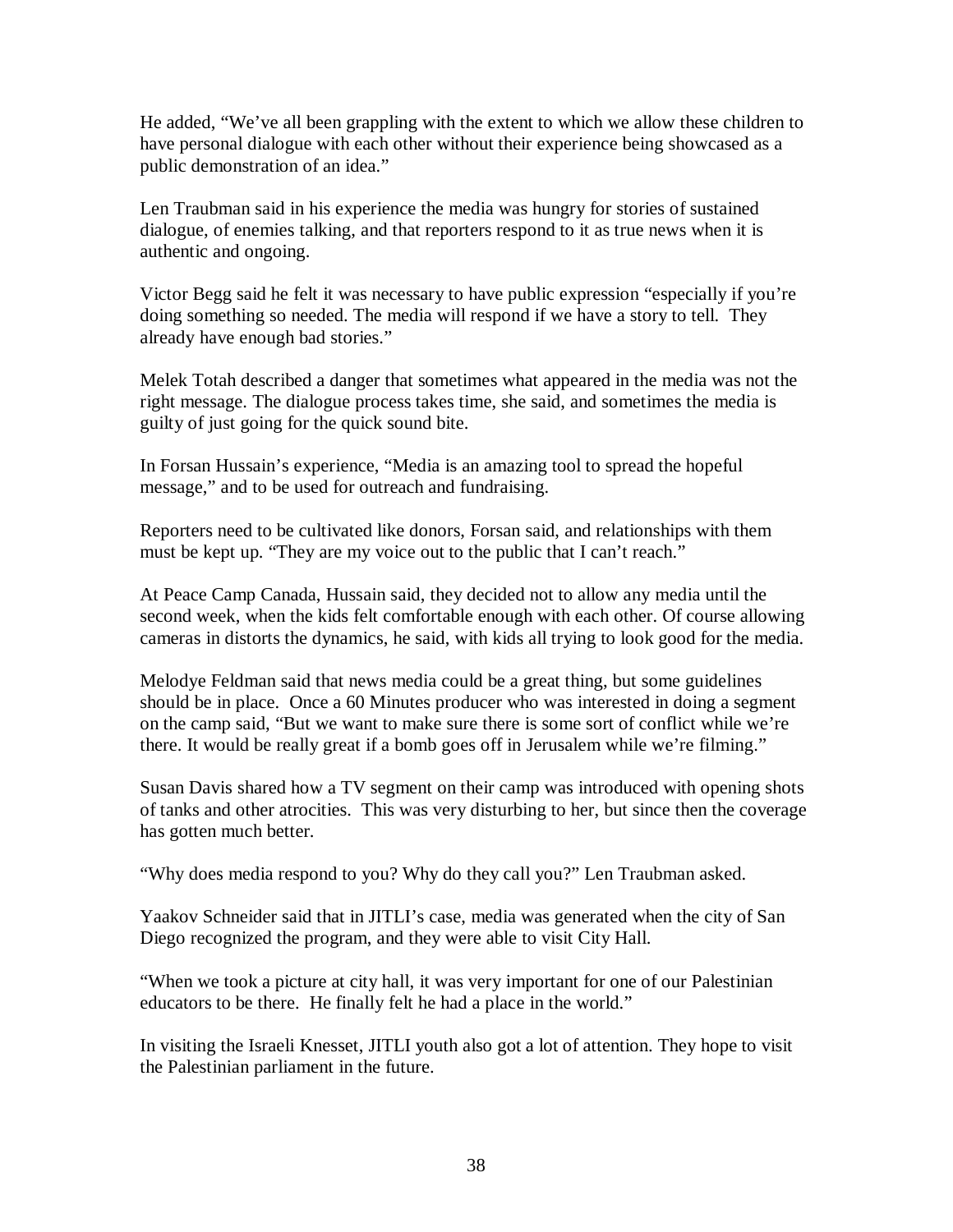He added, "We've all been grappling with the extent to which we allow these children to have personal dialogue with each other without their experience being showcased as a public demonstration of an idea."

Len Traubman said in his experience the media was hungry for stories of sustained dialogue, of enemies talking, and that reporters respond to it as true news when it is authentic and ongoing.

Victor Begg said he felt it was necessary to have public expression "especially if you're doing something so needed. The media will respond if we have a story to tell. They already have enough bad stories."

Melek Totah described a danger that sometimes what appeared in the media was not the right message. The dialogue process takes time, she said, and sometimes the media is guilty of just going for the quick sound bite.

In Forsan Hussain's experience, "Media is an amazing tool to spread the hopeful message," and to be used for outreach and fundraising.

Reporters need to be cultivated like donors, Forsan said, and relationships with them must be kept up. "They are my voice out to the public that I can't reach."

At Peace Camp Canada, Hussain said, they decided not to allow any media until the second week, when the kids felt comfortable enough with each other. Of course allowing cameras in distorts the dynamics, he said, with kids all trying to look good for the media.

Melodye Feldman said that news media could be a great thing, but some guidelines should be in place. Once a 60 Minutes producer who was interested in doing a segment on the camp said, "But we want to make sure there is some sort of conflict while we're there. It would be really great if a bomb goes off in Jerusalem while we're filming."

Susan Davis shared how a TV segment on their camp was introduced with opening shots of tanks and other atrocities. This was very disturbing to her, but since then the coverage has gotten much better.

"Why does media respond to you? Why do they call you?" Len Traubman asked.

Yaakov Schneider said that in JITLI's case, media was generated when the city of San Diego recognized the program, and they were able to visit City Hall.

"When we took a picture at city hall, it was very important for one of our Palestinian educators to be there. He finally felt he had a place in the world."

In visiting the Israeli Knesset, JITLI youth also got a lot of attention. They hope to visit the Palestinian parliament in the future.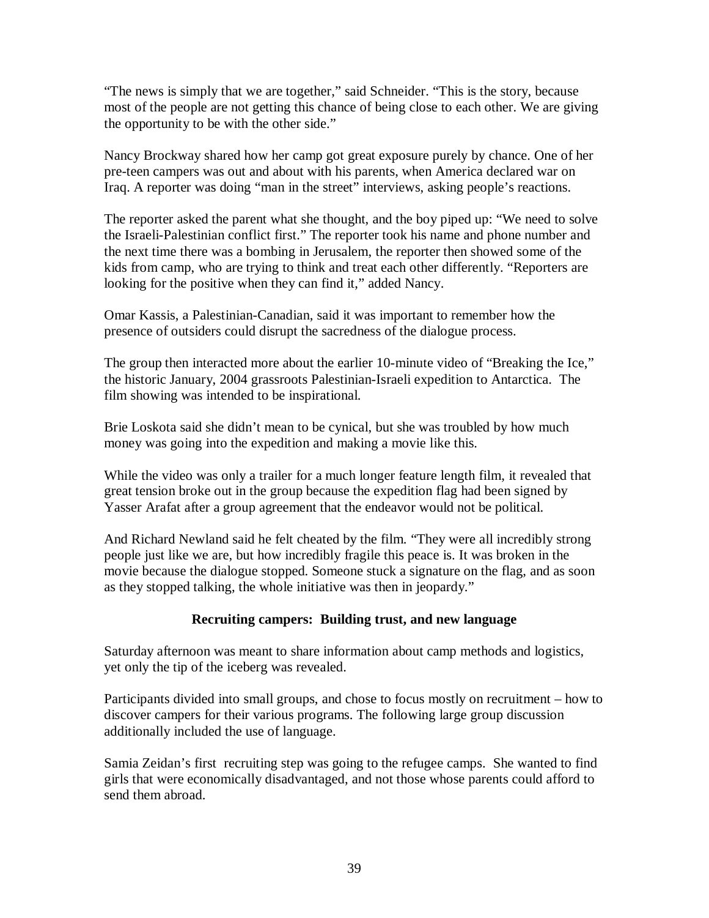"The news is simply that we are together," said Schneider. "This is the story, because most of the people are not getting this chance of being close to each other. We are giving the opportunity to be with the other side."

Nancy Brockway shared how her camp got great exposure purely by chance. One of her pre-teen campers was out and about with his parents, when America declared war on Iraq. A reporter was doing "man in the street" interviews, asking people's reactions.

The reporter asked the parent what she thought, and the boy piped up: "We need to solve the Israeli-Palestinian conflict first." The reporter took his name and phone number and the next time there was a bombing in Jerusalem, the reporter then showed some of the kids from camp, who are trying to think and treat each other differently. "Reporters are looking for the positive when they can find it," added Nancy.

Omar Kassis, a Palestinian-Canadian, said it was important to remember how the presence of outsiders could disrupt the sacredness of the dialogue process.

The group then interacted more about the earlier 10-minute video of "Breaking the Ice," the historic January, 2004 grassroots Palestinian-Israeli expedition to Antarctica. The film showing was intended to be inspirational.

Brie Loskota said she didn't mean to be cynical, but she was troubled by how much money was going into the expedition and making a movie like this.

While the video was only a trailer for a much longer feature length film, it revealed that great tension broke out in the group because the expedition flag had been signed by Yasser Arafat after a group agreement that the endeavor would not be political.

And Richard Newland said he felt cheated by the film. "They were all incredibly strong people just like we are, but how incredibly fragile this peace is. It was broken in the movie because the dialogue stopped. Someone stuck a signature on the flag, and as soon as they stopped talking, the whole initiative was then in jeopardy."

**Recruiting campers: Building trust, and new language**

Saturday afternoon was meant to share information about camp methods and logistics, yet only the tip of the iceberg was revealed.

Participants divided into small groups, and chose to focus mostly on recruitment – how to discover campers for their various programs. The following large group discussion additionally included the use of language.

Samia Zeidan's first recruiting step was going to the refugee camps. She wanted to find girls that were economically disadvantaged, and not those whose parents could afford to send them abroad.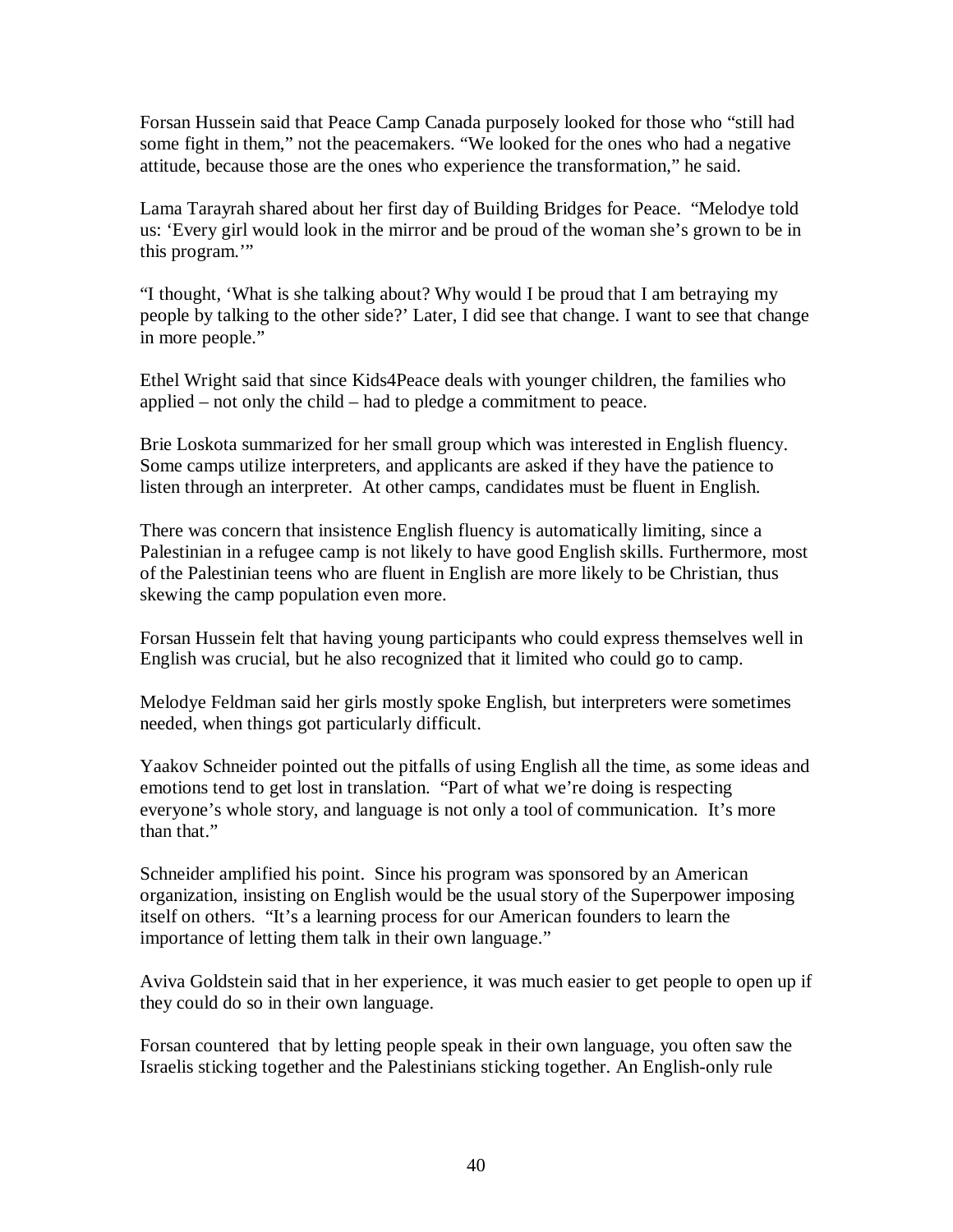Forsan Hussein said that Peace Camp Canada purposely looked for those who "still had some fight in them," not the peacemakers. "We looked for the ones who had a negative attitude, because those are the ones who experience the transformation," he said.

Lama Tarayrah shared about her first day of Building Bridges for Peace. "Melodye told us: 'Every girl would look in the mirror and be proud of the woman she's grown to be in this program.'"

"I thought, 'What is she talking about? Why would I be proud that I am betraying my people by talking to the other side?' Later, I did see that change. I want to see that change in more people."

Ethel Wright said that since Kids4Peace deals with younger children, the families who applied – not only the child – had to pledge a commitment to peace.

Brie Loskota summarized for her small group which was interested in English fluency. Some camps utilize interpreters, and applicants are asked if they have the patience to listen through an interpreter. At other camps, candidates must be fluent in English.

There was concern that insistence English fluency is automatically limiting, since a Palestinian in a refugee camp is not likely to have good English skills. Furthermore, most of the Palestinian teens who are fluent in English are more likely to be Christian, thus skewing the camp population even more.

Forsan Hussein felt that having young participants who could express themselves well in English was crucial, but he also recognized that it limited who could go to camp.

Melodye Feldman said her girls mostly spoke English, but interpreters were sometimes needed, when things got particularly difficult.

Yaakov Schneider pointed out the pitfalls of using English all the time, as some ideas and emotions tend to get lost in translation. "Part of what we're doing is respecting everyone's whole story, and language is not only a tool of communication. It's more than that."

Schneider amplified his point. Since his program was sponsored by an American organization, insisting on English would be the usual story of the Superpower imposing itself on others. "It's a learning process for our American founders to learn the importance of letting them talk in their own language."

Aviva Goldstein said that in her experience, it was much easier to get people to open up if they could do so in their own language.

Forsan countered that by letting people speak in their own language, you often saw the Israelis sticking together and the Palestinians sticking together. An English-only rule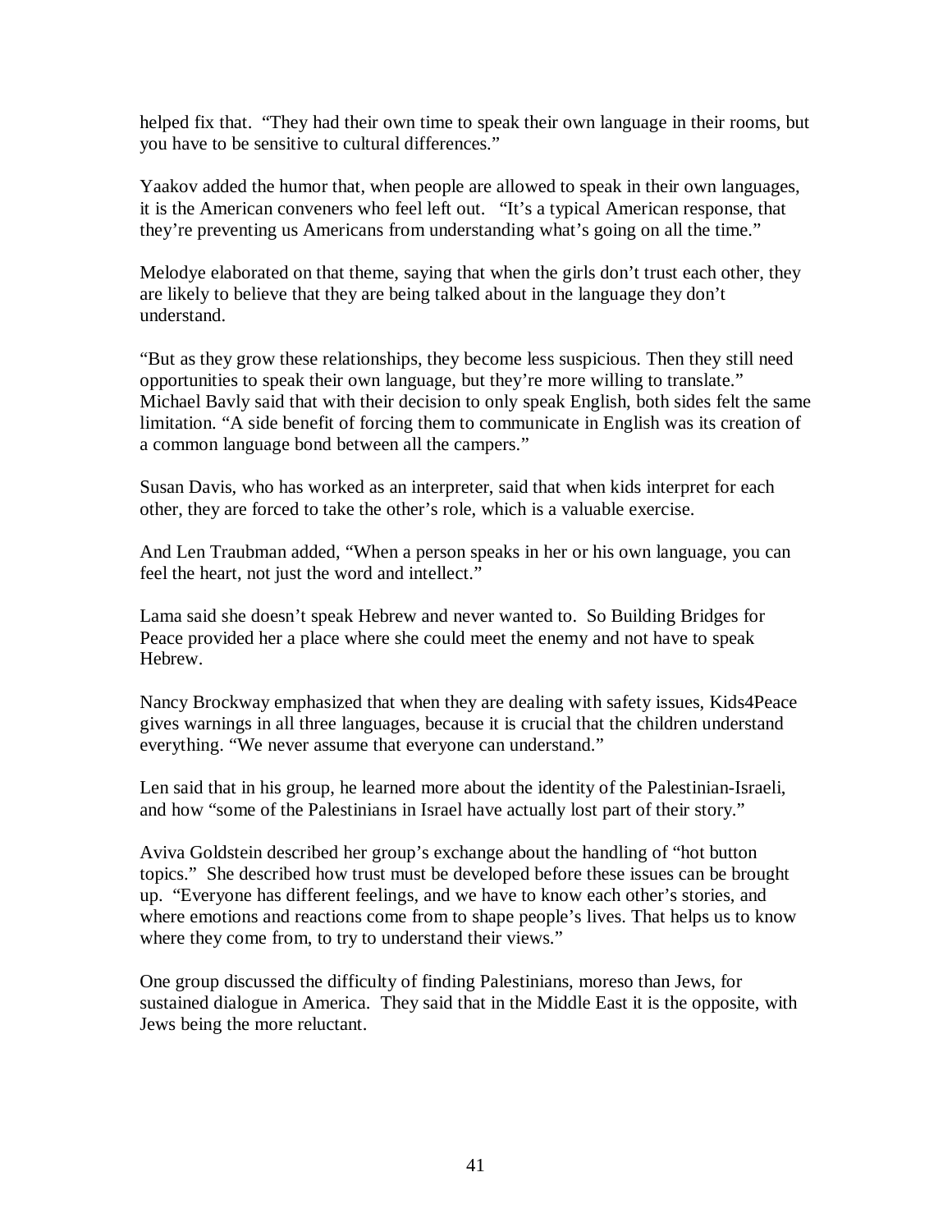helped fix that. “They had their own time to speak their own language in their rooms, but you have to be sensitive to cultural differences.”

Yaakov added the humor that, when people are allowed to speak in their own languages, it is the American conveners who feel left out. “It’s a typical American response, that they’re preventing us Americans from understanding what’s going on all the time.”

Melodye elaborated on that theme, saying that when the girls don’t trust each other, they are likely to believe that they are being talked about in the language they don’t understand.

“But as they grow these relationships, they become less suspicious. Then they still need opportunities to speak their own language, but they’re more willing to translate.” Michael Bavly said that with their decision to only speak English, both sides felt the same limitation. “A side benefit of forcing them to communicate in English was its creation of a common language bond between all the campers.”

Susan Davis, who has worked as an interpreter, said that when kids interpret for each other, they are forced to take the other’s role, which is a valuable exercise.

And Len Traubman added, “When a person speaks in her or his own language, you can feel the heart, not just the word and intellect.”

Lama said she doesn’t speak Hebrew and never wanted to. So Building Bridges for Peace provided her a place where she could meet the enemy and not have to speak Hebrew.

Nancy Brockway emphasized that when they are dealing with safety issues, Kids4Peace gives warnings in all three languages, because it is crucial that the children understand everything. “We never assume that everyone can understand.”

Len said that in his group, he learned more about the identity of the Palestinian-Israeli, and how “some of the Palestinians in Israel have actually lost part of their story.”

Aviva Goldstein described her group’s exchange about the handling of “hot button topics.” She described how trust must be developed before these issues can be brought up. “Everyone has different feelings, and we have to know each other’s stories, and where emotions and reactions come from to shape people’s lives. That helps us to know where they come from, to try to understand their views.”

One group discussed the difficulty of finding Palestinians, moreso than Jews, for sustained dialogue in America. They said that in the Middle East it is the opposite, with Jews being the more reluctant.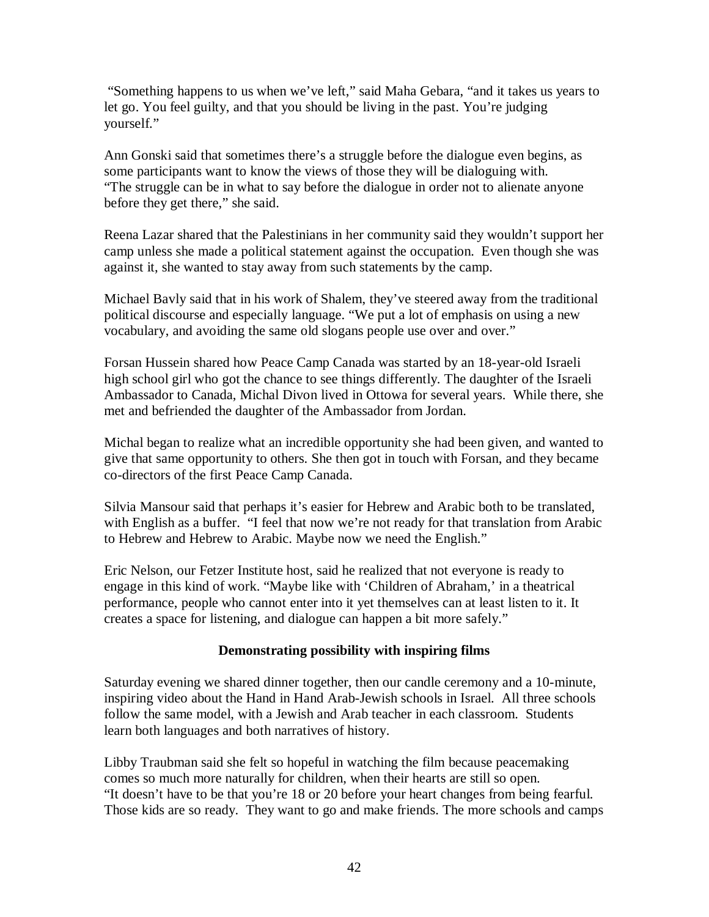"Something happens to us when we've left," said Maha Gebara, "and it takes us years to let go. You feel guilty, and that you should be living in the past. You're judging yourself."

Ann Gonski said that sometimes there's a struggle before the dialogue even begins, as some participants want to know the views of those they will be dialoguing with. "The struggle can be in what to say before the dialogue in order not to alienate anyone before they get there," she said.

Reena Lazar shared that the Palestinians in her community said they wouldn't support her camp unless she made a political statement against the occupation. Even though she was against it, she wanted to stay away from such statements by the camp.

Michael Bavly said that in his work of Shalem, they've steered away from the traditional political discourse and especially language. "We put a lot of emphasis on using a new vocabulary, and avoiding the same old slogans people use over and over."

Forsan Hussein shared how Peace Camp Canada was started by an 18-year-old Israeli high school girl who got the chance to see things differently. The daughter of the Israeli Ambassador to Canada, Michal Divon lived in Ottowa for several years. While there, she met and befriended the daughter of the Ambassador from Jordan.

Michal began to realize what an incredible opportunity she had been given, and wanted to give that same opportunity to others. She then got in touch with Forsan, and they became co-directors of the first Peace Camp Canada.

Silvia Mansour said that perhaps it's easier for Hebrew and Arabic both to be translated, with English as a buffer. "I feel that now we're not ready for that translation from Arabic to Hebrew and Hebrew to Arabic. Maybe now we need the English."

Eric Nelson, our Fetzer Institute host, said he realized that not everyone is ready to engage in this kind of work. "Maybe like with 'Children of Abraham,' in a theatrical performance, people who cannot enter into it yet themselves can at least listen to it. It creates a space for listening, and dialogue can happen a bit more safely."

## Demonstrating possibility with inspiring films

Saturday evening we shared dinner together, then our candle ceremony and a 10-minute, inspiring video about the Hand in Hand Arab-Jewish schools in Israel. All three schools follow the same model, with a Jewish and Arab teacher in each classroom. Students learn both languages and both narratives of history.

Libby Traubman said she felt so hopeful in watching the film because peacemaking comes so much more naturally for children, when their hearts are still so open. "It doesn't have to be that you're 18 or 20 before your heart changes from being fearful. Those kids are so ready. They want to go and make friends. The more schools and camps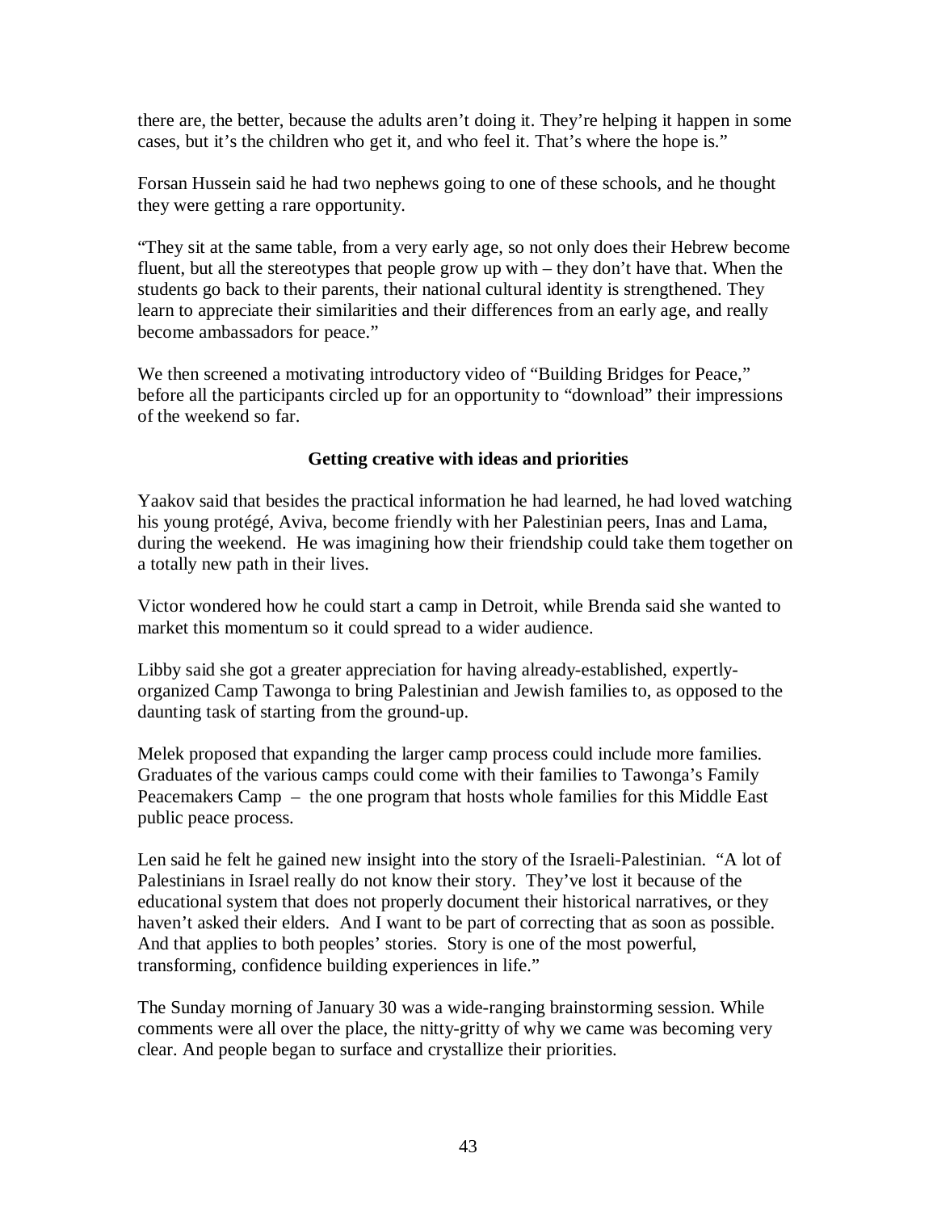there are, the better, because the adults aren't doing it. They're helping it happen in some cases, but it's the children who get it, and who feel it. That's where the hope is."

Forsan Hussein said he had two nephews going to one of these schools, and he thought they were getting a rare opportunity.

"They sit at the same table, from a very early age, so not only does their Hebrew become fluent, but all the stereotypes that people grow up with – they don't have that. When the students go back to their parents, their national cultural identity is strengthened. They learn to appreciate their similarities and their differences from an early age, and really become ambassadors for peace."

We then screened a motivating introductory video of "Building Bridges for Peace," before all the participants circled up for an opportunity to "download" their impressions of the weekend so far.

### Getting creative with ideas and priorities

Yaakov said that besides the practical information he had learned, he had loved watching his young protégé, Aviva, become friendly with her Palestinian peers, Inas and Lama, during the weekend. He was imagining how their friendship could take them together on a totally new path in their lives.

Victor wondered how he could start a camp in Detroit, while Brenda said she wanted to market this momentum so it could spread to a wider audience.

Libby said she got a greater appreciation for having already-established, expertly-organized Camp Tawonga to bring Palestinian and Jewish families to, as opposed to the daunting task of starting from the ground-up.

Melek proposed that expanding the larger camp process could include more families. Graduates of the various camps could come with their families to Tawonga's Family Peacemakers Camp – the one program that hosts whole families for this Middle East public peace process.

Len said he felt he gained new insight into the story of the Israeli-Palestinian. "A lot of Palestinians in Israel really do not know their story. They've lost it because of the educational system that does not properly document their historical narratives, or they haven't asked their elders. And I want to be part of correcting that as soon as possible. And that applies to both peoples' stories. Story is one of the most powerful, transforming, confidence building experiences in life."

The Sunday morning of January 30 was a wide-ranging brainstorming session. While comments were all over the place, the nitty-gritty of why we came was becoming very clear. And people began to surface and crystallize their priorities.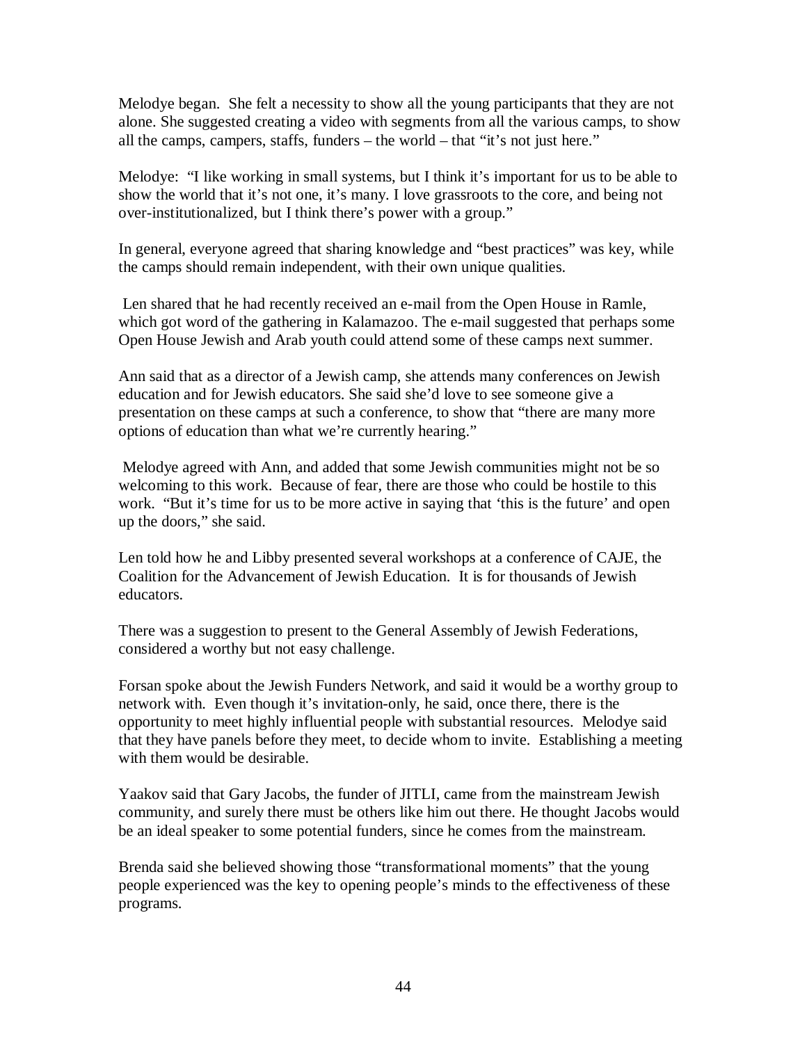Melodye began. She felt a necessity to show all the young participants that they are not alone. She suggested creating a video with segments from all the various camps, to show all the camps, campers, staffs, funders – the world – that "it's not just here."

Melodye: "I like working in small systems, but I think it's important for us to be able to show the world that it's not one, it's many. I love grassroots to the core, and being not over-institutionalized, but I think there's power with a group."

In general, everyone agreed that sharing knowledge and "best practices" was key, while the camps should remain independent, with their own unique qualities.

Len shared that he had recently received an e-mail from the Open House in Ramle, which got word of the gathering in Kalamazoo. The e-mail suggested that perhaps some Open House Jewish and Arab youth could attend some of these camps next summer.

Ann said that as a director of a Jewish camp, she attends many conferences on Jewish education and for Jewish educators. She said she'd love to see someone give a presentation on these camps at such a conference, to show that "there are many more options of education than what we're currently hearing."

Melodye agreed with Ann, and added that some Jewish communities might not be so welcoming to this work. Because of fear, there are those who could be hostile to this work. "But it's time for us to be more active in saying that 'this is the future' and open up the doors," she said.

Len told how he and Libby presented several workshops at a conference of CAJE, the Coalition for the Advancement of Jewish Education. It is for thousands of Jewish educators.

There was a suggestion to present to the General Assembly of Jewish Federations, considered a worthy but not easy challenge.

Forsan spoke about the Jewish Funders Network, and said it would be a worthy group to network with. Even though it's invitation-only, he said, once there, there is the opportunity to meet highly influential people with substantial resources. Melodye said that they have panels before they meet, to decide whom to invite. Establishing a meeting with them would be desirable.

Yaakov said that Gary Jacobs, the funder of JITLI, came from the mainstream Jewish community, and surely there must be others like him out there. He thought Jacobs would be an ideal speaker to some potential funders, since he comes from the mainstream.

Brenda said she believed showing those "transformational moments" that the young people experienced was the key to opening people's minds to the effectiveness of these programs.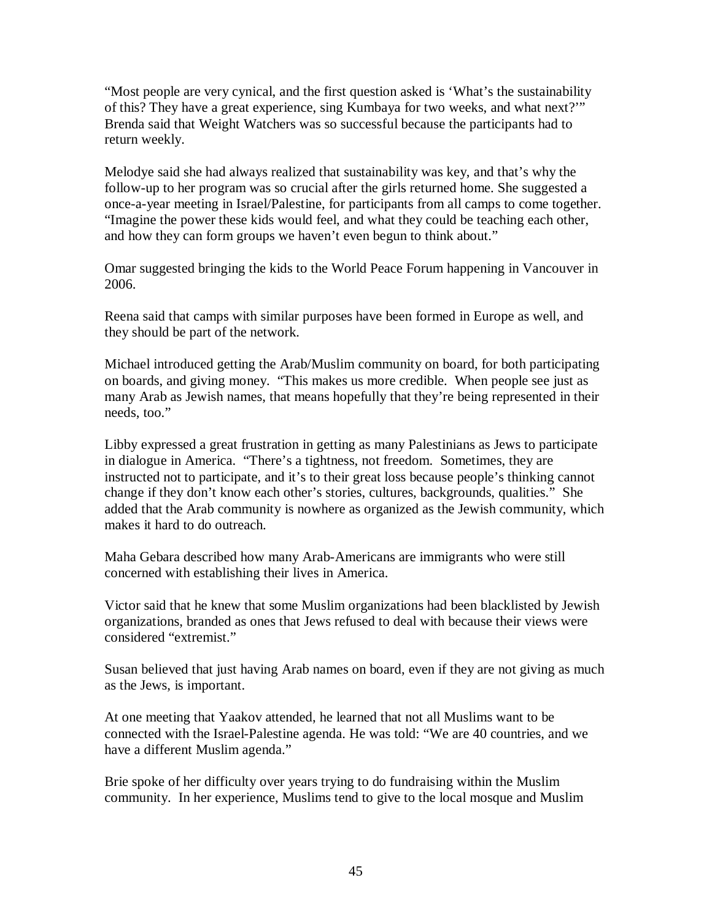"Most people are very cynical, and the first question asked is 'What's the sustainability of this? They have a great experience, sing Kumbaya for two weeks, and what next?'" Brenda said that Weight Watchers was so successful because the participants had to return weekly.

Melodye said she had always realized that sustainability was key, and that's why the follow-up to her program was so crucial after the girls returned home. She suggested a once-a-year meeting in Israel/Palestine, for participants from all camps to come together. "Imagine the power these kids would feel, and what they could be teaching each other, and how they can form groups we haven't even begun to think about."

Omar suggested bringing the kids to the World Peace Forum happening in Vancouver in 2006.

Reena said that camps with similar purposes have been formed in Europe as well, and they should be part of the network.

Michael introduced getting the Arab/Muslim community on board, for both participating on boards, and giving money. "This makes us more credible. When people see just as many Arab as Jewish names, that means hopefully that they're being represented in their needs, too."

Libby expressed a great frustration in getting as many Palestinians as Jews to participate in dialogue in America. "There's a tightness, not freedom. Sometimes, they are instructed not to participate, and it's to their great loss because people's thinking cannot change if they don't know each other's stories, cultures, backgrounds, qualities." She added that the Arab community is nowhere as organized as the Jewish community, which makes it hard to do outreach.

Maha Gebara described how many Arab-Americans are immigrants who were still concerned with establishing their lives in America.

Victor said that he knew that some Muslim organizations had been blacklisted by Jewish organizations, branded as ones that Jews refused to deal with because their views were considered "extremist."

Susan believed that just having Arab names on board, even if they are not giving as much as the Jews, is important.

At one meeting that Yaakov attended, he learned that not all Muslims want to be connected with the Israel-Palestine agenda. He was told: "We are 40 countries, and we have a different Muslim agenda."

Brie spoke of her difficulty over years trying to do fundraising within the Muslim community. In her experience, Muslims tend to give to the local mosque and Muslim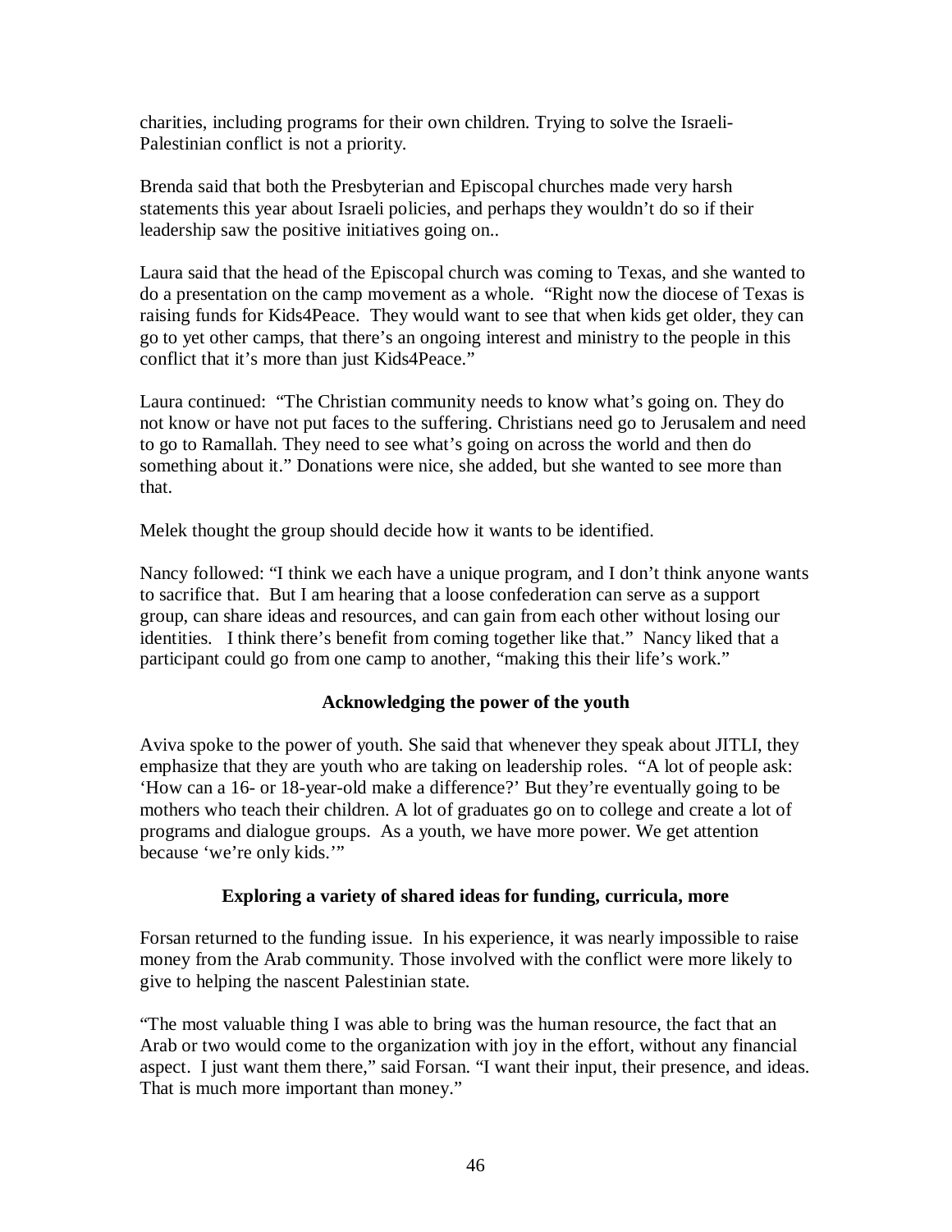charities, including programs for their own children. Trying to solve the Israeli-Palestinian conflict is not a priority.

Brenda said that both the Presbyterian and Episcopal churches made very harsh statements this year about Israeli policies, and perhaps they wouldn't do so if their leadership saw the positive initiatives going on..

Laura said that the head of the Episcopal church was coming to Texas, and she wanted to do a presentation on the camp movement as a whole. "Right now the diocese of Texas is raising funds for Kids4Peace. They would want to see that when kids get older, they can go to yet other camps, that there's an ongoing interest and ministry to the people in this conflict that it's more than just Kids4Peace."

Laura continued: "The Christian community needs to know what's going on. They do not know or have not put faces to the suffering. Christians need go to Jerusalem and need to go to Ramallah. They need to see what's going on across the world and then do something about it." Donations were nice, she added, but she wanted to see more than that.

Melek thought the group should decide how it wants to be identified.

Nancy followed: "I think we each have a unique program, and I don't think anyone wants to sacrifice that. But I am hearing that a loose confederation can serve as a support group, can share ideas and resources, and can gain from each other without losing our identities. I think there's benefit from coming together like that." Nancy liked that a participant could go from one camp to another, "making this their life's work."

**Acknowledging the power of the youth**

Aviva spoke to the power of youth. She said that whenever they speak about JITLI, they emphasize that they are youth who are taking on leadership roles. "A lot of people ask: 'How can a 16- or 18-year-old make a difference?' But they're eventually going to be mothers who teach their children. A lot of graduates go on to college and create a lot of programs and dialogue groups. As a youth, we have more power. We get attention because 'we're only kids.'"

**Exploring a variety of shared ideas for funding, curricula, more**

Forsan returned to the funding issue. In his experience, it was nearly impossible to raise money from the Arab community. Those involved with the conflict were more likely to give to helping the nascent Palestinian state.

"The most valuable thing I was able to bring was the human resource, the fact that an Arab or two would come to the organization with joy in the effort, without any financial aspect. I just want them there," said Forsan. "I want their input, their presence, and ideas. That is much more important than money."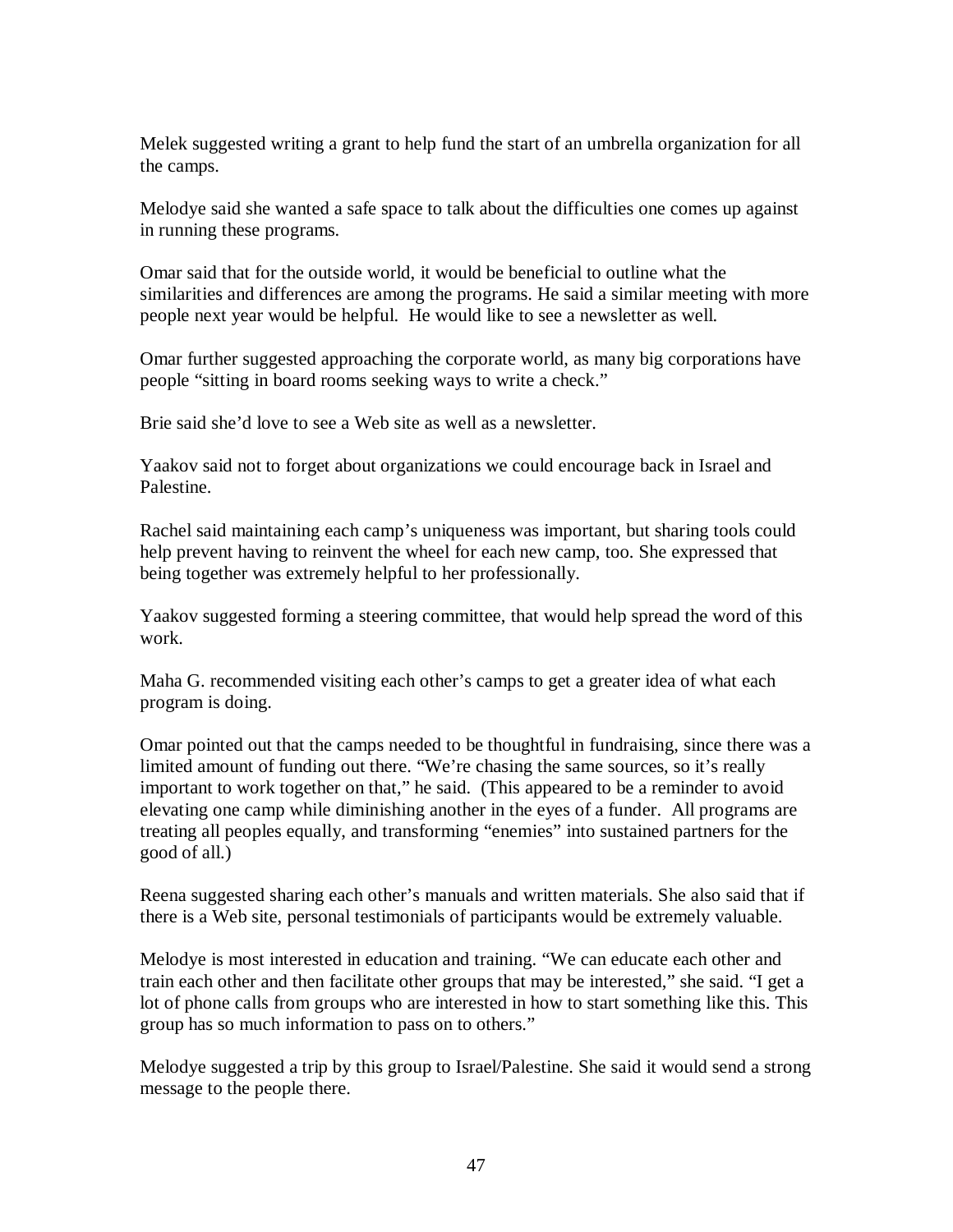Melek suggested writing a grant to help fund the start of an umbrella organization for all the camps.

Melodye said she wanted a safe space to talk about the difficulties one comes up against in running these programs.

Omar said that for the outside world, it would be beneficial to outline what the similarities and differences are among the programs. He said a similar meeting with more people next year would be helpful. He would like to see a newsletter as well.

Omar further suggested approaching the corporate world, as many big corporations have people "sitting in board rooms seeking ways to write a check."

Brie said she'd love to see a Web site as well as a newsletter.

Yaakov said not to forget about organizations we could encourage back in Israel and Palestine.

Rachel said maintaining each camp's uniqueness was important, but sharing tools could help prevent having to reinvent the wheel for each new camp, too. She expressed that being together was extremely helpful to her professionally.

Yaakov suggested forming a steering committee, that would help spread the word of this work.

Maha G. recommended visiting each other's camps to get a greater idea of what each program is doing.

Omar pointed out that the camps needed to be thoughtful in fundraising, since there was a limited amount of funding out there. "We're chasing the same sources, so it's really important to work together on that," he said. (This appeared to be a reminder to avoid elevating one camp while diminishing another in the eyes of a funder. All programs are treating all peoples equally, and transforming "enemies" into sustained partners for the good of all.)

Reena suggested sharing each other's manuals and written materials. She also said that if there is a Web site, personal testimonials of participants would be extremely valuable.

Melodye is most interested in education and training. "We can educate each other and train each other and then facilitate other groups that may be interested," she said. "I get a lot of phone calls from groups who are interested in how to start something like this. This group has so much information to pass on to others."

Melodye suggested a trip by this group to Israel/Palestine. She said it would send a strong message to the people there.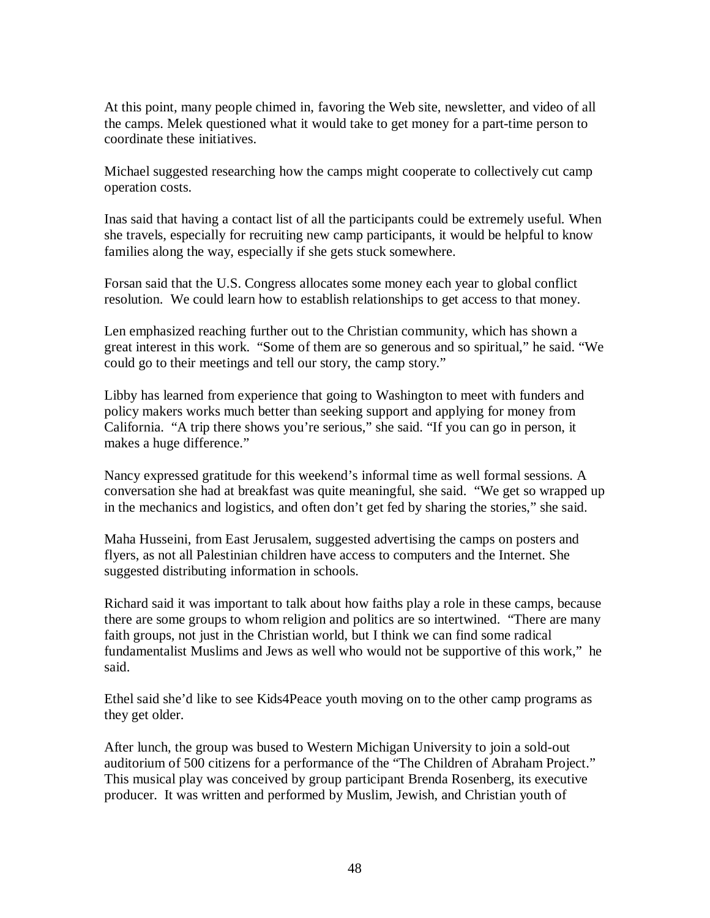At this point, many people chimed in, favoring the Web site, newsletter, and video of all the camps. Melek questioned what it would take to get money for a part-time person to coordinate these initiatives.

Michael suggested researching how the camps might cooperate to collectively cut camp operation costs.

Inas said that having a contact list of all the participants could be extremely useful. When she travels, especially for recruiting new camp participants, it would be helpful to know families along the way, especially if she gets stuck somewhere.

Forsan said that the U.S. Congress allocates some money each year to global conflict resolution. We could learn how to establish relationships to get access to that money.

Len emphasized reaching further out to the Christian community, which has shown a great interest in this work. "Some of them are so generous and so spiritual," he said. "We could go to their meetings and tell our story, the camp story."

Libby has learned from experience that going to Washington to meet with funders and policy makers works much better than seeking support and applying for money from California. "A trip there shows you're serious," she said. "If you can go in person, it makes a huge difference."

Nancy expressed gratitude for this weekend's informal time as well formal sessions. A conversation she had at breakfast was quite meaningful, she said. "We get so wrapped up in the mechanics and logistics, and often don't get fed by sharing the stories," she said.

Maha Husseini, from East Jerusalem, suggested advertising the camps on posters and flyers, as not all Palestinian children have access to computers and the Internet. She suggested distributing information in schools.

Richard said it was important to talk about how faiths play a role in these camps, because there are some groups to whom religion and politics are so intertwined. "There are many faith groups, not just in the Christian world, but I think we can find some radical fundamentalist Muslims and Jews as well who would not be supportive of this work," he said.

Ethel said she'd like to see Kids4Peace youth moving on to the other camp programs as they get older.

After lunch, the group was bused to Western Michigan University to join a sold-out auditorium of 500 citizens for a performance of the "The Children of Abraham Project." This musical play was conceived by group participant Brenda Rosenberg, its executive producer. It was written and performed by Muslim, Jewish, and Christian youth of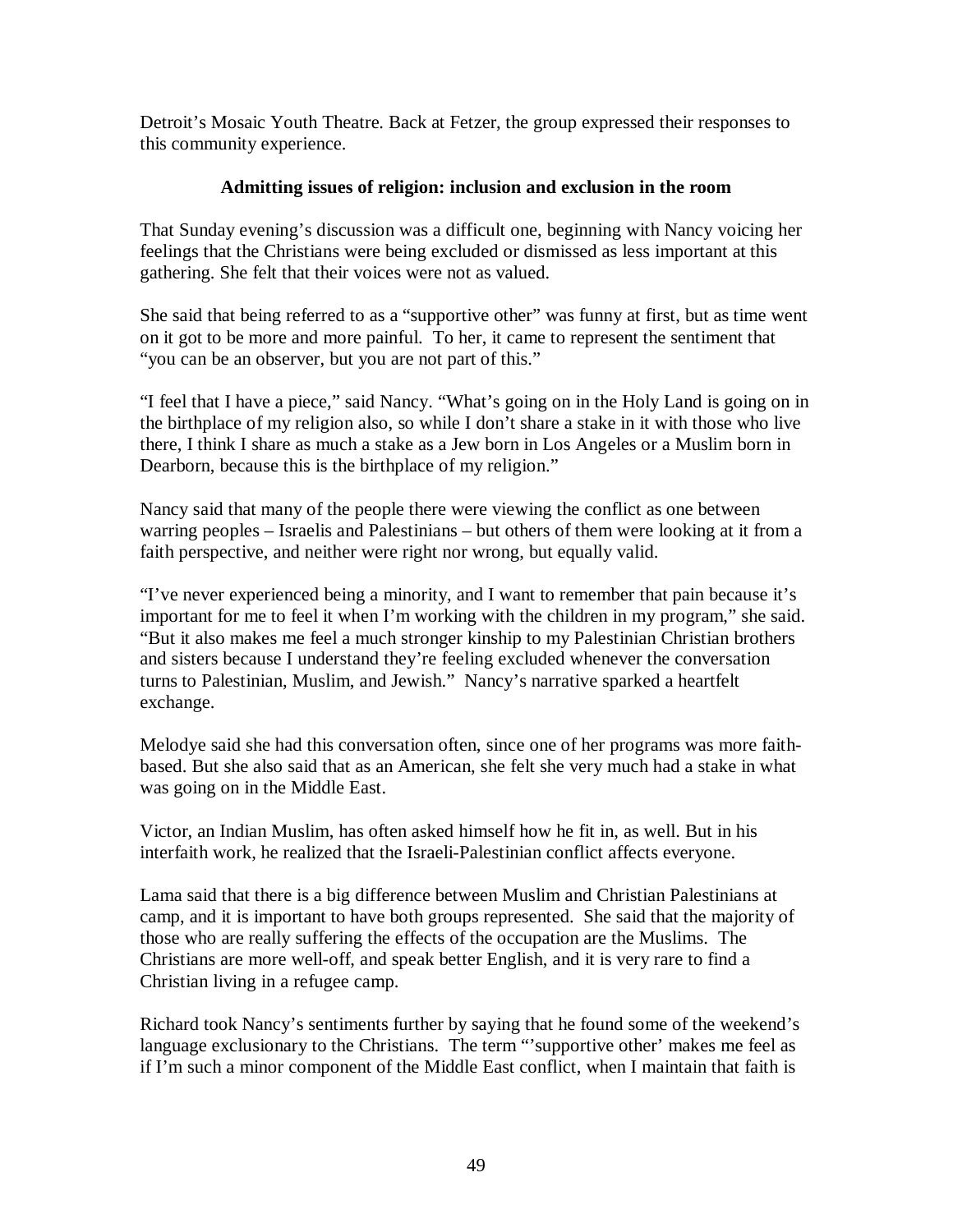Detroit's Mosaic Youth Theatre. Back at Fetzer, the group expressed their responses to this community experience.

**Admitting issues of religion: inclusion and exclusion in the room**

That Sunday evening's discussion was a difficult one, beginning with Nancy voicing her feelings that the Christians were being excluded or dismissed as less important at this gathering. She felt that their voices were not as valued.

She said that being referred to as a "supportive other" was funny at first, but as time went on it got to be more and more painful. To her, it came to represent the sentiment that "you can be an observer, but you are not part of this."

"I feel that I have a piece," said Nancy. "What's going on in the Holy Land is going on in the birthplace of my religion also, so while I don't share a stake in it with those who live there, I think I share as much a stake as a Jew born in Los Angeles or a Muslim born in Dearborn, because this is the birthplace of my religion."

Nancy said that many of the people there were viewing the conflict as one between warring peoples – Israelis and Palestinians – but others of them were looking at it from a faith perspective, and neither were right nor wrong, but equally valid.

"I've never experienced being a minority, and I want to remember that pain because it's important for me to feel it when I'm working with the children in my program," she said. "But it also makes me feel a much stronger kinship to my Palestinian Christian brothers and sisters because I understand they're feeling excluded whenever the conversation turns to Palestinian, Muslim, and Jewish." Nancy's narrative sparked a heartfelt exchange.

Melodye said she had this conversation often, since one of her programs was more faith-based. But she also said that as an American, she felt she very much had a stake in what was going on in the Middle East.

Victor, an Indian Muslim, has often asked himself how he fit in, as well. But in his interfaith work, he realized that the Israeli-Palestinian conflict affects everyone.

Lama said that there is a big difference between Muslim and Christian Palestinians at camp, and it is important to have both groups represented. She said that the majority of those who are really suffering the effects of the occupation are the Muslims. The Christians are more well-off, and speak better English, and it is very rare to find a Christian living in a refugee camp.

Richard took Nancy's sentiments further by saying that he found some of the weekend's language exclusionary to the Christians. The term "'supportive other' makes me feel as if I'm such a minor component of the Middle East conflict, when I maintain that faith is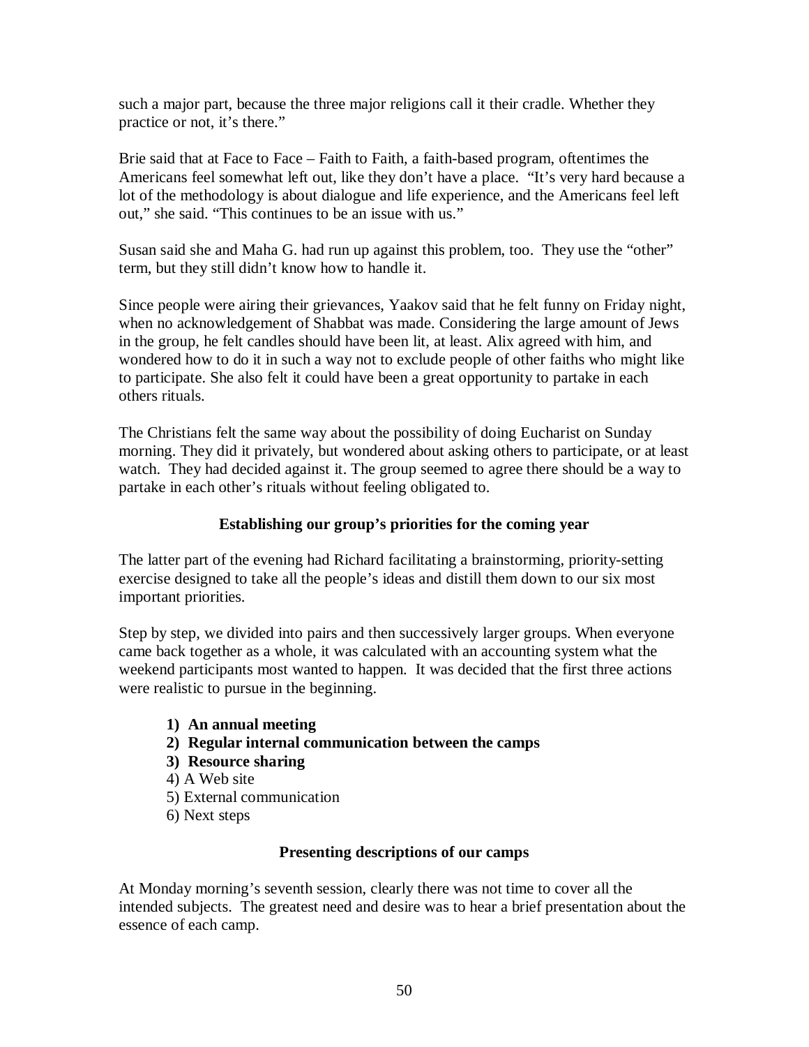such a major part, because the three major religions call it their cradle. Whether they practice or not, it's there."

Brie said that at Face to Face – Faith to Faith, a faith-based program, oftentimes the Americans feel somewhat left out, like they don't have a place. "It's very hard because a lot of the methodology is about dialogue and life experience, and the Americans feel left out," she said. "This continues to be an issue with us."

Susan said she and Maha G. had run up against this problem, too. They use the "other" term, but they still didn't know how to handle it.

Since people were airing their grievances, Yaakov said that he felt funny on Friday night, when no acknowledgement of Shabbat was made. Considering the large amount of Jews in the group, he felt candles should have been lit, at least. Alix agreed with him, and wondered how to do it in such a way not to exclude people of other faiths who might like to participate. She also felt it could have been a great opportunity to partake in each others rituals.

The Christians felt the same way about the possibility of doing Eucharist on Sunday morning. They did it privately, but wondered about asking others to participate, or at least watch. They had decided against it. The group seemed to agree there should be a way to partake in each other's rituals without feeling obligated to.

### Establishing our group's priorities for the coming year

The latter part of the evening had Richard facilitating a brainstorming, priority-setting exercise designed to take all the people's ideas and distill them down to our six most important priorities.

Step by step, we divided into pairs and then successively larger groups. When everyone came back together as a whole, it was calculated with an accounting system what the weekend participants most wanted to happen. It was decided that the first three actions were realistic to pursue in the beginning.

1) **An annual meeting**
2) **Regular internal communication between the camps**
3) **Resource sharing**
4) A Web site
5) External communication
6) Next steps

### Presenting descriptions of our camps

At Monday morning's seventh session, clearly there was not time to cover all the intended subjects. The greatest need and desire was to hear a brief presentation about the essence of each camp.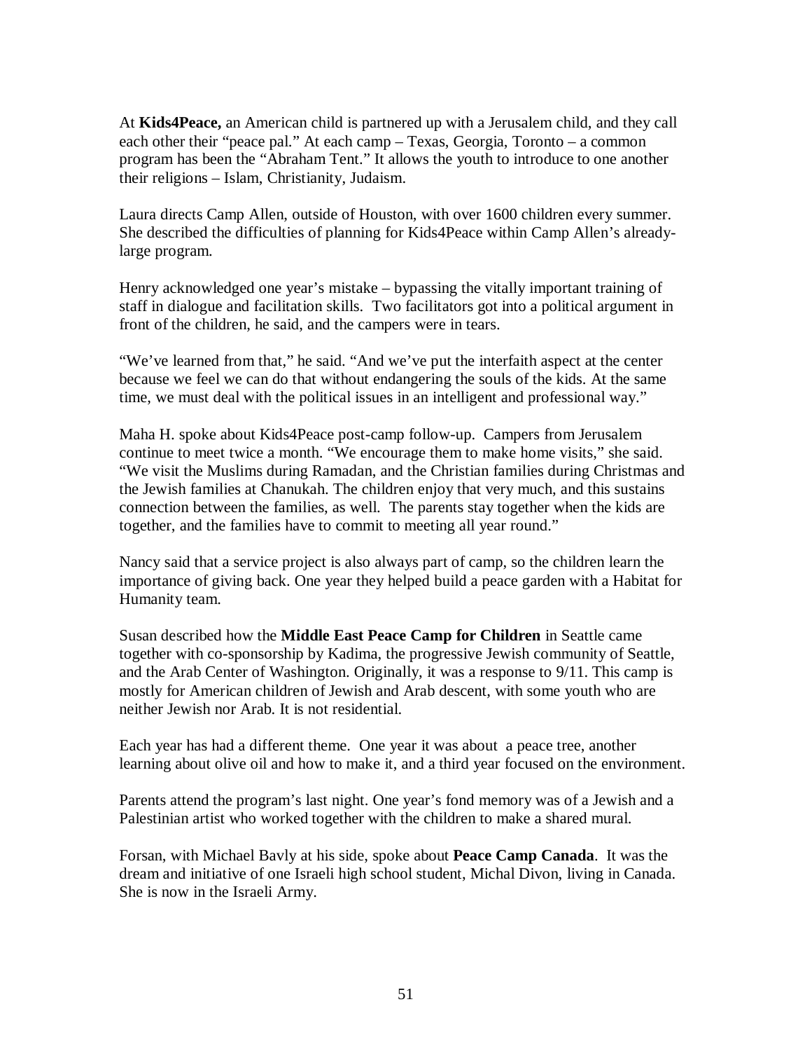At **Kids4Peace,** an American child is partnered up with a Jerusalem child, and they call each other their "peace pal." At each camp – Texas, Georgia, Toronto – a common program has been the "Abraham Tent." It allows the youth to introduce to one another their religions – Islam, Christianity, Judaism.

Laura directs Camp Allen, outside of Houston, with over 1600 children every summer. She described the difficulties of planning for Kids4Peace within Camp Allen's already-large program.

Henry acknowledged one year's mistake – bypassing the vitally important training of staff in dialogue and facilitation skills. Two facilitators got into a political argument in front of the children, he said, and the campers were in tears.

"We've learned from that," he said. "And we've put the interfaith aspect at the center because we feel we can do that without endangering the souls of the kids. At the same time, we must deal with the political issues in an intelligent and professional way."

Maha H. spoke about Kids4Peace post-camp follow-up. Campers from Jerusalem continue to meet twice a month. "We encourage them to make home visits," she said. "We visit the Muslims during Ramadan, and the Christian families during Christmas and the Jewish families at Chanukah. The children enjoy that very much, and this sustains connection between the families, as well. The parents stay together when the kids are together, and the families have to commit to meeting all year round."

Nancy said that a service project is also always part of camp, so the children learn the importance of giving back. One year they helped build a peace garden with a Habitat for Humanity team.

Susan described how the **Middle East Peace Camp for Children** in Seattle came together with co-sponsorship by Kadima, the progressive Jewish community of Seattle, and the Arab Center of Washington. Originally, it was a response to 9/11. This camp is mostly for American children of Jewish and Arab descent, with some youth who are neither Jewish nor Arab. It is not residential.

Each year has had a different theme. One year it was about a peace tree, another learning about olive oil and how to make it, and a third year focused on the environment.

Parents attend the program's last night. One year's fond memory was of a Jewish and a Palestinian artist who worked together with the children to make a shared mural.

Forsan, with Michael Bavly at his side, spoke about **Peace Camp Canada**. It was the dream and initiative of one Israeli high school student, Michal Divon, living in Canada. She is now in the Israeli Army.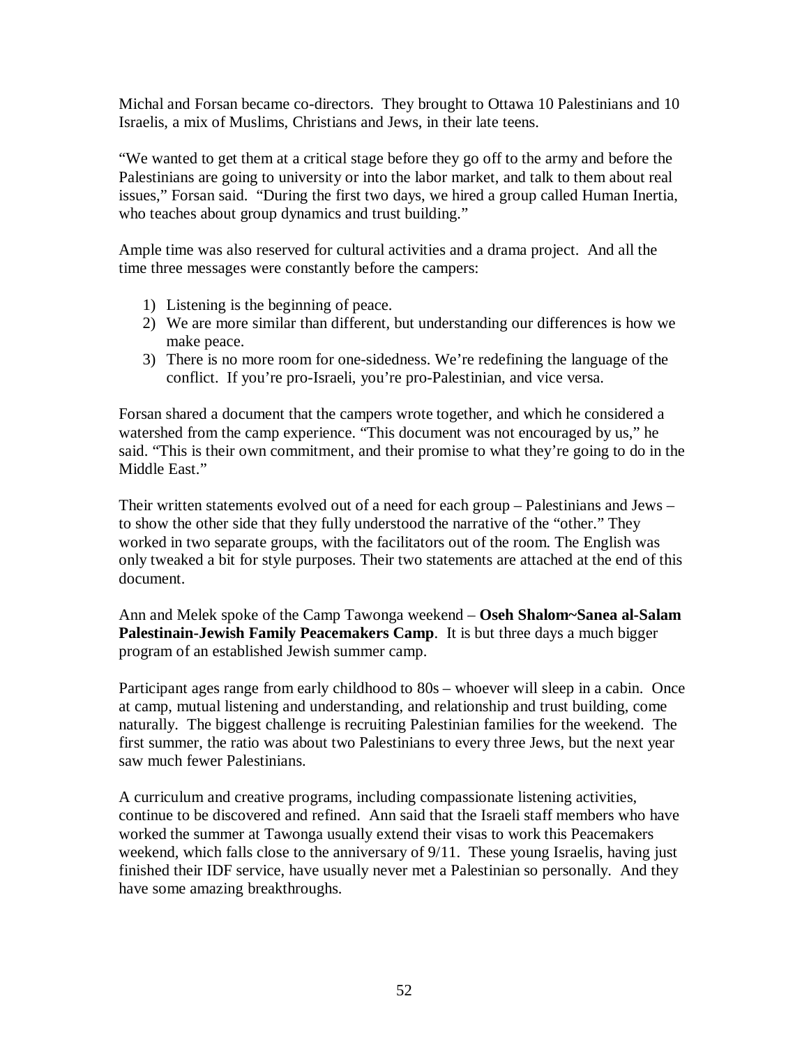Michal and Forsan became co-directors. They brought to Ottawa 10 Palestinians and 10 Israelis, a mix of Muslims, Christians and Jews, in their late teens.

"We wanted to get them at a critical stage before they go off to the army and before the Palestinians are going to university or into the labor market, and talk to them about real issues," Forsan said. "During the first two days, we hired a group called Human Inertia, who teaches about group dynamics and trust building."

Ample time was also reserved for cultural activities and a drama project. And all the time three messages were constantly before the campers:

1) Listening is the beginning of peace.
2) We are more similar than different, but understanding our differences is how we make peace.
3) There is no more room for one-sidedness. We're redefining the language of the conflict. If you're pro-Israeli, you're pro-Palestinian, and vice versa.

Forsan shared a document that the campers wrote together, and which he considered a watershed from the camp experience. "This document was not encouraged by us," he said. "This is their own commitment, and their promise to what they're going to do in the Middle East."

Their written statements evolved out of a need for each group – Palestinians and Jews – to show the other side that they fully understood the narrative of the "other." They worked in two separate groups, with the facilitators out of the room. The English was only tweaked a bit for style purposes. Their two statements are attached at the end of this document.

Ann and Melek spoke of the Camp Tawonga weekend – **Oseh Shalom~Sanea al-Salam Palestinain-Jewish Family Peacemakers Camp**. It is but three days a much bigger program of an established Jewish summer camp.

Participant ages range from early childhood to 80s – whoever will sleep in a cabin. Once at camp, mutual listening and understanding, and relationship and trust building, come naturally. The biggest challenge is recruiting Palestinian families for the weekend. The first summer, the ratio was about two Palestinians to every three Jews, but the next year saw much fewer Palestinians.

A curriculum and creative programs, including compassionate listening activities, continue to be discovered and refined. Ann said that the Israeli staff members who have worked the summer at Tawonga usually extend their visas to work this Peacemakers weekend, which falls close to the anniversary of 9/11. These young Israelis, having just finished their IDF service, have usually never met a Palestinian so personally. And they have some amazing breakthroughs.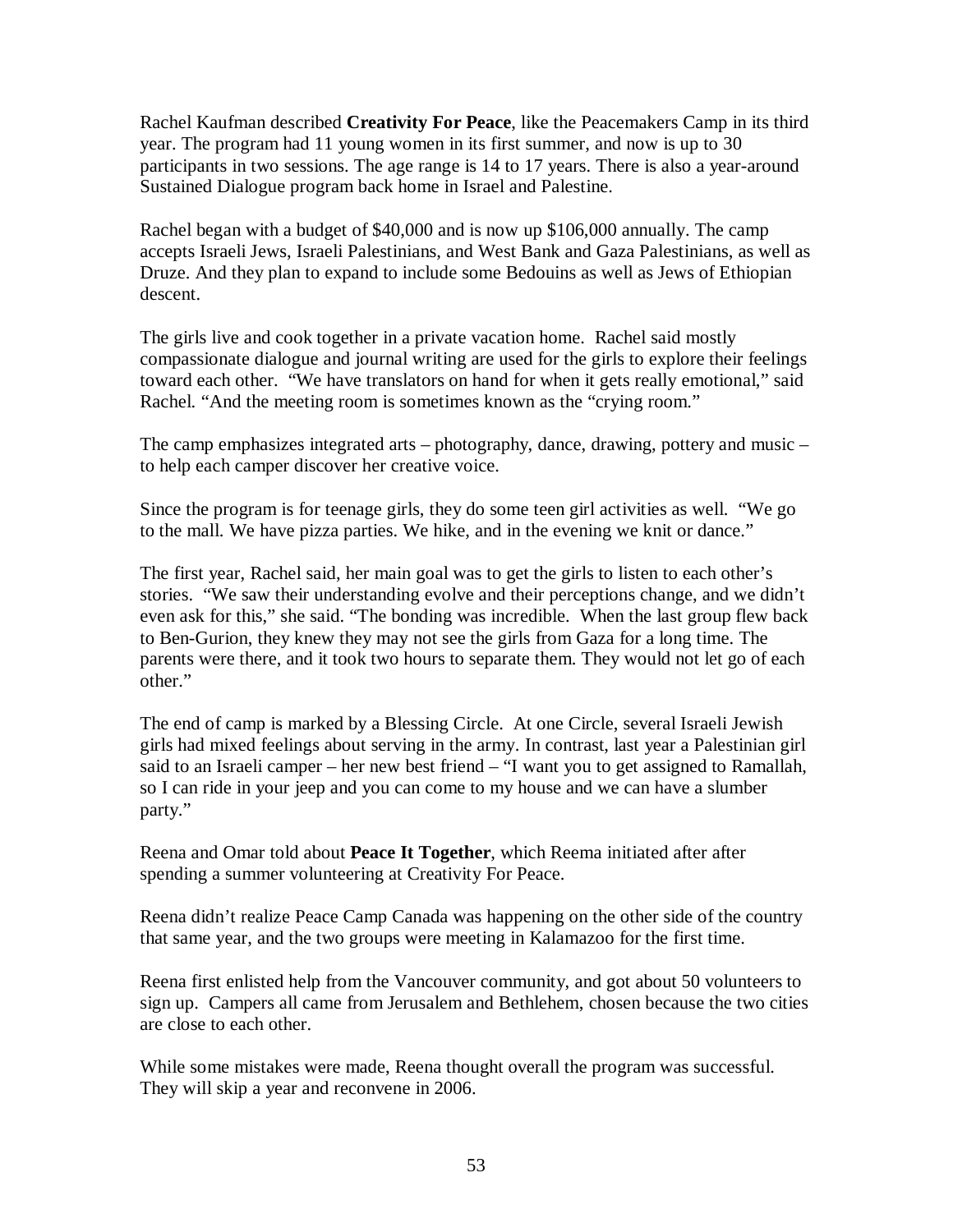Rachel Kaufman described **Creativity For Peace**, like the Peacemakers Camp in its third year. The program had 11 young women in its first summer, and now is up to 30 participants in two sessions. The age range is 14 to 17 years. There is also a year-around Sustained Dialogue program back home in Israel and Palestine.

Rachel began with a budget of $40,000 and is now up $106,000 annually. The camp accepts Israeli Jews, Israeli Palestinians, and West Bank and Gaza Palestinians, as well as Druze. And they plan to expand to include some Bedouins as well as Jews of Ethiopian descent.

The girls live and cook together in a private vacation home. Rachel said mostly compassionate dialogue and journal writing are used for the girls to explore their feelings toward each other. "We have translators on hand for when it gets really emotional," said Rachel. "And the meeting room is sometimes known as the "crying room."

The camp emphasizes integrated arts – photography, dance, drawing, pottery and music – to help each camper discover her creative voice.

Since the program is for teenage girls, they do some teen girl activities as well. "We go to the mall. We have pizza parties. We hike, and in the evening we knit or dance."

The first year, Rachel said, her main goal was to get the girls to listen to each other's stories. "We saw their understanding evolve and their perceptions change, and we didn't even ask for this," she said. "The bonding was incredible. When the last group flew back to Ben-Gurion, they knew they may not see the girls from Gaza for a long time. The parents were there, and it took two hours to separate them. They would not let go of each other."

The end of camp is marked by a Blessing Circle. At one Circle, several Israeli Jewish girls had mixed feelings about serving in the army. In contrast, last year a Palestinian girl said to an Israeli camper – her new best friend – "I want you to get assigned to Ramallah, so I can ride in your jeep and you can come to my house and we can have a slumber party."

Reena and Omar told about **Peace It Together**, which Reema initiated after after spending a summer volunteering at Creativity For Peace.

Reena didn't realize Peace Camp Canada was happening on the other side of the country that same year, and the two groups were meeting in Kalamazoo for the first time.

Reena first enlisted help from the Vancouver community, and got about 50 volunteers to sign up. Campers all came from Jerusalem and Bethlehem, chosen because the two cities are close to each other.

While some mistakes were made, Reena thought overall the program was successful. They will skip a year and reconvene in 2006.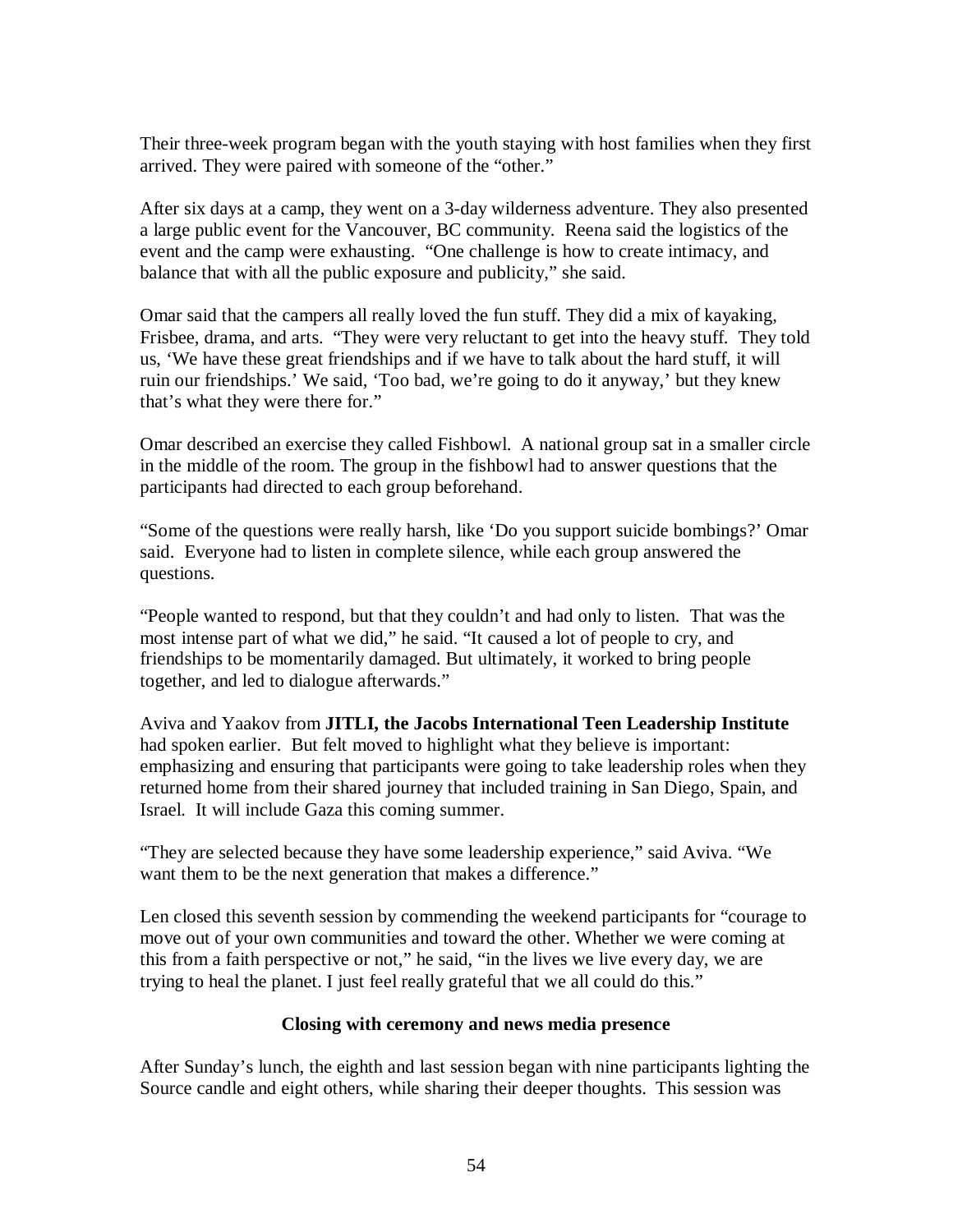Their three-week program began with the youth staying with host families when they first arrived. They were paired with someone of the "other."

After six days at a camp, they went on a 3-day wilderness adventure. They also presented a large public event for the Vancouver, BC community. Reena said the logistics of the event and the camp were exhausting. "One challenge is how to create intimacy, and balance that with all the public exposure and publicity," she said.

Omar said that the campers all really loved the fun stuff. They did a mix of kayaking, Frisbee, drama, and arts. "They were very reluctant to get into the heavy stuff. They told us, 'We have these great friendships and if we have to talk about the hard stuff, it will ruin our friendships.' We said, 'Too bad, we're going to do it anyway,' but they knew that's what they were there for."

Omar described an exercise they called Fishbowl. A national group sat in a smaller circle in the middle of the room. The group in the fishbowl had to answer questions that the participants had directed to each group beforehand.

"Some of the questions were really harsh, like 'Do you support suicide bombings?' Omar said. Everyone had to listen in complete silence, while each group answered the questions.

"People wanted to respond, but that they couldn't and had only to listen. That was the most intense part of what we did," he said. "It caused a lot of people to cry, and friendships to be momentarily damaged. But ultimately, it worked to bring people together, and led to dialogue afterwards."

Aviva and Yaakov from **JITLI, the Jacobs International Teen Leadership Institute** had spoken earlier. But felt moved to highlight what they believe is important: emphasizing and ensuring that participants were going to take leadership roles when they returned home from their shared journey that included training in San Diego, Spain, and Israel. It will include Gaza this coming summer.

"They are selected because they have some leadership experience," said Aviva. "We want them to be the next generation that makes a difference."

Len closed this seventh session by commending the weekend participants for "courage to move out of your own communities and toward the other. Whether we were coming at this from a faith perspective or not," he said, "in the lives we live every day, we are trying to heal the planet. I just feel really grateful that we all could do this."

### Closing with ceremony and news media presence

After Sunday's lunch, the eighth and last session began with nine participants lighting the Source candle and eight others, while sharing their deeper thoughts. This session was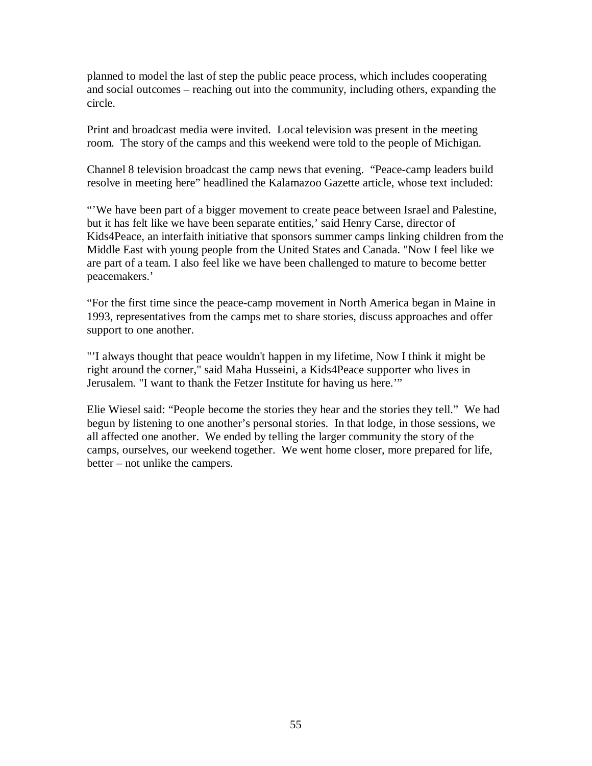planned to model the last of step the public peace process, which includes cooperating and social outcomes – reaching out into the community, including others, expanding the circle.

Print and broadcast media were invited. Local television was present in the meeting room. The story of the camps and this weekend were told to the people of Michigan.

Channel 8 television broadcast the camp news that evening. "Peace-camp leaders build resolve in meeting here" headlined the Kalamazoo Gazette article, whose text included:

"'We have been part of a bigger movement to create peace between Israel and Palestine, but it has felt like we have been separate entities,' said Henry Carse, director of Kids4Peace, an interfaith initiative that sponsors summer camps linking children from the Middle East with young people from the United States and Canada. "Now I feel like we are part of a team. I also feel like we have been challenged to mature to become better peacemakers.'

"For the first time since the peace-camp movement in North America began in Maine in 1993, representatives from the camps met to share stories, discuss approaches and offer support to one another.

"'I always thought that peace wouldn't happen in my lifetime, Now I think it might be right around the corner," said Maha Husseini, a Kids4Peace supporter who lives in Jerusalem. "I want to thank the Fetzer Institute for having us here.'"

Elie Wiesel said: "People become the stories they hear and the stories they tell." We had begun by listening to one another's personal stories. In that lodge, in those sessions, we all affected one another. We ended by telling the larger community the story of the camps, ourselves, our weekend together. We went home closer, more prepared for life, better – not unlike the campers.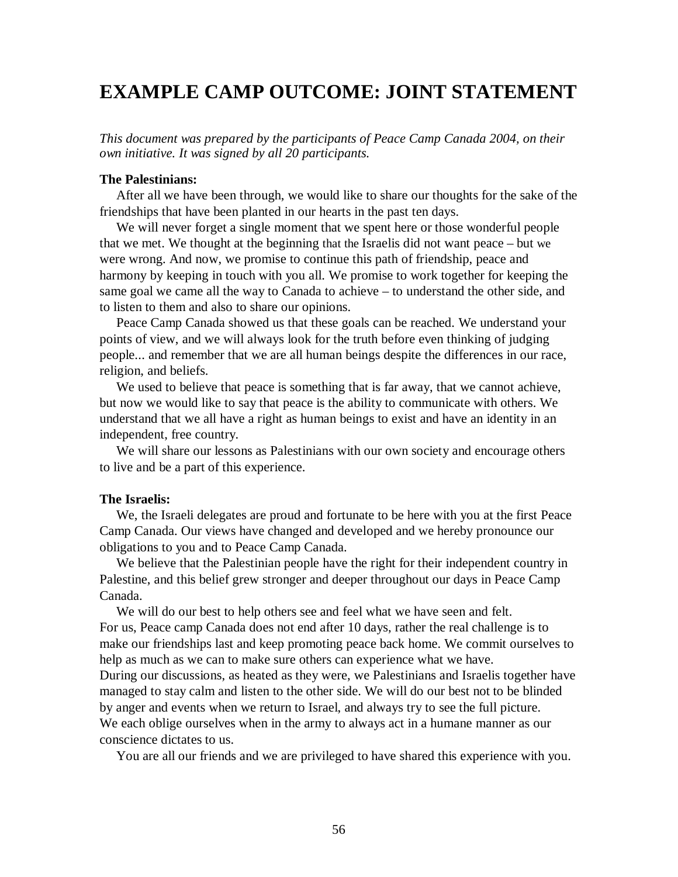# EXAMPLE CAMP OUTCOME: JOINT STATEMENT

*This document was prepared by the participants of Peace Camp Canada 2004, on their own initiative. It was signed by all 20 participants.*

**The Palestinians:**

After all we have been through, we would like to share our thoughts for the sake of the friendships that have been planted in our hearts in the past ten days.

We will never forget a single moment that we spent here or those wonderful people that we met. We thought at the beginning that the Israelis did not want peace – but we were wrong. And now, we promise to continue this path of friendship, peace and harmony by keeping in touch with you all. We promise to work together for keeping the same goal we came all the way to Canada to achieve – to understand the other side, and to listen to them and also to share our opinions.

Peace Camp Canada showed us that these goals can be reached. We understand your points of view, and we will always look for the truth before even thinking of judging people... and remember that we are all human beings despite the differences in our race, religion, and beliefs.

We used to believe that peace is something that is far away, that we cannot achieve, but now we would like to say that peace is the ability to communicate with others. We understand that we all have a right as human beings to exist and have an identity in an independent, free country.

We will share our lessons as Palestinians with our own society and encourage others to live and be a part of this experience.

**The Israelis:**

We, the Israeli delegates are proud and fortunate to be here with you at the first Peace Camp Canada. Our views have changed and developed and we hereby pronounce our obligations to you and to Peace Camp Canada.

We believe that the Palestinian people have the right for their independent country in Palestine, and this belief grew stronger and deeper throughout our days in Peace Camp Canada.

We will do our best to help others see and feel what we have seen and felt.
For us, Peace camp Canada does not end after 10 days, rather the real challenge is to make our friendships last and keep promoting peace back home. We commit ourselves to help as much as we can to make sure others can experience what we have.
During our discussions, as heated as they were, we Palestinians and Israelis together have managed to stay calm and listen to the other side. We will do our best not to be blinded by anger and events when we return to Israel, and always try to see the full picture.
We each oblige ourselves when in the army to always act in a humane manner as our conscience dictates to us.

You are all our friends and we are privileged to have shared this experience with you.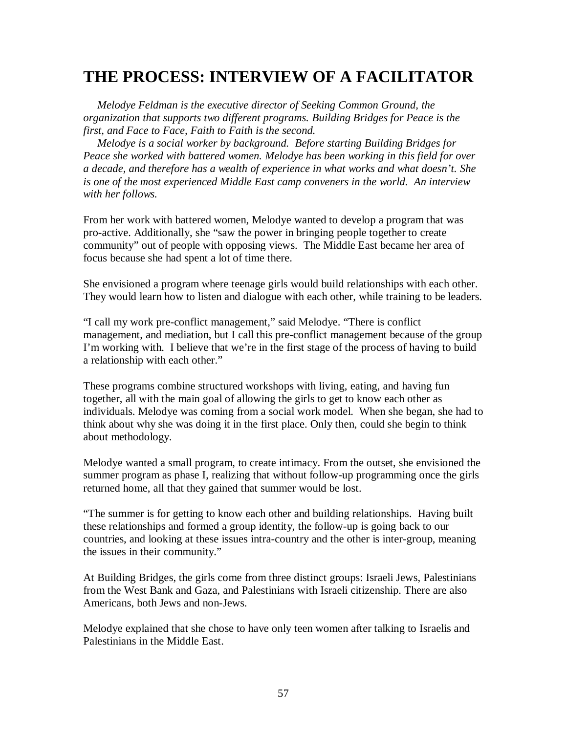# THE PROCESS: INTERVIEW OF A FACILITATOR

*Melodye Feldman is the executive director of Seeking Common Ground, the organization that supports two different programs. Building Bridges for Peace is the first, and Face to Face, Faith to Faith is the second.*

*Melodye is a social worker by background. Before starting Building Bridges for Peace she worked with battered women. Melodye has been working in this field for over a decade, and therefore has a wealth of experience in what works and what doesn't. She is one of the most experienced Middle East camp conveners in the world. An interview with her follows.*

From her work with battered women, Melodye wanted to develop a program that was pro-active. Additionally, she "saw the power in bringing people together to create community" out of people with opposing views. The Middle East became her area of focus because she had spent a lot of time there.

She envisioned a program where teenage girls would build relationships with each other. They would learn how to listen and dialogue with each other, while training to be leaders.

"I call my work pre-conflict management," said Melodye. "There is conflict management, and mediation, but I call this pre-conflict management because of the group I'm working with. I believe that we're in the first stage of the process of having to build a relationship with each other."

These programs combine structured workshops with living, eating, and having fun together, all with the main goal of allowing the girls to get to know each other as individuals. Melodye was coming from a social work model. When she began, she had to think about why she was doing it in the first place. Only then, could she begin to think about methodology.

Melodye wanted a small program, to create intimacy. From the outset, she envisioned the summer program as phase I, realizing that without follow-up programming once the girls returned home, all that they gained that summer would be lost.

"The summer is for getting to know each other and building relationships. Having built these relationships and formed a group identity, the follow-up is going back to our countries, and looking at these issues intra-country and the other is inter-group, meaning the issues in their community."

At Building Bridges, the girls come from three distinct groups: Israeli Jews, Palestinians from the West Bank and Gaza, and Palestinians with Israeli citizenship. There are also Americans, both Jews and non-Jews.

Melodye explained that she chose to have only teen women after talking to Israelis and Palestinians in the Middle East.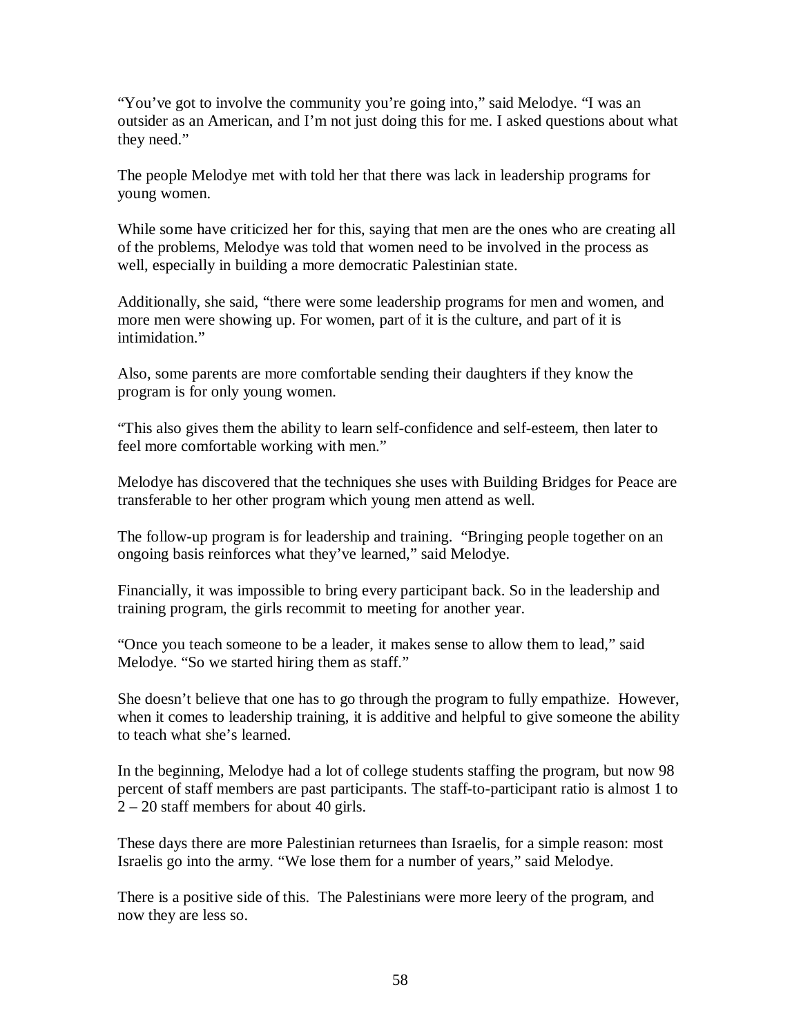"You've got to involve the community you're going into," said Melodye. "I was an outsider as an American, and I'm not just doing this for me. I asked questions about what they need."

The people Melodye met with told her that there was lack in leadership programs for young women.

While some have criticized her for this, saying that men are the ones who are creating all of the problems, Melodye was told that women need to be involved in the process as well, especially in building a more democratic Palestinian state.

Additionally, she said, "there were some leadership programs for men and women, and more men were showing up. For women, part of it is the culture, and part of it is intimidation."

Also, some parents are more comfortable sending their daughters if they know the program is for only young women.

"This also gives them the ability to learn self-confidence and self-esteem, then later to feel more comfortable working with men."

Melodye has discovered that the techniques she uses with Building Bridges for Peace are transferable to her other program which young men attend as well.

The follow-up program is for leadership and training. "Bringing people together on an ongoing basis reinforces what they've learned," said Melodye.

Financially, it was impossible to bring every participant back. So in the leadership and training program, the girls recommit to meeting for another year.

"Once you teach someone to be a leader, it makes sense to allow them to lead," said Melodye. "So we started hiring them as staff."

She doesn't believe that one has to go through the program to fully empathize. However, when it comes to leadership training, it is additive and helpful to give someone the ability to teach what she's learned.

In the beginning, Melodye had a lot of college students staffing the program, but now 98 percent of staff members are past participants. The staff-to-participant ratio is almost 1 to 2 – 20 staff members for about 40 girls.

These days there are more Palestinian returnees than Israelis, for a simple reason: most Israelis go into the army. "We lose them for a number of years," said Melodye.

There is a positive side of this. The Palestinians were more leery of the program, and now they are less so.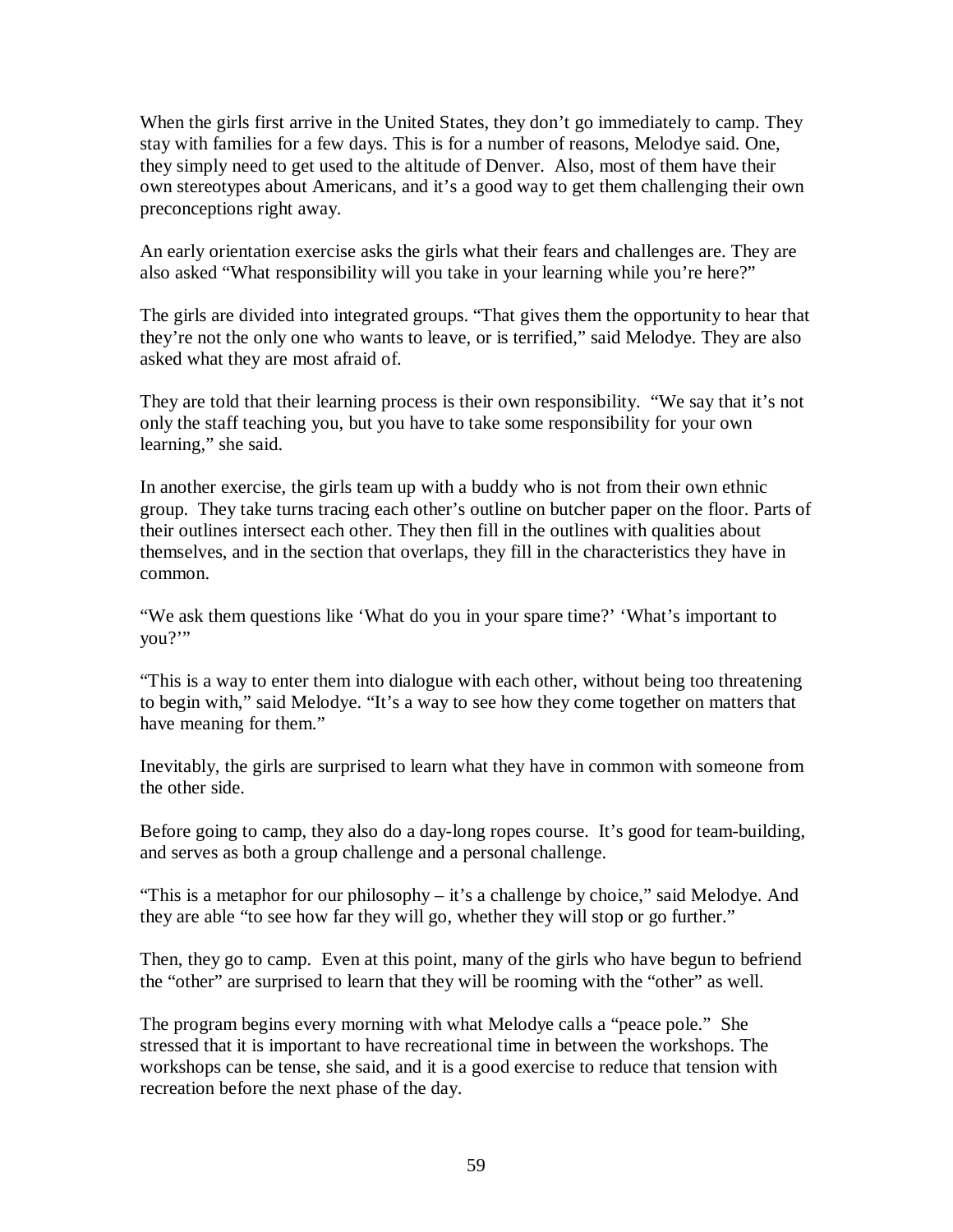When the girls first arrive in the United States, they don't go immediately to camp. They stay with families for a few days. This is for a number of reasons, Melodye said. One, they simply need to get used to the altitude of Denver. Also, most of them have their own stereotypes about Americans, and it's a good way to get them challenging their own preconceptions right away.

An early orientation exercise asks the girls what their fears and challenges are. They are also asked "What responsibility will you take in your learning while you're here?"

The girls are divided into integrated groups. "That gives them the opportunity to hear that they're not the only one who wants to leave, or is terrified," said Melodye. They are also asked what they are most afraid of.

They are told that their learning process is their own responsibility. "We say that it's not only the staff teaching you, but you have to take some responsibility for your own learning," she said.

In another exercise, the girls team up with a buddy who is not from their own ethnic group. They take turns tracing each other's outline on butcher paper on the floor. Parts of their outlines intersect each other. They then fill in the outlines with qualities about themselves, and in the section that overlaps, they fill in the characteristics they have in common.

"We ask them questions like 'What do you in your spare time?' 'What's important to you?'"

"This is a way to enter them into dialogue with each other, without being too threatening to begin with," said Melodye. "It's a way to see how they come together on matters that have meaning for them."

Inevitably, the girls are surprised to learn what they have in common with someone from the other side.

Before going to camp, they also do a day-long ropes course. It's good for team-building, and serves as both a group challenge and a personal challenge.

"This is a metaphor for our philosophy – it's a challenge by choice," said Melodye. And they are able "to see how far they will go, whether they will stop or go further."

Then, they go to camp. Even at this point, many of the girls who have begun to befriend the "other" are surprised to learn that they will be rooming with the "other" as well.

The program begins every morning with what Melodye calls a "peace pole." She stressed that it is important to have recreational time in between the workshops. The workshops can be tense, she said, and it is a good exercise to reduce that tension with recreation before the next phase of the day.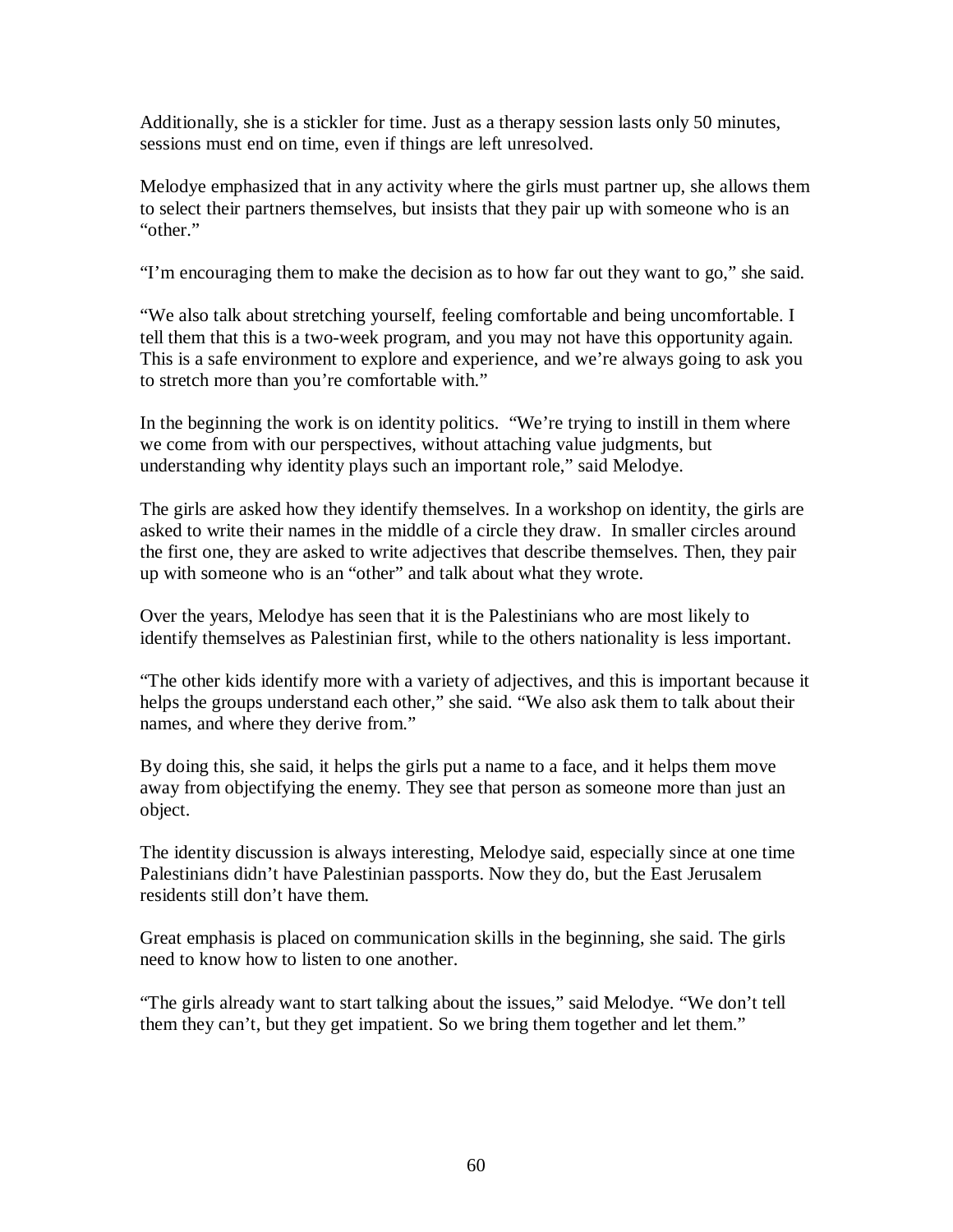Additionally, she is a stickler for time. Just as a therapy session lasts only 50 minutes, sessions must end on time, even if things are left unresolved.

Melodye emphasized that in any activity where the girls must partner up, she allows them to select their partners themselves, but insists that they pair up with someone who is an "other."

"I'm encouraging them to make the decision as to how far out they want to go," she said.

"We also talk about stretching yourself, feeling comfortable and being uncomfortable. I tell them that this is a two-week program, and you may not have this opportunity again. This is a safe environment to explore and experience, and we're always going to ask you to stretch more than you're comfortable with."

In the beginning the work is on identity politics. "We're trying to instill in them where we come from with our perspectives, without attaching value judgments, but understanding why identity plays such an important role," said Melodye.

The girls are asked how they identify themselves. In a workshop on identity, the girls are asked to write their names in the middle of a circle they draw. In smaller circles around the first one, they are asked to write adjectives that describe themselves. Then, they pair up with someone who is an "other" and talk about what they wrote.

Over the years, Melodye has seen that it is the Palestinians who are most likely to identify themselves as Palestinian first, while to the others nationality is less important.

"The other kids identify more with a variety of adjectives, and this is important because it helps the groups understand each other," she said. "We also ask them to talk about their names, and where they derive from."

By doing this, she said, it helps the girls put a name to a face, and it helps them move away from objectifying the enemy. They see that person as someone more than just an object.

The identity discussion is always interesting, Melodye said, especially since at one time Palestinians didn't have Palestinian passports. Now they do, but the East Jerusalem residents still don't have them.

Great emphasis is placed on communication skills in the beginning, she said. The girls need to know how to listen to one another.

"The girls already want to start talking about the issues," said Melodye. "We don't tell them they can't, but they get impatient. So we bring them together and let them."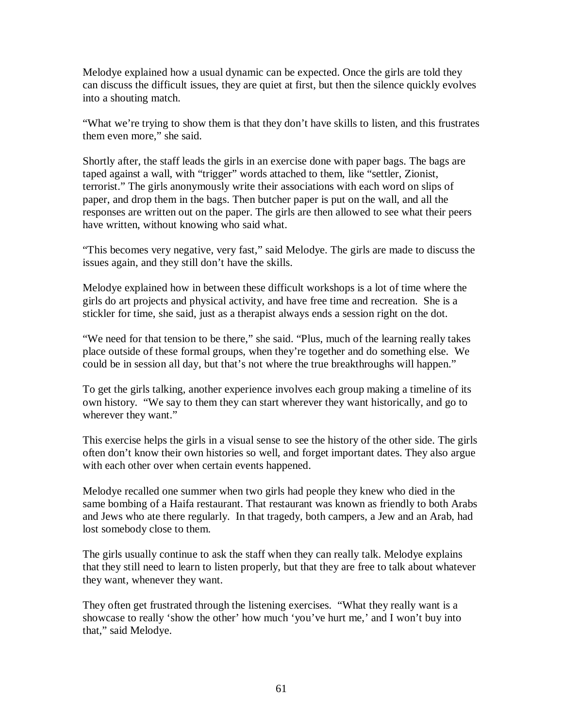Melodye explained how a usual dynamic can be expected. Once the girls are told they can discuss the difficult issues, they are quiet at first, but then the silence quickly evolves into a shouting match.

"What we're trying to show them is that they don't have skills to listen, and this frustrates them even more," she said.

Shortly after, the staff leads the girls in an exercise done with paper bags. The bags are taped against a wall, with "trigger" words attached to them, like "settler, Zionist, terrorist." The girls anonymously write their associations with each word on slips of paper, and drop them in the bags. Then butcher paper is put on the wall, and all the responses are written out on the paper. The girls are then allowed to see what their peers have written, without knowing who said what.

"This becomes very negative, very fast," said Melodye. The girls are made to discuss the issues again, and they still don't have the skills.

Melodye explained how in between these difficult workshops is a lot of time where the girls do art projects and physical activity, and have free time and recreation. She is a stickler for time, she said, just as a therapist always ends a session right on the dot.

"We need for that tension to be there," she said. "Plus, much of the learning really takes place outside of these formal groups, when they're together and do something else. We could be in session all day, but that's not where the true breakthroughs will happen."

To get the girls talking, another experience involves each group making a timeline of its own history. "We say to them they can start wherever they want historically, and go to wherever they want."

This exercise helps the girls in a visual sense to see the history of the other side. The girls often don't know their own histories so well, and forget important dates. They also argue with each other over when certain events happened.

Melodye recalled one summer when two girls had people they knew who died in the same bombing of a Haifa restaurant. That restaurant was known as friendly to both Arabs and Jews who ate there regularly. In that tragedy, both campers, a Jew and an Arab, had lost somebody close to them.

The girls usually continue to ask the staff when they can really talk. Melodye explains that they still need to learn to listen properly, but that they are free to talk about whatever they want, whenever they want.

They often get frustrated through the listening exercises. "What they really want is a showcase to really 'show the other' how much 'you've hurt me,' and I won't buy into that," said Melodye.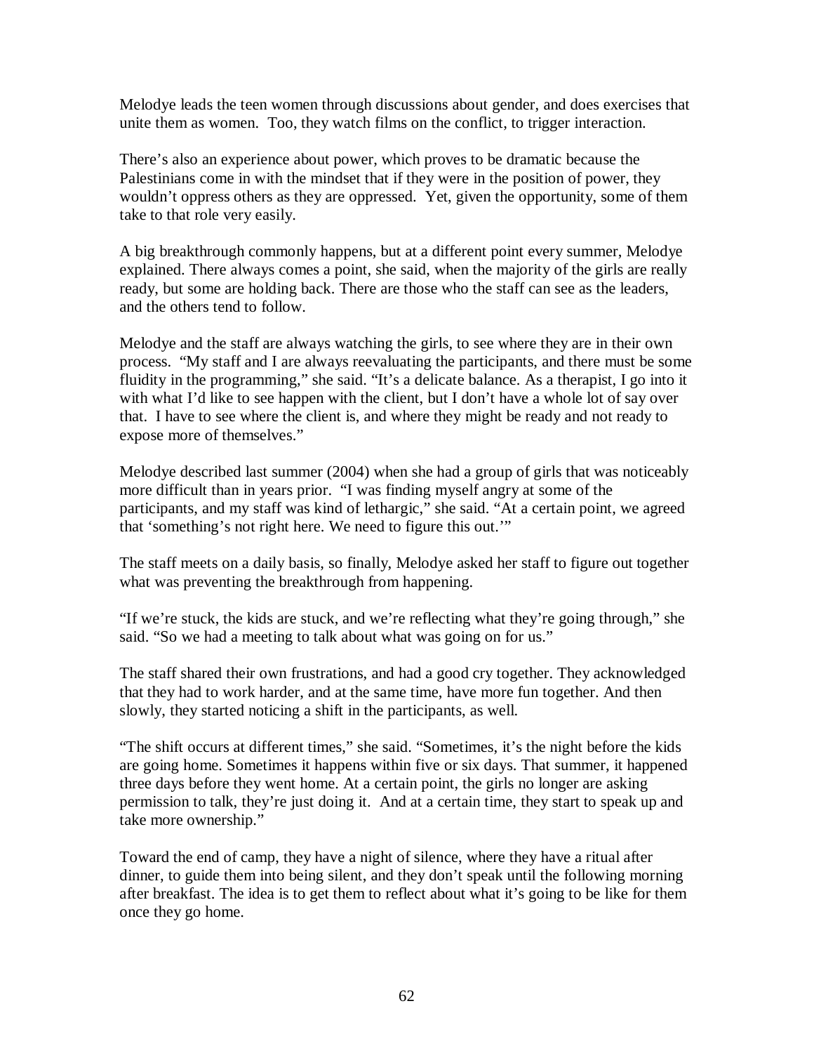Melodye leads the teen women through discussions about gender, and does exercises that unite them as women. Too, they watch films on the conflict, to trigger interaction.

There's also an experience about power, which proves to be dramatic because the Palestinians come in with the mindset that if they were in the position of power, they wouldn't oppress others as they are oppressed. Yet, given the opportunity, some of them take to that role very easily.

A big breakthrough commonly happens, but at a different point every summer, Melodye explained. There always comes a point, she said, when the majority of the girls are really ready, but some are holding back. There are those who the staff can see as the leaders, and the others tend to follow.

Melodye and the staff are always watching the girls, to see where they are in their own process. "My staff and I are always reevaluating the participants, and there must be some fluidity in the programming," she said. "It's a delicate balance. As a therapist, I go into it with what I'd like to see happen with the client, but I don't have a whole lot of say over that. I have to see where the client is, and where they might be ready and not ready to expose more of themselves."

Melodye described last summer (2004) when she had a group of girls that was noticeably more difficult than in years prior. "I was finding myself angry at some of the participants, and my staff was kind of lethargic," she said. "At a certain point, we agreed that 'something's not right here. We need to figure this out.'"

The staff meets on a daily basis, so finally, Melodye asked her staff to figure out together what was preventing the breakthrough from happening.

"If we're stuck, the kids are stuck, and we're reflecting what they're going through," she said. "So we had a meeting to talk about what was going on for us."

The staff shared their own frustrations, and had a good cry together. They acknowledged that they had to work harder, and at the same time, have more fun together. And then slowly, they started noticing a shift in the participants, as well.

"The shift occurs at different times," she said. "Sometimes, it's the night before the kids are going home. Sometimes it happens within five or six days. That summer, it happened three days before they went home. At a certain point, the girls no longer are asking permission to talk, they're just doing it. And at a certain time, they start to speak up and take more ownership."

Toward the end of camp, they have a night of silence, where they have a ritual after dinner, to guide them into being silent, and they don't speak until the following morning after breakfast. The idea is to get them to reflect about what it's going to be like for them once they go home.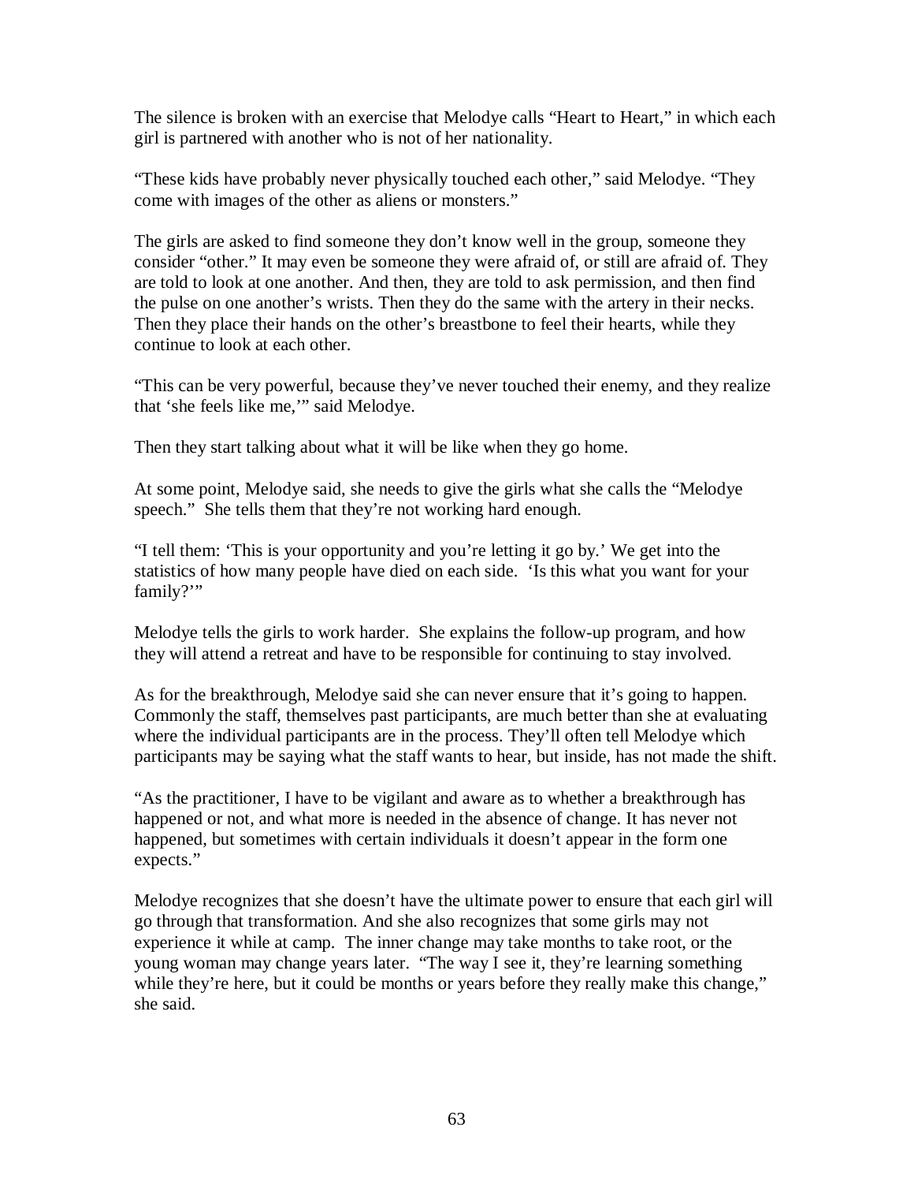The silence is broken with an exercise that Melodye calls "Heart to Heart," in which each girl is partnered with another who is not of her nationality.

"These kids have probably never physically touched each other," said Melodye. "They come with images of the other as aliens or monsters."

The girls are asked to find someone they don't know well in the group, someone they consider "other." It may even be someone they were afraid of, or still are afraid of. They are told to look at one another. And then, they are told to ask permission, and then find the pulse on one another's wrists. Then they do the same with the artery in their necks. Then they place their hands on the other's breastbone to feel their hearts, while they continue to look at each other.

"This can be very powerful, because they've never touched their enemy, and they realize that 'she feels like me,'" said Melodye.

Then they start talking about what it will be like when they go home.

At some point, Melodye said, she needs to give the girls what she calls the "Melodye speech." She tells them that they're not working hard enough.

"I tell them: 'This is your opportunity and you're letting it go by.' We get into the statistics of how many people have died on each side. 'Is this what you want for your family?'"

Melodye tells the girls to work harder. She explains the follow-up program, and how they will attend a retreat and have to be responsible for continuing to stay involved.

As for the breakthrough, Melodye said she can never ensure that it's going to happen. Commonly the staff, themselves past participants, are much better than she at evaluating where the individual participants are in the process. They'll often tell Melodye which participants may be saying what the staff wants to hear, but inside, has not made the shift.

"As the practitioner, I have to be vigilant and aware as to whether a breakthrough has happened or not, and what more is needed in the absence of change. It has never not happened, but sometimes with certain individuals it doesn't appear in the form one expects."

Melodye recognizes that she doesn't have the ultimate power to ensure that each girl will go through that transformation. And she also recognizes that some girls may not experience it while at camp. The inner change may take months to take root, or the young woman may change years later. "The way I see it, they're learning something while they're here, but it could be months or years before they really make this change," she said.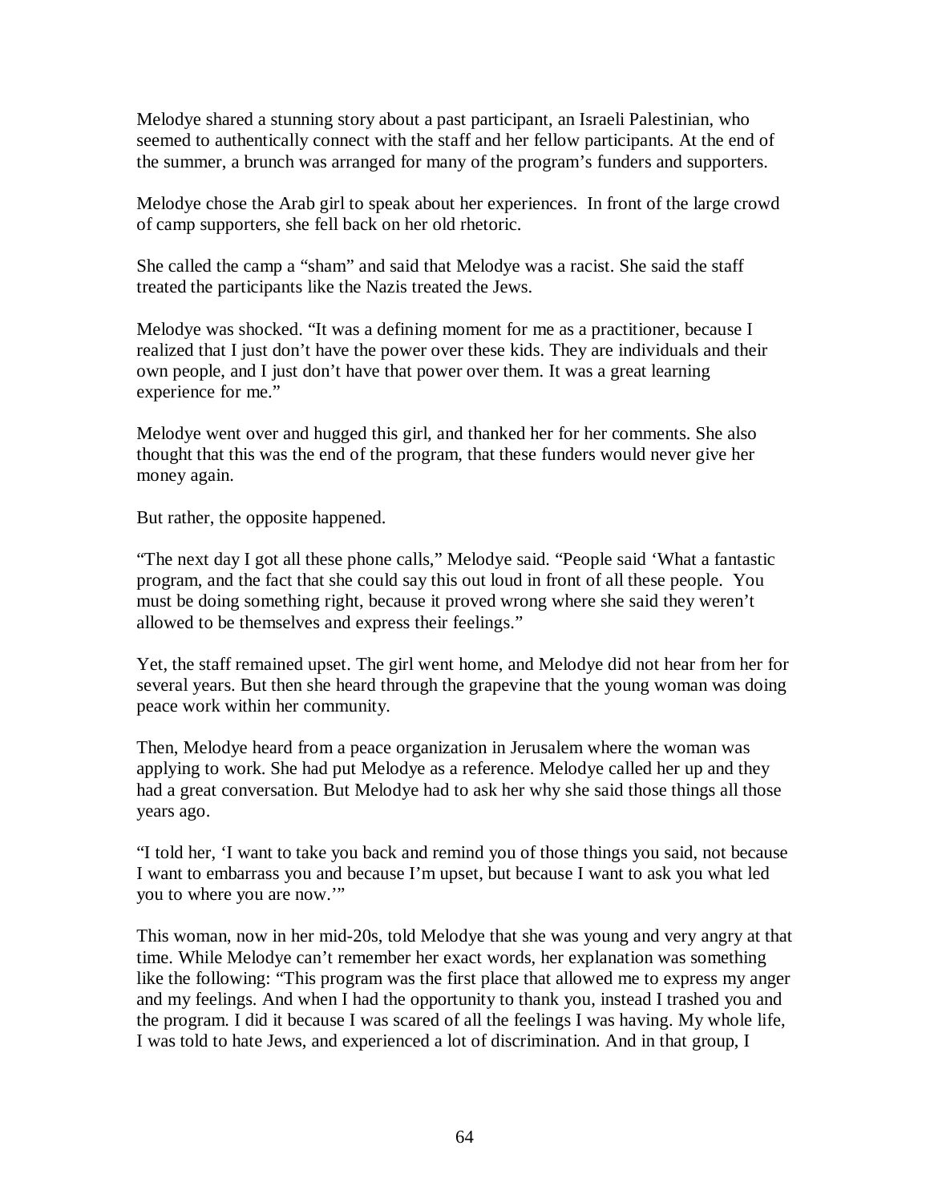Melodye shared a stunning story about a past participant, an Israeli Palestinian, who seemed to authentically connect with the staff and her fellow participants. At the end of the summer, a brunch was arranged for many of the program's funders and supporters.

Melodye chose the Arab girl to speak about her experiences. In front of the large crowd of camp supporters, she fell back on her old rhetoric.

She called the camp a "sham" and said that Melodye was a racist. She said the staff treated the participants like the Nazis treated the Jews.

Melodye was shocked. "It was a defining moment for me as a practitioner, because I realized that I just don't have the power over these kids. They are individuals and their own people, and I just don't have that power over them. It was a great learning experience for me."

Melodye went over and hugged this girl, and thanked her for her comments. She also thought that this was the end of the program, that these funders would never give her money again.

But rather, the opposite happened.

"The next day I got all these phone calls," Melodye said. "People said 'What a fantastic program, and the fact that she could say this out loud in front of all these people. You must be doing something right, because it proved wrong where she said they weren't allowed to be themselves and express their feelings."

Yet, the staff remained upset. The girl went home, and Melodye did not hear from her for several years. But then she heard through the grapevine that the young woman was doing peace work within her community.

Then, Melodye heard from a peace organization in Jerusalem where the woman was applying to work. She had put Melodye as a reference. Melodye called her up and they had a great conversation. But Melodye had to ask her why she said those things all those years ago.

"I told her, 'I want to take you back and remind you of those things you said, not because I want to embarrass you and because I'm upset, but because I want to ask you what led you to where you are now.'"

This woman, now in her mid-20s, told Melodye that she was young and very angry at that time. While Melodye can't remember her exact words, her explanation was something like the following: "This program was the first place that allowed me to express my anger and my feelings. And when I had the opportunity to thank you, instead I trashed you and the program. I did it because I was scared of all the feelings I was having. My whole life, I was told to hate Jews, and experienced a lot of discrimination. And in that group, I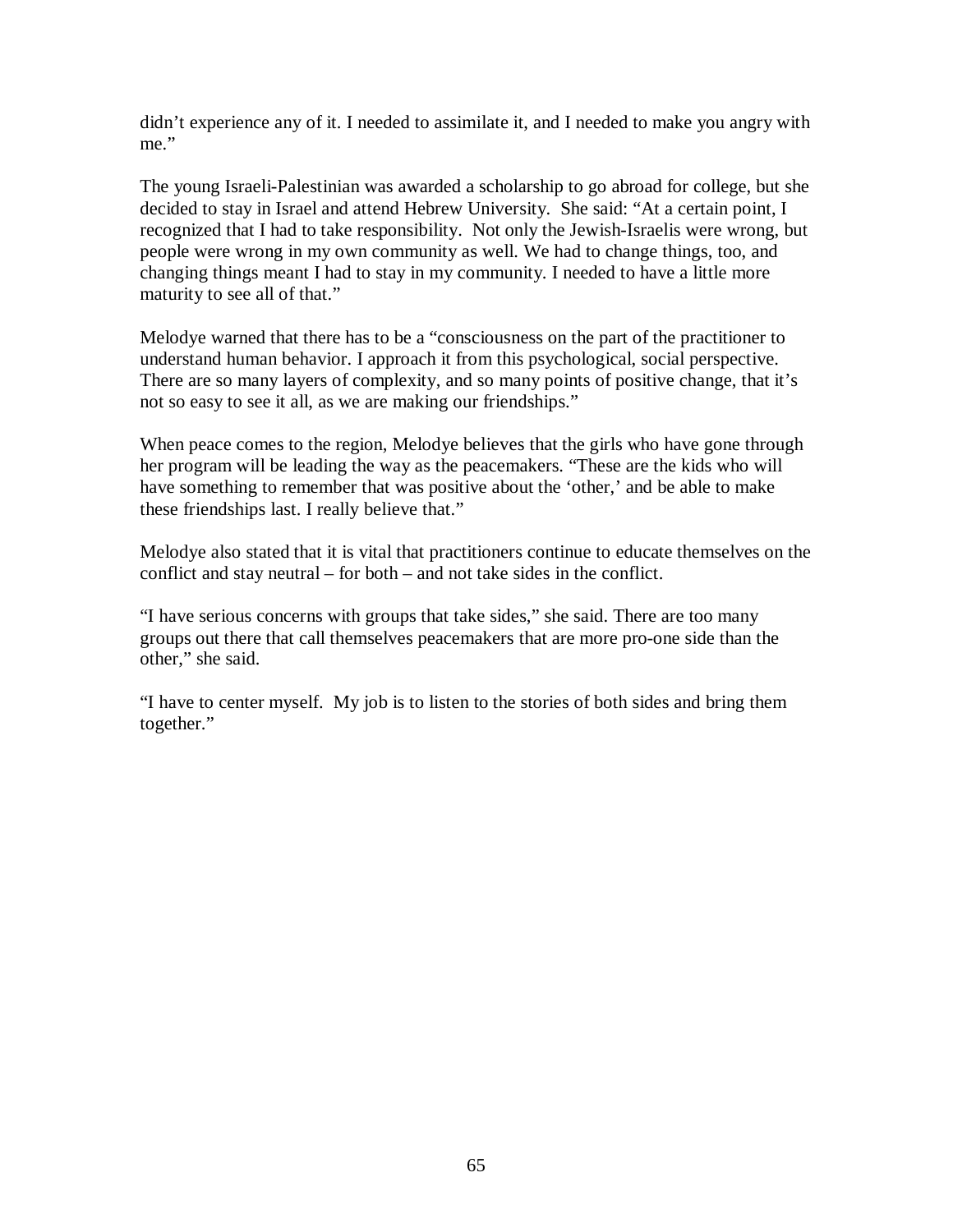didn't experience any of it. I needed to assimilate it, and I needed to make you angry with me."

The young Israeli-Palestinian was awarded a scholarship to go abroad for college, but she decided to stay in Israel and attend Hebrew University. She said: "At a certain point, I recognized that I had to take responsibility. Not only the Jewish-Israelis were wrong, but people were wrong in my own community as well. We had to change things, too, and changing things meant I had to stay in my community. I needed to have a little more maturity to see all of that."

Melodye warned that there has to be a "consciousness on the part of the practitioner to understand human behavior. I approach it from this psychological, social perspective. There are so many layers of complexity, and so many points of positive change, that it's not so easy to see it all, as we are making our friendships."

When peace comes to the region, Melodye believes that the girls who have gone through her program will be leading the way as the peacemakers. "These are the kids who will have something to remember that was positive about the 'other,' and be able to make these friendships last. I really believe that."

Melodye also stated that it is vital that practitioners continue to educate themselves on the conflict and stay neutral – for both – and not take sides in the conflict.

"I have serious concerns with groups that take sides," she said. There are too many groups out there that call themselves peacemakers that are more pro-one side than the other," she said.

"I have to center myself. My job is to listen to the stories of both sides and bring them together."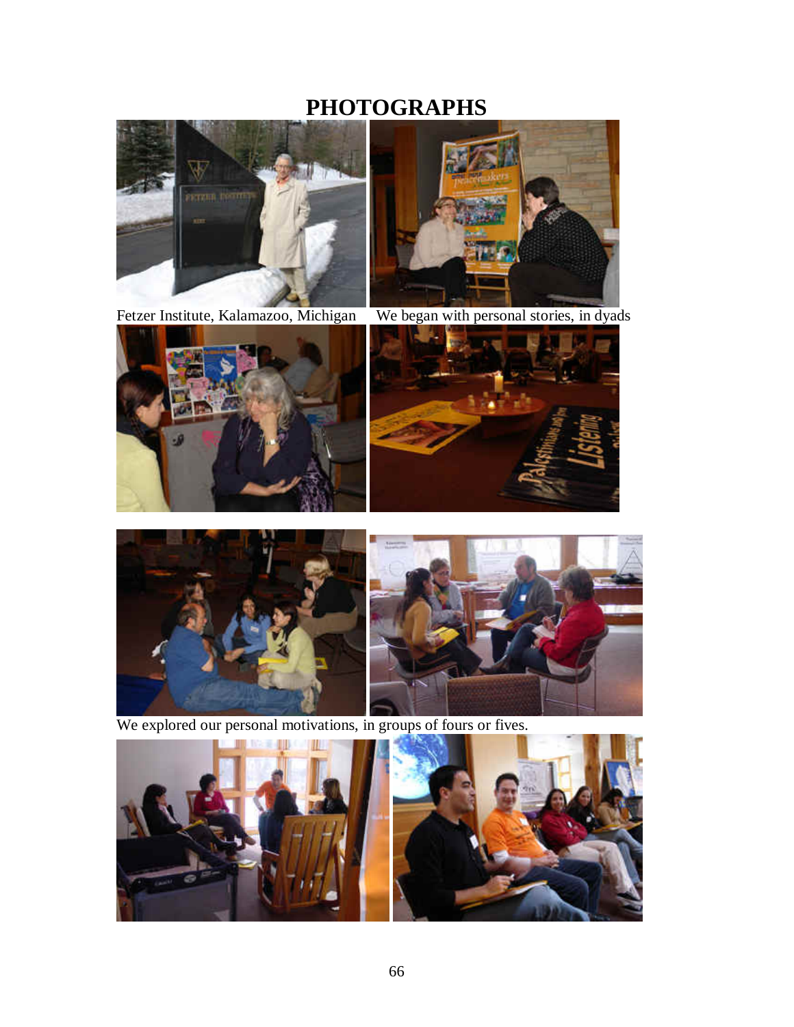# PHOTOGRAPHS

Fetzer Institute, Kalamazoo, Michigan

We began with personal stories, in dyads

We explored our personal motivations, in groups of fours or fives.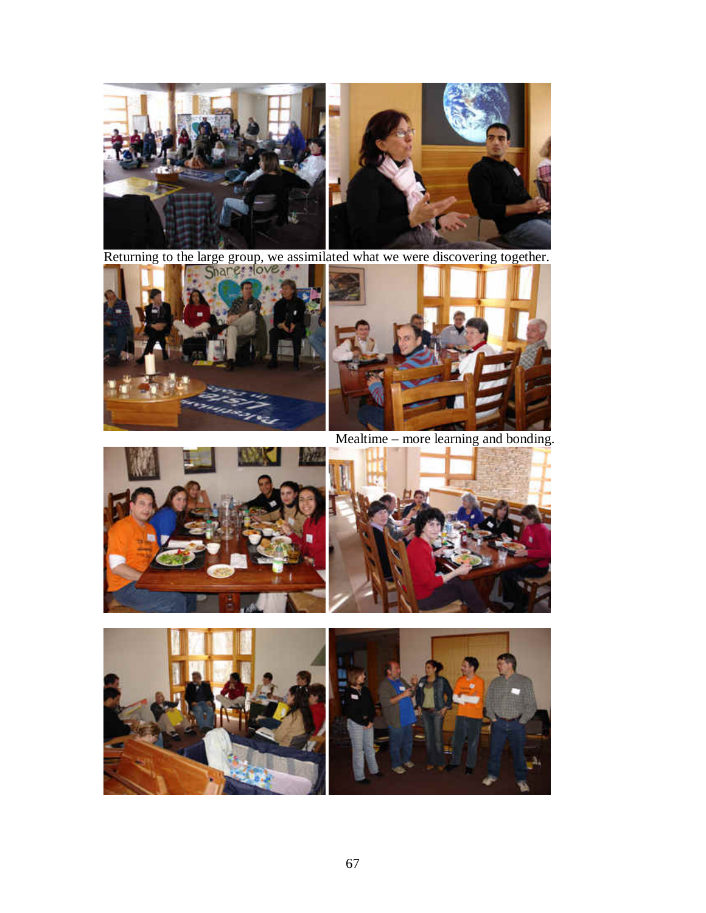Returning to the large group, we assimilated what we were discovering together.

Mealtime – more learning and bonding.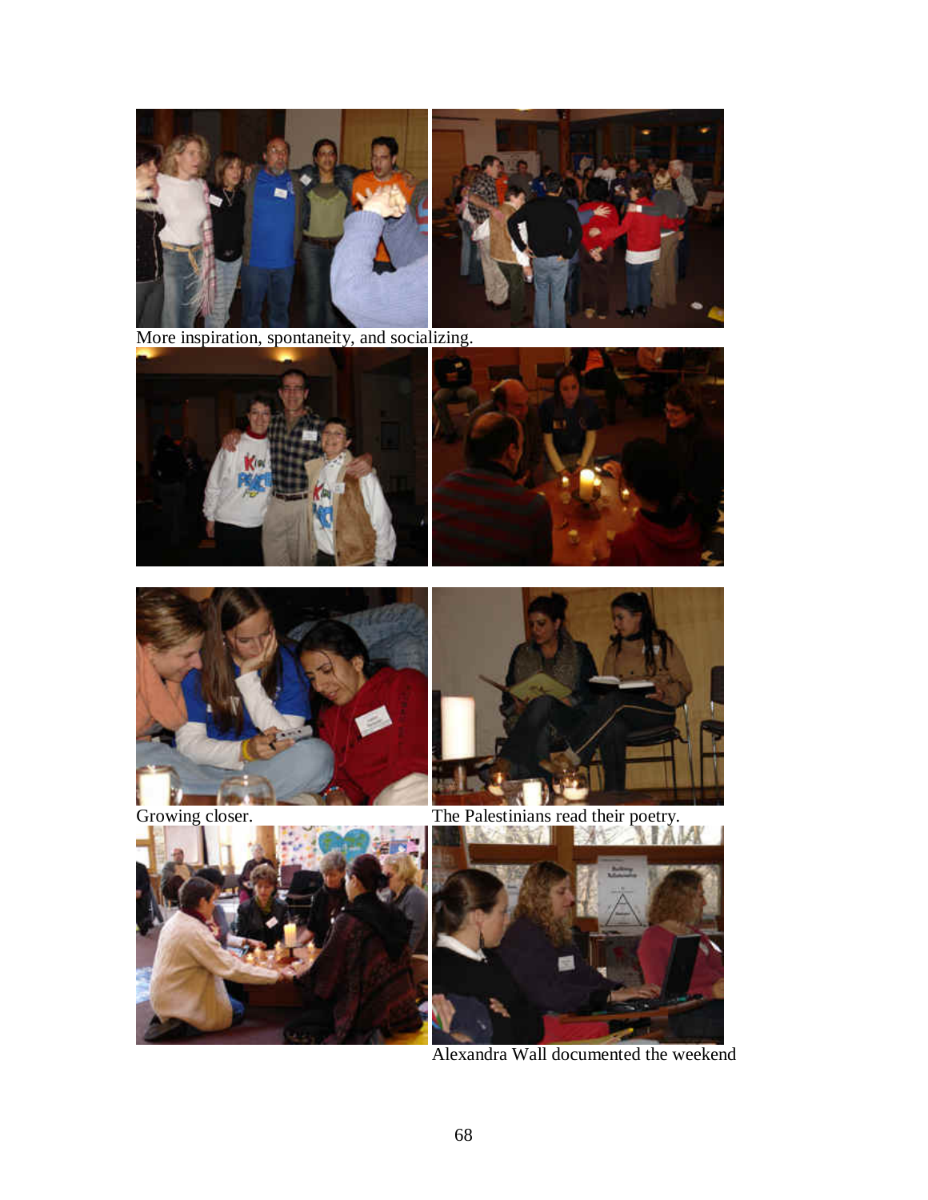More inspiration, spontaneity, and socializing.

Growing closer.

The Palestinians read their poetry.

Alexandra Wall documented the weekend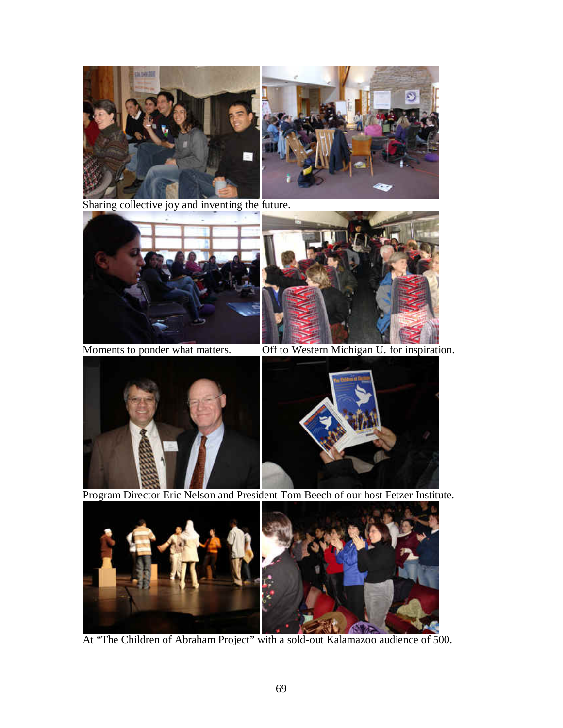Sharing collective joy and inventing the future.

Moments to ponder what matters.

Off to Western Michigan U. for inspiration.

Program Director Eric Nelson and President Tom Beech of our host Fetzer Institute.

At "The Children of Abraham Project" with a sold-out Kalamazoo audience of 500.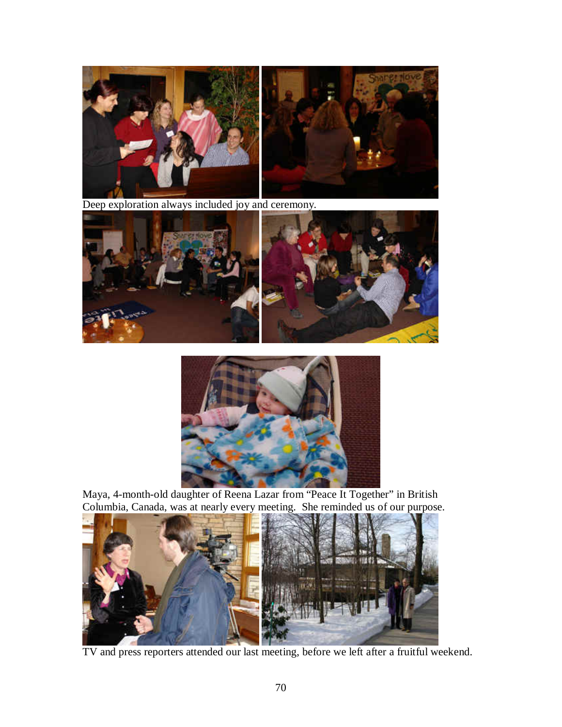Deep exploration always included joy and ceremony.

Maya, 4-month-old daughter of Reena Lazar from “Peace It Together” in British Columbia, Canada, was at nearly every meeting. She reminded us of our purpose.

TV and press reporters attended our last meeting, before we left after a fruitful weekend.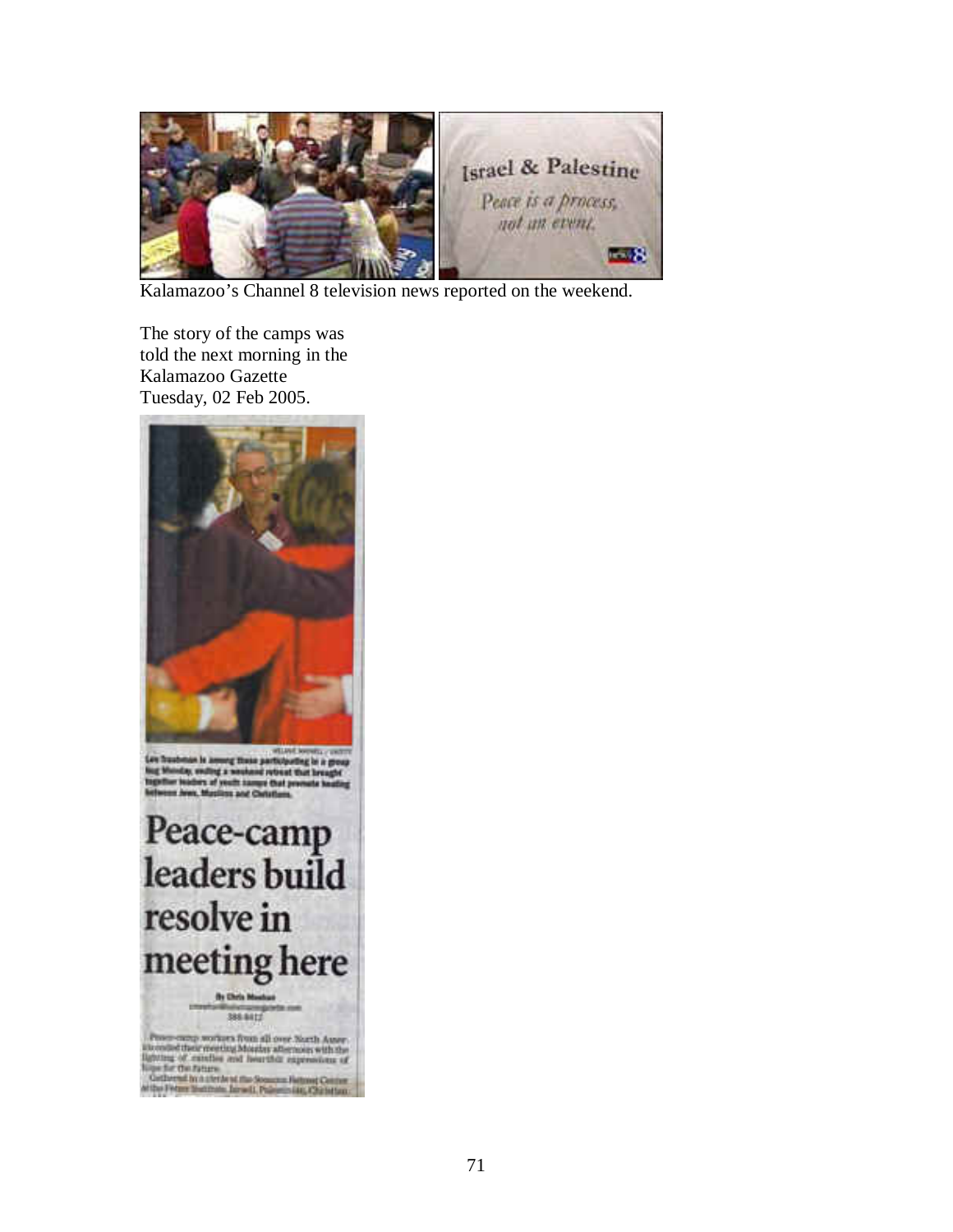Kalamazoo's Channel 8 television news reported on the weekend.

The story of the camps was told the next morning in the Kalamazoo Gazette Tuesday, 02 Feb 2005.